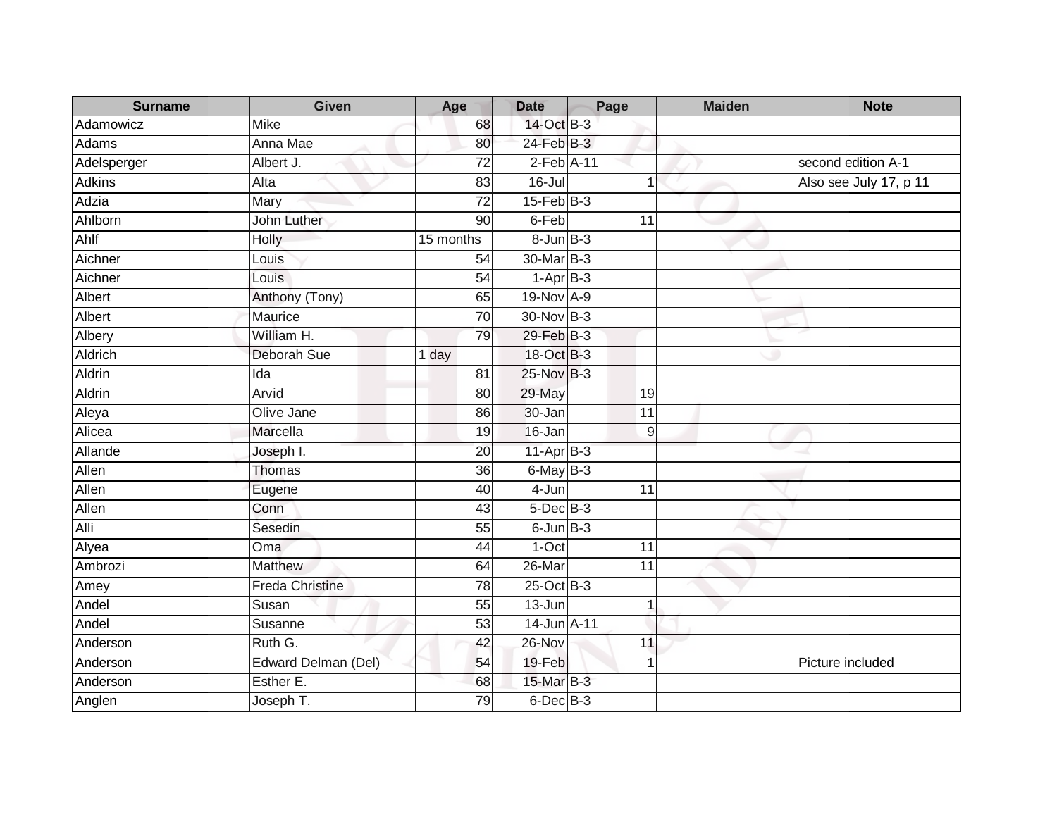| Surname | Given | Age | Date | Page | Maiden | Note |
|---|---|---|---|---|---|---|
| Adamowicz | Mike | 68 | 14-Oct | B-3 | | |
| Adams | Anna Mae | 80 | 24-Feb | B-3 | | |
| Adelsperger | Albert J. | 72 | 2-Feb | A-11 | | second edition A-1 |
| Adkins | Alta | 83 | 16-Jul | 1 | | Also see July 17, p 11 |
| Adzia | Mary | 72 | 15-Feb | B-3 | | |
| Ahlborn | John Luther | 90 | 6-Feb | 11 | | |
| Ahlf | Holly | 15 months | 8-Jun | B-3 | | |
| Aichner | Louis | 54 | 30-Mar | B-3 | | |
| Aichner | Louis | 54 | 1-Apr | B-3 | | |
| Albert | Anthony (Tony) | 65 | 19-Nov | A-9 | | |
| Albert | Maurice | 70 | 30-Nov | B-3 | | |
| Albery | William H. | 79 | 29-Feb | B-3 | | |
| Aldrich | Deborah Sue | 1 day | 18-Oct | B-3 | | |
| Aldrin | Ida | 81 | 25-Nov | B-3 | | |
| Aldrin | Arvid | 80 | 29-May | 19 | | |
| Aleya | Olive Jane | 86 | 30-Jan | 11 | | |
| Alicea | Marcella | 19 | 16-Jan | 9 | | |
| Allande | Joseph I. | 20 | 11-Apr | B-3 | | |
| Allen | Thomas | 36 | 6-May | B-3 | | |
| Allen | Eugene | 40 | 4-Jun | 11 | | |
| Allen | Conn | 43 | 5-Dec | B-3 | | |
| Alli | Sesedin | 55 | 6-Jun | B-3 | | |
| Alyea | Oma | 44 | 1-Oct | 11 | | |
| Ambrozi | Matthew | 64 | 26-Mar | 11 | | |
| Amey | Freda Christine | 78 | 25-Oct | B-3 | | |
| Andel | Susan | 55 | 13-Jun | 1 | | |
| Andel | Susanne | 53 | 14-Jun | A-11 | | |
| Anderson | Ruth G. | 42 | 26-Nov | 11 | | |
| Anderson | Edward Delman (Del) | 54 | 19-Feb | 1 | | Picture included |
| Anderson | Esther E. | 68 | 15-Mar | B-3 | | |
| Anglen | Joseph T. | 79 | 6-Dec | B-3 | | |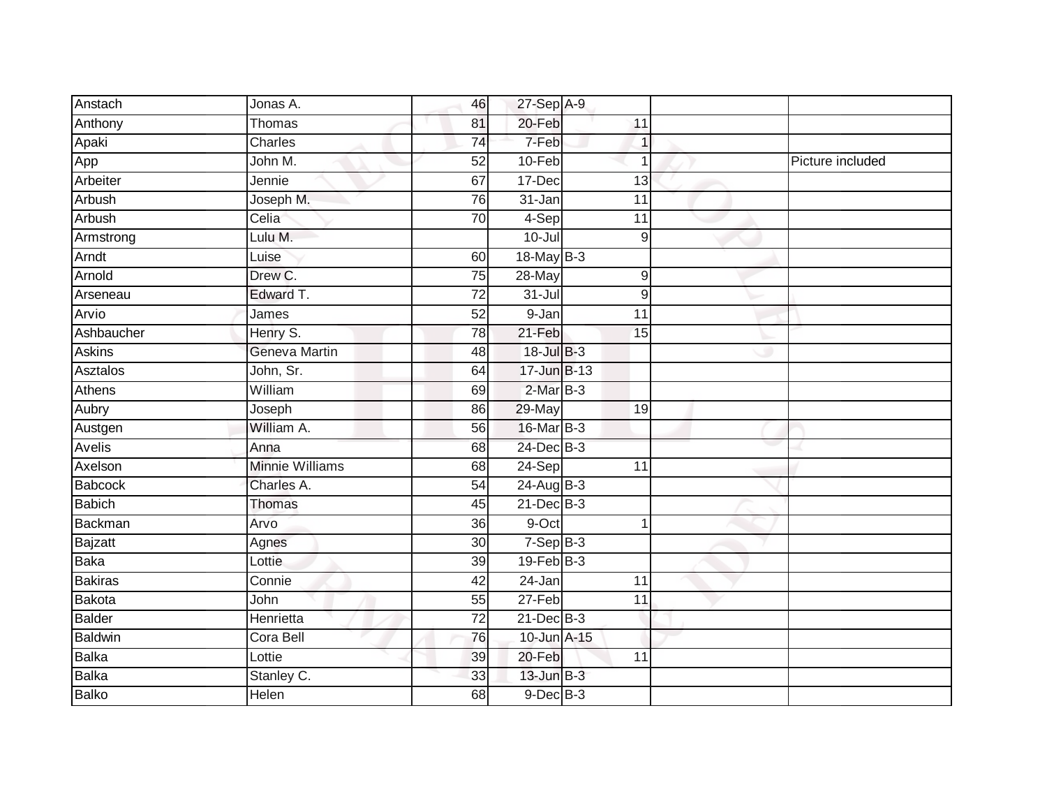| | | | | | | | |
|---|---|---|---|---|---|---|---|
| Anstach | Jonas A. | 46 | 27-Sep | A-9 | | | |
| Anthony | Thomas | 81 | 20-Feb | | 11 | | |
| Apaki | Charles | 74 | 7-Feb | | 1 | | |
| App | John M. | 52 | 10-Feb | | 1 | | Picture included |
| Arbeiter | Jennie | 67 | 17-Dec | | 13 | | |
| Arbush | Joseph M. | 76 | 31-Jan | | 11 | | |
| Arbush | Celia | 70 | 4-Sep | | 11 | | |
| Armstrong | Lulu M. | | 10-Jul | | 9 | | |
| Arndt | Luise | 60 | 18-May | B-3 | | | |
| Arnold | Drew C. | 75 | 28-May | | 9 | | |
| Arseneau | Edward T. | 72 | 31-Jul | | 9 | | |
| Arvio | James | 52 | 9-Jan | | 11 | | |
| Ashbaucher | Henry S. | 78 | 21-Feb | | 15 | | |
| Askins | Geneva Martin | 48 | 18-Jul | B-3 | | | |
| Asztalos | John, Sr. | 64 | 17-Jun | B-13 | | | |
| Athens | William | 69 | 2-Mar | B-3 | | | |
| Aubry | Joseph | 86 | 29-May | | 19 | | |
| Austgen | William A. | 56 | 16-Mar | B-3 | | | |
| Avelis | Anna | 68 | 24-Dec | B-3 | | | |
| Axelson | Minnie Williams | 68 | 24-Sep | | 11 | | |
| Babcock | Charles A. | 54 | 24-Aug | B-3 | | | |
| Babich | Thomas | 45 | 21-Dec | B-3 | | | |
| Backman | Arvo | 36 | 9-Oct | | 1 | | |
| Bajzatt | Agnes | 30 | 7-Sep | B-3 | | | |
| Baka | Lottie | 39 | 19-Feb | B-3 | | | |
| Bakiras | Connie | 42 | 24-Jan | | 11 | | |
| Bakota | John | 55 | 27-Feb | | 11 | | |
| Balder | Henrietta | 72 | 21-Dec | B-3 | | | |
| Baldwin | Cora Bell | 76 | 10-Jun | A-15 | | | |
| Balka | Lottie | 39 | 20-Feb | | 11 | | |
| Balka | Stanley C. | 33 | 13-Jun | B-3 | | | |
| Balko | Helen | 68 | 9-Dec | B-3 | | | |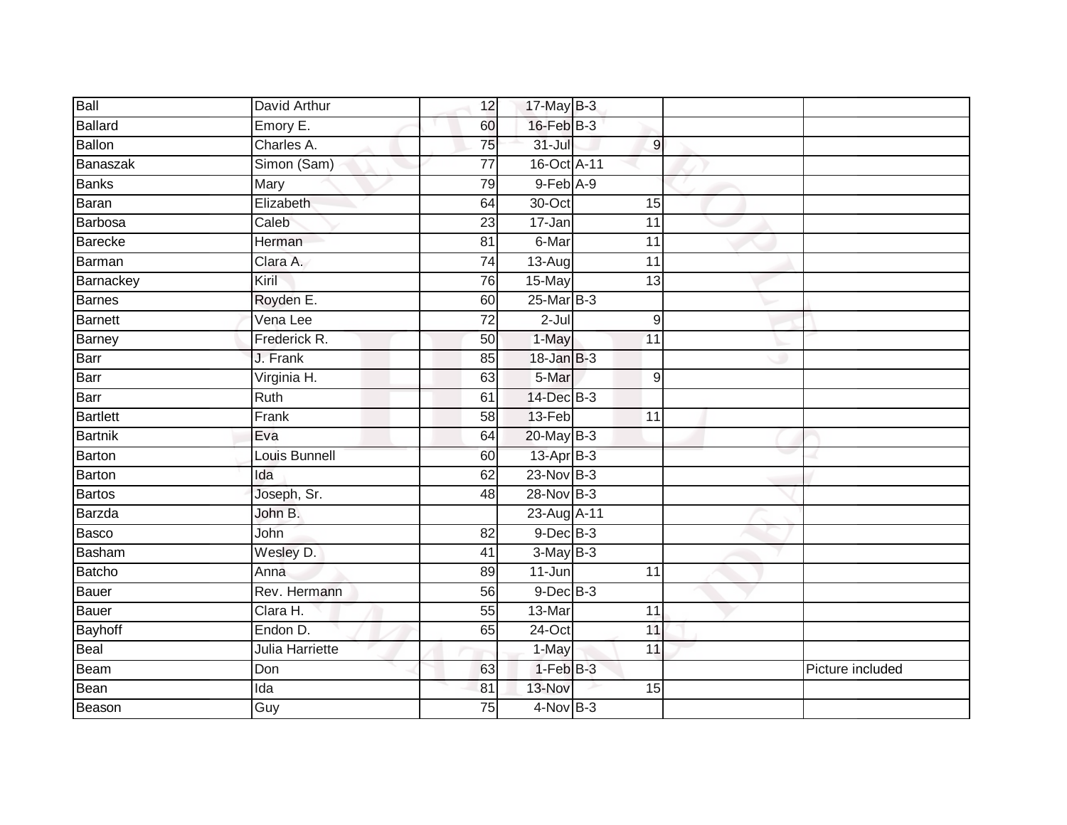| Ball | David Arthur | 12 | 17-May | B-3 | | |
|---|---|---|---|---|---|---|
| Ballard | Emory E. | 60 | 16-Feb | B-3 | | |
| Ballon | Charles A. | 75 | 31-Jul | 9 | | |
| Banaszak | Simon (Sam) | 77 | 16-Oct | A-11 | | |
| Banks | Mary | 79 | 9-Feb | A-9 | | |
| Baran | Elizabeth | 64 | 30-Oct | 15 | | |
| Barbosa | Caleb | 23 | 17-Jan | 11 | | |
| Barecke | Herman | 81 | 6-Mar | 11 | | |
| Barman | Clara A. | 74 | 13-Aug | 11 | | |
| Barnackey | Kiril | 76 | 15-May | 13 | | |
| Barnes | Royden E. | 60 | 25-Mar | B-3 | | |
| Barnett | Vena Lee | 72 | 2-Jul | 9 | | |
| Barney | Frederick R. | 50 | 1-May | 11 | | |
| Barr | J. Frank | 85 | 18-Jan | B-3 | | |
| Barr | Virginia H. | 63 | 5-Mar | 9 | | |
| Barr | Ruth | 61 | 14-Dec | B-3 | | |
| Bartlett | Frank | 58 | 13-Feb | 11 | | |
| Bartnik | Eva | 64 | 20-May | B-3 | | |
| Barton | Louis Bunnell | 60 | 13-Apr | B-3 | | |
| Barton | Ida | 62 | 23-Nov | B-3 | | |
| Bartos | Joseph, Sr. | 48 | 28-Nov | B-3 | | |
| Barzda | John B. | | 23-Aug | A-11 | | |
| Basco | John | 82 | 9-Dec | B-3 | | |
| Basham | Wesley D. | 41 | 3-May | B-3 | | |
| Batcho | Anna | 89 | 11-Jun | 11 | | |
| Bauer | Rev. Hermann | 56 | 9-Dec | B-3 | | |
| Bauer | Clara H. | 55 | 13-Mar | 11 | | |
| Bayhoff | Endon D. | 65 | 24-Oct | 11 | | |
| Beal | Julia Harriette | | 1-May | 11 | | |
| Beam | Don | 63 | 1-Feb | B-3 | | Picture included |
| Bean | Ida | 81 | 13-Nov | 15 | | |
| Beason | Guy | 75 | 4-Nov | B-3 | | |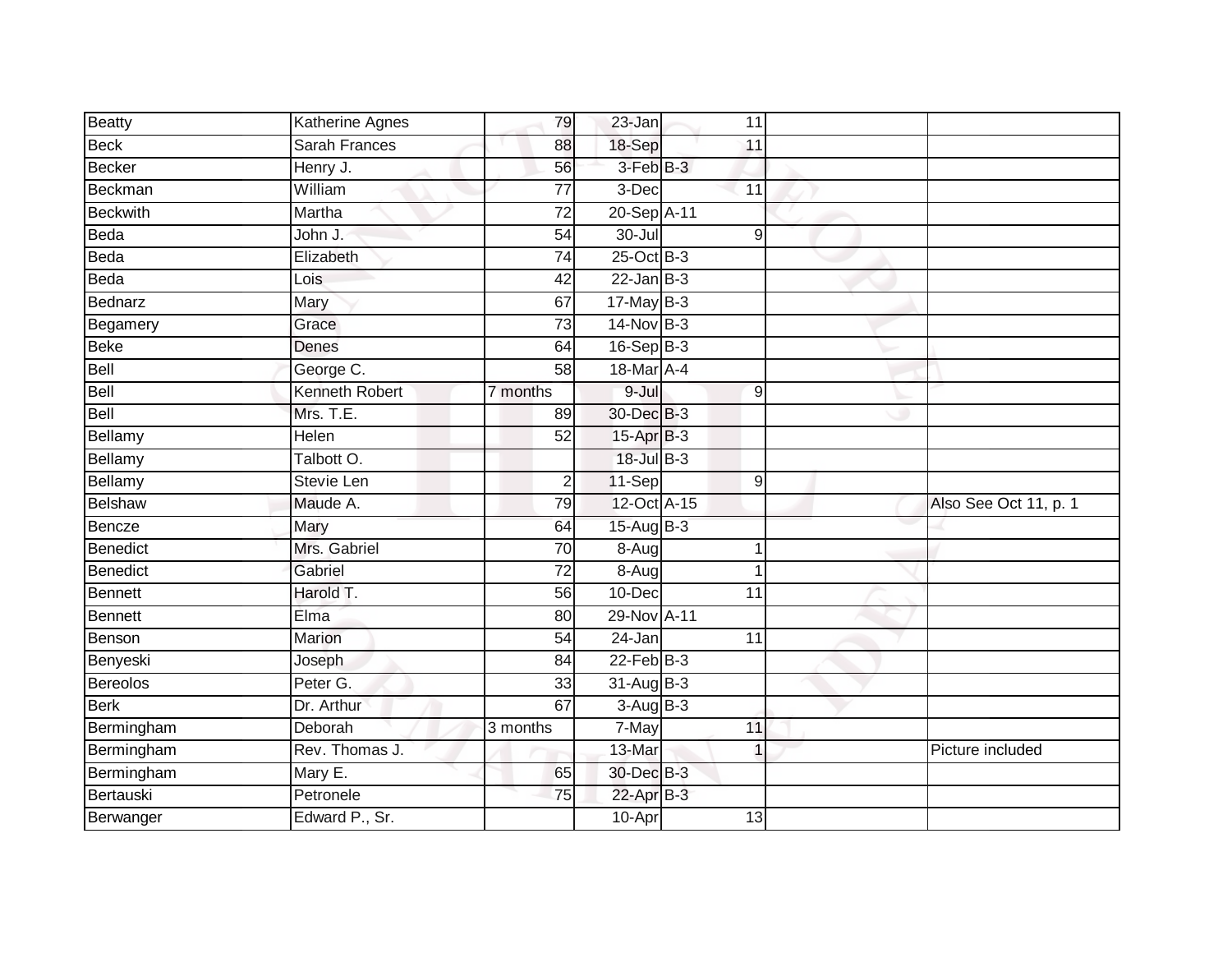| Beatty | Katherine Agnes | 79 | 23-Jan | | 11 | | |
|---|---|---|---|---|---|---|---|
| Beck | Sarah Frances | 88 | 18-Sep | | 11 | | |
| Becker | Henry J. | 56 | 3-Feb | B-3 | | | |
| Beckman | William | 77 | 3-Dec | | 11 | | |
| Beckwith | Martha | 72 | 20-Sep | A-11 | | | |
| Beda | John J. | 54 | 30-Jul | | 9 | | |
| Beda | Elizabeth | 74 | 25-Oct | B-3 | | | |
| Beda | Lois | 42 | 22-Jan | B-3 | | | |
| Bednarz | Mary | 67 | 17-May | B-3 | | | |
| Begamery | Grace | 73 | 14-Nov | B-3 | | | |
| Beke | Denes | 64 | 16-Sep | B-3 | | | |
| Bell | George C. | 58 | 18-Mar | A-4 | | | |
| Bell | Kenneth Robert | 7 months | 9-Jul | | 9 | | |
| Bell | Mrs. T.E. | 89 | 30-Dec | B-3 | | | |
| Bellamy | Helen | 52 | 15-Apr | B-3 | | | |
| Bellamy | Talbott O. | | 18-Jul | B-3 | | | |
| Bellamy | Stevie Len | 2 | 11-Sep | | 9 | | |
| Belshaw | Maude A. | 79 | 12-Oct | A-15 | | | Also See Oct 11, p. 1 |
| Bencze | Mary | 64 | 15-Aug | B-3 | | | |
| Benedict | Mrs. Gabriel | 70 | 8-Aug | | 1 | | |
| Benedict | Gabriel | 72 | 8-Aug | | 1 | | |
| Bennett | Harold T. | 56 | 10-Dec | | 11 | | |
| Bennett | Elma | 80 | 29-Nov | A-11 | | | |
| Benson | Marion | 54 | 24-Jan | | 11 | | |
| Benyeski | Joseph | 84 | 22-Feb | B-3 | | | |
| Bereolos | Peter G. | 33 | 31-Aug | B-3 | | | |
| Berk | Dr. Arthur | 67 | 3-Aug | B-3 | | | |
| Bermingham | Deborah | 3 months | 7-May | | 11 | | |
| Bermingham | Rev. Thomas J. | | 13-Mar | | 1 | | Picture included |
| Bermingham | Mary E. | 65 | 30-Dec | B-3 | | | |
| Bertauski | Petronele | 75 | 22-Apr | B-3 | | | |
| Berwanger | Edward P., Sr. | | 10-Apr | | 13 | | |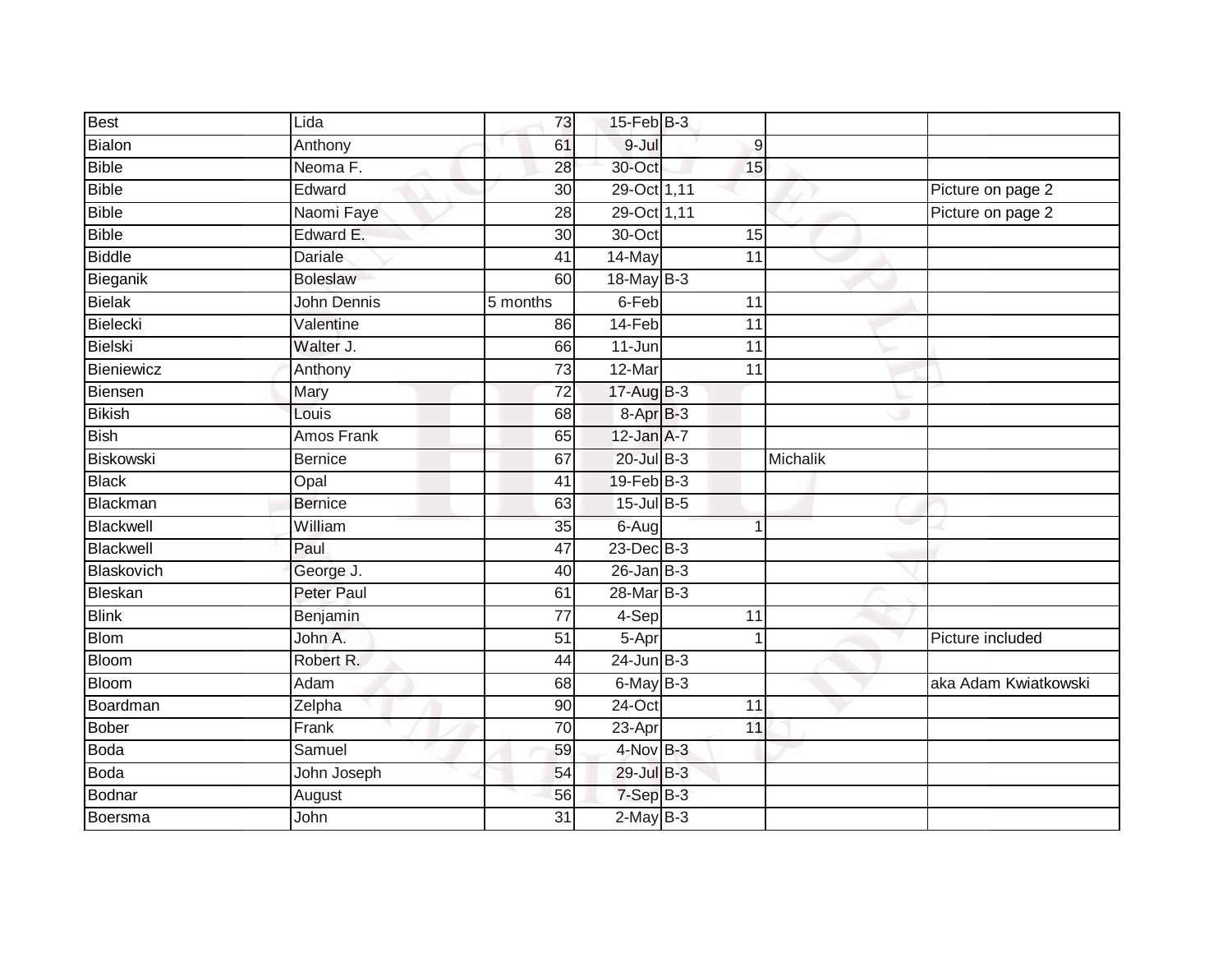| Best | Lida | 73 | 15-Feb | B-3 | | | |
|---|---|---|---|---|---|---|---|
| Bialon | Anthony | 61 | 9-Jul | | 9 | | |
| Bible | Neoma F. | 28 | 30-Oct | | 15 | | |
| Bible | Edward | 30 | 29-Oct | 1,11 | | | Picture on page 2 |
| Bible | Naomi Faye | 28 | 29-Oct | 1,11 | | | Picture on page 2 |
| Bible | Edward E. | 30 | 30-Oct | | 15 | | |
| Biddle | Dariale | 41 | 14-May | | 11 | | |
| Bieganik | Boleslaw | 60 | 18-May | B-3 | | | |
| Bielak | John Dennis | 5 months | 6-Feb | | 11 | | |
| Bielecki | Valentine | 86 | 14-Feb | | 11 | | |
| Bielski | Walter J. | 66 | 11-Jun | | 11 | | |
| Bieniewicz | Anthony | 73 | 12-Mar | | 11 | | |
| Biensen | Mary | 72 | 17-Aug | B-3 | | | |
| Bikish | Louis | 68 | 8-Apr | B-3 | | | |
| Bish | Amos Frank | 65 | 12-Jan | A-7 | | | |
| Biskowski | Bernice | 67 | 20-Jul | B-3 | | Michalik | |
| Black | Opal | 41 | 19-Feb | B-3 | | | |
| Blackman | Bernice | 63 | 15-Jul | B-5 | | | |
| Blackwell | William | 35 | 6-Aug | | 1 | | |
| Blackwell | Paul | 47 | 23-Dec | B-3 | | | |
| Blaskovich | George J. | 40 | 26-Jan | B-3 | | | |
| Bleskan | Peter Paul | 61 | 28-Mar | B-3 | | | |
| Blink | Benjamin | 77 | 4-Sep | | 11 | | |
| Blom | John A. | 51 | 5-Apr | | 1 | | Picture included |
| Bloom | Robert R. | 44 | 24-Jun | B-3 | | | |
| Bloom | Adam | 68 | 6-May | B-3 | | | aka Adam Kwiatkowski |
| Boardman | Zelpha | 90 | 24-Oct | | 11 | | |
| Bober | Frank | 70 | 23-Apr | | 11 | | |
| Boda | Samuel | 59 | 4-Nov | B-3 | | | |
| Boda | John Joseph | 54 | 29-Jul | B-3 | | | |
| Bodnar | August | 56 | 7-Sep | B-3 | | | |
| Boersma | John | 31 | 2-May | B-3 | | | |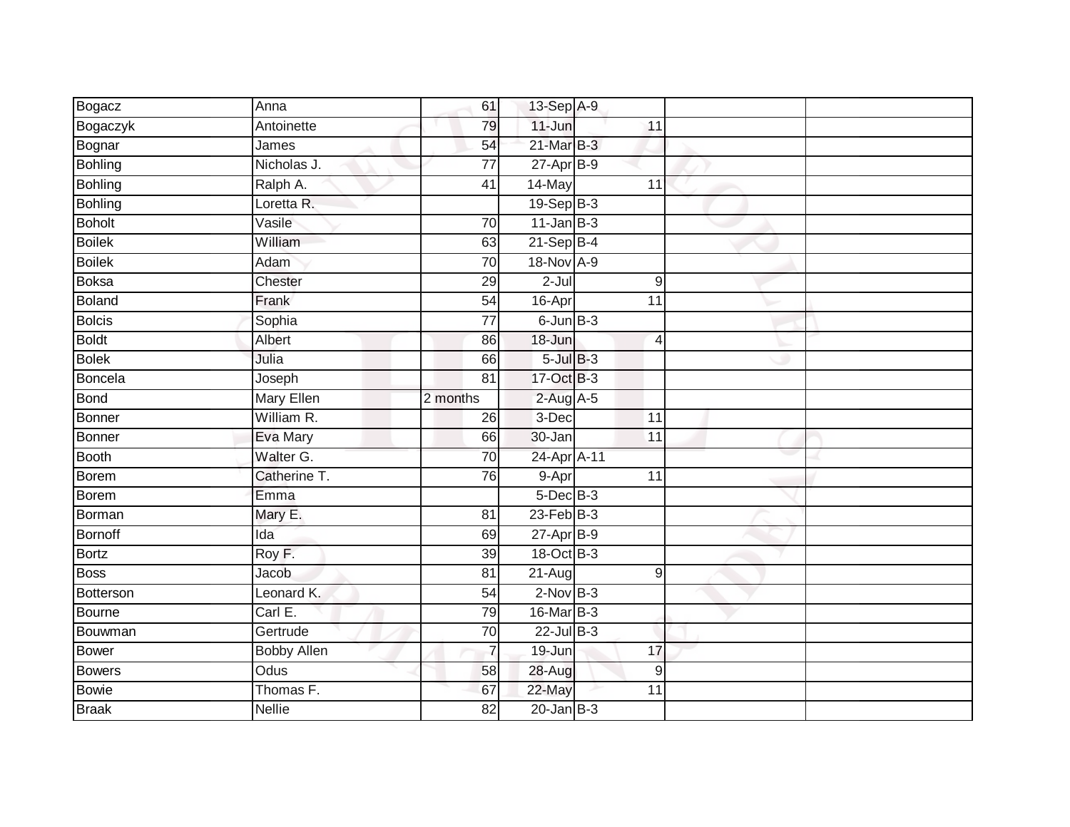| Bogacz | Anna | 61 | 13-Sep | A-9 | | |
|---|---|---|---|---|---|---|
| Bogaczyk | Antoinette | 79 | 11-Jun | 11 | | |
| Bognar | James | 54 | 21-Mar | B-3 | | |
| Bohling | Nicholas J. | 77 | 27-Apr | B-9 | | |
| Bohling | Ralph A. | 41 | 14-May | 11 | | |
| Bohling | Loretta R. | | 19-Sep | B-3 | | |
| Boholt | Vasile | 70 | 11-Jan | B-3 | | |
| Boilek | William | 63 | 21-Sep | B-4 | | |
| Boilek | Adam | 70 | 18-Nov | A-9 | | |
| Boksa | Chester | 29 | 2-Jul | 9 | | |
| Boland | Frank | 54 | 16-Apr | 11 | | |
| Bolcis | Sophia | 77 | 6-Jun | B-3 | | |
| Boldt | Albert | 86 | 18-Jun | 4 | | |
| Bolek | Julia | 66 | 5-Jul | B-3 | | |
| Boncela | Joseph | 81 | 17-Oct | B-3 | | |
| Bond | Mary Ellen | 2 months | 2-Aug | A-5 | | |
| Bonner | William R. | 26 | 3-Dec | 11 | | |
| Bonner | Eva Mary | 66 | 30-Jan | 11 | | |
| Booth | Walter G. | 70 | 24-Apr | A-11 | | |
| Borem | Catherine T. | 76 | 9-Apr | 11 | | |
| Borem | Emma | | 5-Dec | B-3 | | |
| Borman | Mary E. | 81 | 23-Feb | B-3 | | |
| Bornoff | Ida | 69 | 27-Apr | B-9 | | |
| Bortz | Roy F. | 39 | 18-Oct | B-3 | | |
| Boss | Jacob | 81 | 21-Aug | 9 | | |
| Botterson | Leonard K. | 54 | 2-Nov | B-3 | | |
| Bourne | Carl E. | 79 | 16-Mar | B-3 | | |
| Bouwman | Gertrude | 70 | 22-Jul | B-3 | | |
| Bower | Bobby Allen | 7 | 19-Jun | 17 | | |
| Bowers | Odus | 58 | 28-Aug | 9 | | |
| Bowie | Thomas F. | 67 | 22-May | 11 | | |
| Braak | Nellie | 82 | 20-Jan | B-3 | | |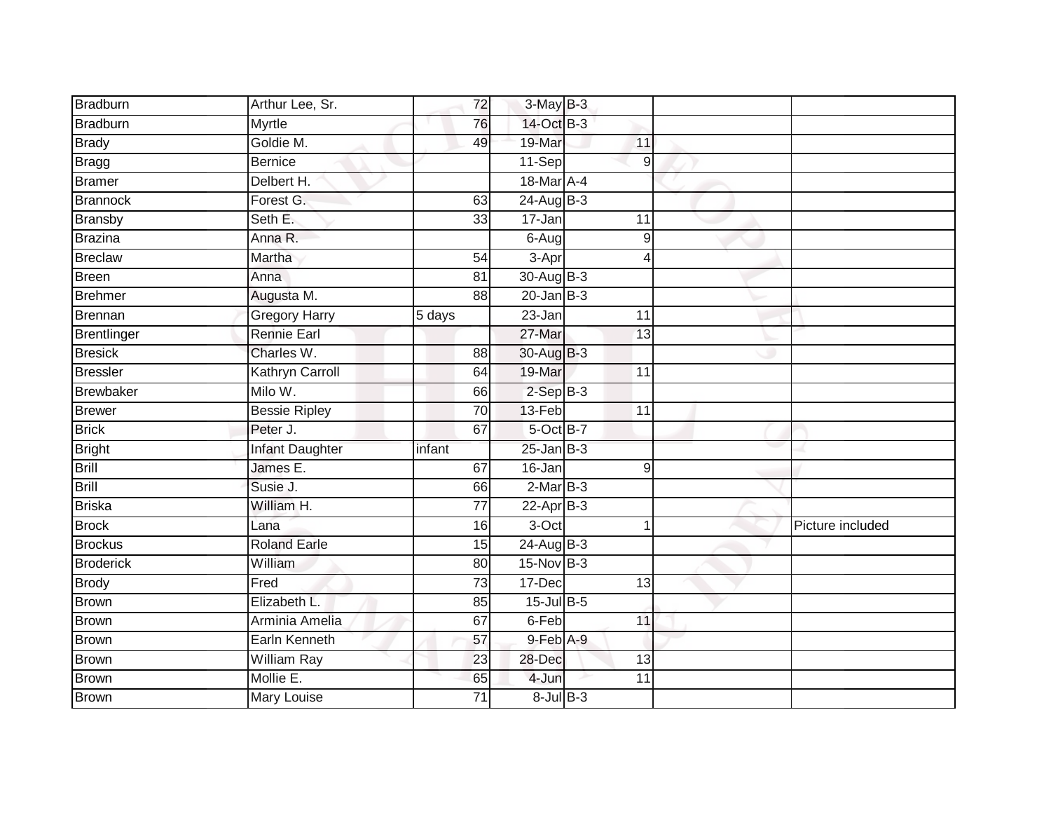| | | | | | | | |
|---|---|---|---|---|---|---|---|
| Bradburn | Arthur Lee, Sr. | 72 | 3-May | B-3 | | | |
| Bradburn | Myrtle | 76 | 14-Oct | B-3 | | | |
| Brady | Goldie M. | 49 | 19-Mar | | 11 | | |
| Bragg | Bernice | | 11-Sep | | 9 | | |
| Bramer | Delbert H. | | 18-Mar | A-4 | | | |
| Brannock | Forest G. | 63 | 24-Aug | B-3 | | | |
| Bransby | Seth E. | 33 | 17-Jan | | 11 | | |
| Brazina | Anna R. | | 6-Aug | | 9 | | |
| Breclaw | Martha | 54 | 3-Apr | | 4 | | |
| Breen | Anna | 81 | 30-Aug | B-3 | | | |
| Brehmer | Augusta M. | 88 | 20-Jan | B-3 | | | |
| Brennan | Gregory Harry | 5 days | 23-Jan | | 11 | | |
| Brentlinger | Rennie Earl | | 27-Mar | | 13 | | |
| Bresick | Charles W. | 88 | 30-Aug | B-3 | | | |
| Bressler | Kathryn Carroll | 64 | 19-Mar | | 11 | | |
| Brewbaker | Milo W. | 66 | 2-Sep | B-3 | | | |
| Brewer | Bessie Ripley | 70 | 13-Feb | | 11 | | |
| Brick | Peter J. | 67 | 5-Oct | B-7 | | | |
| Bright | Infant Daughter | infant | 25-Jan | B-3 | | | |
| Brill | James E. | 67 | 16-Jan | | 9 | | |
| Brill | Susie J. | 66 | 2-Mar | B-3 | | | |
| Briska | William H. | 77 | 22-Apr | B-3 | | | |
| Brock | Lana | 16 | 3-Oct | | 1 | | Picture included |
| Brockus | Roland Earle | 15 | 24-Aug | B-3 | | | |
| Broderick | William | 80 | 15-Nov | B-3 | | | |
| Brody | Fred | 73 | 17-Dec | | 13 | | |
| Brown | Elizabeth L. | 85 | 15-Jul | B-5 | | | |
| Brown | Arminia Amelia | 67 | 6-Feb | | 11 | | |
| Brown | Earln Kenneth | 57 | 9-Feb | A-9 | | | |
| Brown | William Ray | 23 | 28-Dec | | 13 | | |
| Brown | Mollie E. | 65 | 4-Jun | | 11 | | |
| Brown | Mary Louise | 71 | 8-Jul | B-3 | | | |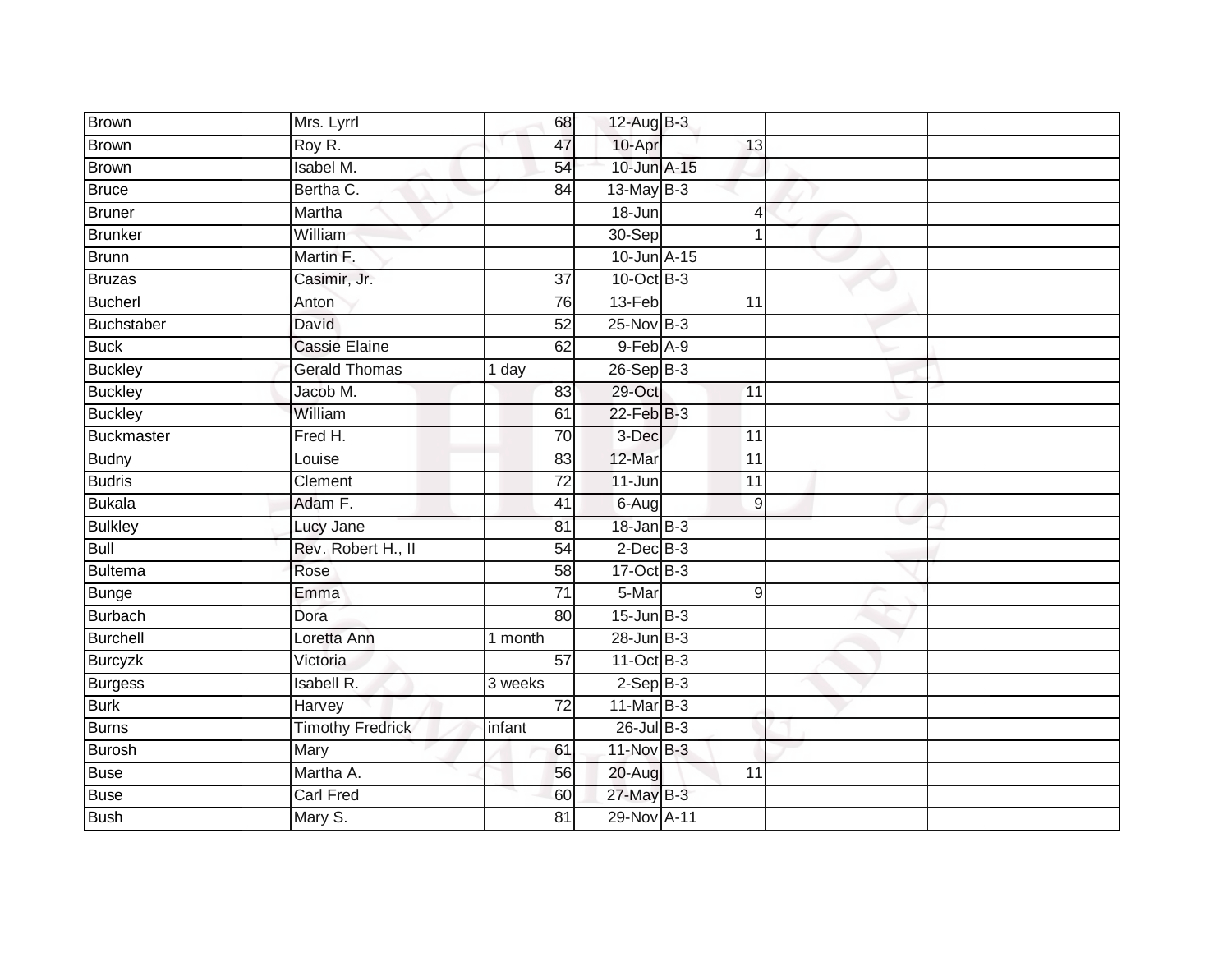| Brown | Mrs. Lyrrl | 68 | 12-Aug | B-3 | | | |
|---|---|---|---|---|---|---|---|
| Brown | Roy R. | 47 | 10-Apr | | 13 | | |
| Brown | Isabel M. | 54 | 10-Jun | A-15 | | | |
| Bruce | Bertha C. | 84 | 13-May | B-3 | | | |
| Bruner | Martha | | 18-Jun | | 4 | | |
| Brunker | William | | 30-Sep | | 1 | | |
| Brunn | Martin F. | | 10-Jun | A-15 | | | |
| Bruzas | Casimir, Jr. | 37 | 10-Oct | B-3 | | | |
| Bucherl | Anton | 76 | 13-Feb | | 11 | | |
| Buchstaber | David | 52 | 25-Nov | B-3 | | | |
| Buck | Cassie Elaine | 62 | 9-Feb | A-9 | | | |
| Buckley | Gerald Thomas | 1 day | 26-Sep | B-3 | | | |
| Buckley | Jacob M. | 83 | 29-Oct | | 11 | | |
| Buckley | William | 61 | 22-Feb | B-3 | | | |
| Buckmaster | Fred H. | 70 | 3-Dec | | 11 | | |
| Budny | Louise | 83 | 12-Mar | | 11 | | |
| Budris | Clement | 72 | 11-Jun | | 11 | | |
| Bukala | Adam F. | 41 | 6-Aug | | 9 | | |
| Bulkley | Lucy Jane | 81 | 18-Jan | B-3 | | | |
| Bull | Rev. Robert H., II | 54 | 2-Dec | B-3 | | | |
| Bultema | Rose | 58 | 17-Oct | B-3 | | | |
| Bunge | Emma | 71 | 5-Mar | | 9 | | |
| Burbach | Dora | 80 | 15-Jun | B-3 | | | |
| Burchell | Loretta Ann | 1 month | 28-Jun | B-3 | | | |
| Burcyzk | Victoria | 57 | 11-Oct | B-3 | | | |
| Burgess | Isabell R. | 3 weeks | 2-Sep | B-3 | | | |
| Burk | Harvey | 72 | 11-Mar | B-3 | | | |
| Burns | Timothy Fredrick | infant | 26-Jul | B-3 | | | |
| Burosh | Mary | 61 | 11-Nov | B-3 | | | |
| Buse | Martha A. | 56 | 20-Aug | | 11 | | |
| Buse | Carl Fred | 60 | 27-May | B-3 | | | |
| Bush | Mary S. | 81 | 29-Nov | A-11 | | | |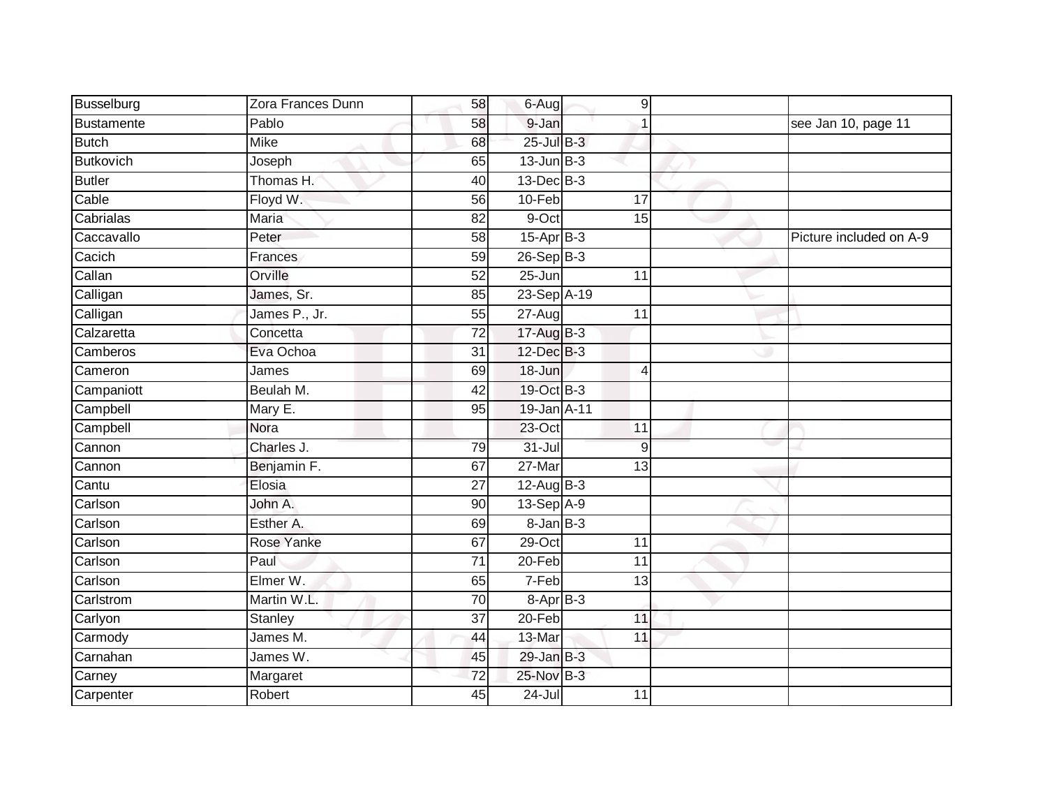| | | | | | | |
|---|---|---|---|---|---|---|
| Busselburg | Zora Frances Dunn | 58 | 6-Aug | 9 | | |
| Bustamente | Pablo | 58 | 9-Jan | 1 | | see Jan 10, page 11 |
| Butch | Mike | 68 | 25-Jul | B-3 | | |
| Butkovich | Joseph | 65 | 13-Jun | B-3 | | |
| Butler | Thomas H. | 40 | 13-Dec | B-3 | | |
| Cable | Floyd W. | 56 | 10-Feb | 17 | | |
| Cabrialas | Maria | 82 | 9-Oct | 15 | | |
| Caccavallo | Peter | 58 | 15-Apr | B-3 | | Picture included on A-9 |
| Cacich | Frances | 59 | 26-Sep | B-3 | | |
| Callan | Orville | 52 | 25-Jun | 11 | | |
| Calligan | James, Sr. | 85 | 23-Sep | A-19 | | |
| Calligan | James P., Jr. | 55 | 27-Aug | 11 | | |
| Calzaretta | Concetta | 72 | 17-Aug | B-3 | | |
| Camberos | Eva Ochoa | 31 | 12-Dec | B-3 | | |
| Cameron | James | 69 | 18-Jun | 4 | | |
| Campaniott | Beulah M. | 42 | 19-Oct | B-3 | | |
| Campbell | Mary E. | 95 | 19-Jan | A-11 | | |
| Campbell | Nora | | 23-Oct | 11 | | |
| Cannon | Charles J. | 79 | 31-Jul | 9 | | |
| Cannon | Benjamin F. | 67 | 27-Mar | 13 | | |
| Cantu | Elosia | 27 | 12-Aug | B-3 | | |
| Carlson | John A. | 90 | 13-Sep | A-9 | | |
| Carlson | Esther A. | 69 | 8-Jan | B-3 | | |
| Carlson | Rose Yanke | 67 | 29-Oct | 11 | | |
| Carlson | Paul | 71 | 20-Feb | 11 | | |
| Carlson | Elmer W. | 65 | 7-Feb | 13 | | |
| Carlstrom | Martin W.L. | 70 | 8-Apr | B-3 | | |
| Carlyon | Stanley | 37 | 20-Feb | 11 | | |
| Carmody | James M. | 44 | 13-Mar | 11 | | |
| Carnahan | James W. | 45 | 29-Jan | B-3 | | |
| Carney | Margaret | 72 | 25-Nov | B-3 | | |
| Carpenter | Robert | 45 | 24-Jul | 11 | | |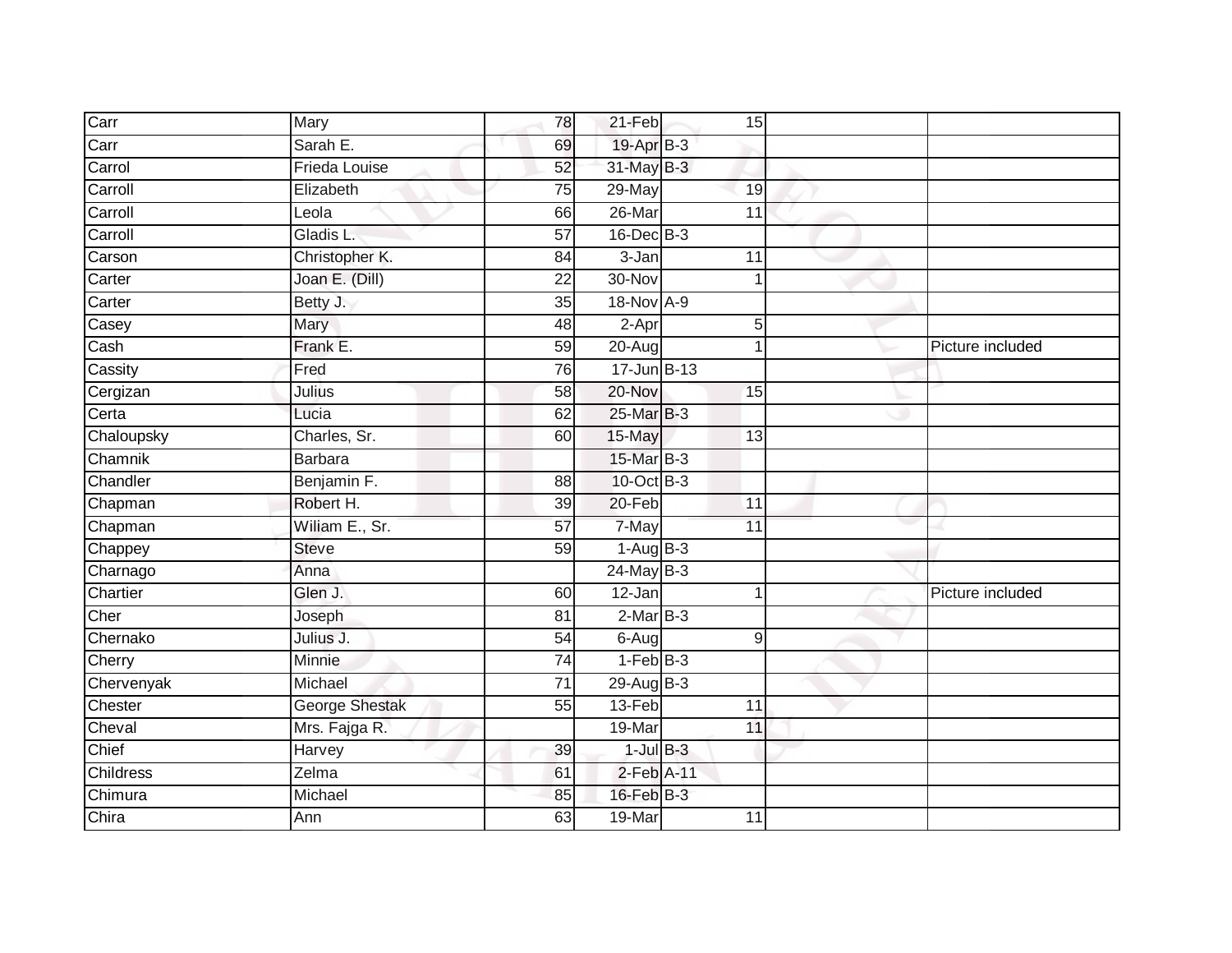| | | | | | | |
|---|---|---|---|---|---|---|
| Carr | Mary | 78 | 21-Feb | 15 | | |
| Carr | Sarah E. | 69 | 19-Apr | B-3 | | |
| Carrol | Frieda Louise | 52 | 31-May | B-3 | | |
| Carroll | Elizabeth | 75 | 29-May | 19 | | |
| Carroll | Leola | 66 | 26-Mar | 11 | | |
| Carroll | Gladis L. | 57 | 16-Dec | B-3 | | |
| Carson | Christopher K. | 84 | 3-Jan | 11 | | |
| Carter | Joan E. (Dill) | 22 | 30-Nov | 1 | | |
| Carter | Betty J. | 35 | 18-Nov | A-9 | | |
| Casey | Mary | 48 | 2-Apr | 5 | | |
| Cash | Frank E. | 59 | 20-Aug | 1 | | Picture included |
| Cassity | Fred | 76 | 17-Jun | B-13 | | |
| Cergizan | Julius | 58 | 20-Nov | 15 | | |
| Certa | Lucia | 62 | 25-Mar | B-3 | | |
| Chaloupsky | Charles, Sr. | 60 | 15-May | 13 | | |
| Chamnik | Barbara | | 15-Mar | B-3 | | |
| Chandler | Benjamin F. | 88 | 10-Oct | B-3 | | |
| Chapman | Robert H. | 39 | 20-Feb | 11 | | |
| Chapman | Wiliam E., Sr. | 57 | 7-May | 11 | | |
| Chappey | Steve | 59 | 1-Aug | B-3 | | |
| Charnago | Anna | | 24-May | B-3 | | |
| Chartier | Glen J. | 60 | 12-Jan | 1 | | Picture included |
| Cher | Joseph | 81 | 2-Mar | B-3 | | |
| Chernako | Julius J. | 54 | 6-Aug | 9 | | |
| Cherry | Minnie | 74 | 1-Feb | B-3 | | |
| Chervenyak | Michael | 71 | 29-Aug | B-3 | | |
| Chester | George Shestak | 55 | 13-Feb | 11 | | |
| Cheval | Mrs. Fajga R. | | 19-Mar | 11 | | |
| Chief | Harvey | 39 | 1-Jul | B-3 | | |
| Childress | Zelma | 61 | 2-Feb | A-11 | | |
| Chimura | Michael | 85 | 16-Feb | B-3 | | |
| Chira | Ann | 63 | 19-Mar | 11 | | |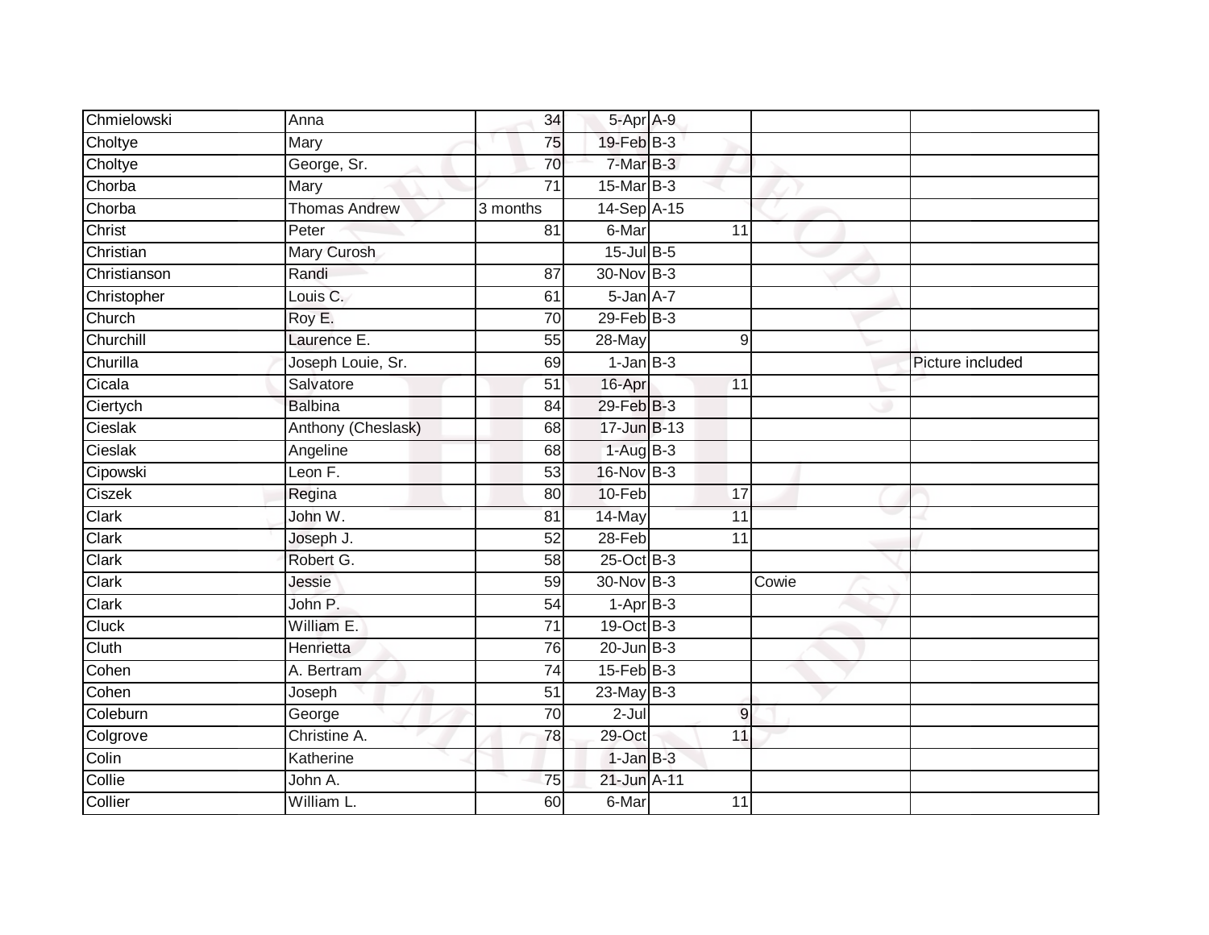| | | | | | | |
|---|---|---|---|---|---|---|
| Chmielowski | Anna | 34 | 5-Apr | A-9 | | |
| Choltye | Mary | 75 | 19-Feb | B-3 | | |
| Choltye | George, Sr. | 70 | 7-Mar | B-3 | | |
| Chorba | Mary | 71 | 15-Mar | B-3 | | |
| Chorba | Thomas Andrew | 3 months | 14-Sep | A-15 | | |
| Christ | Peter | 81 | 6-Mar | 11 | | |
| Christian | Mary Curosh | | 15-Jul | B-5 | | |
| Christianson | Randi | 87 | 30-Nov | B-3 | | |
| Christopher | Louis C. | 61 | 5-Jan | A-7 | | |
| Church | Roy E. | 70 | 29-Feb | B-3 | | |
| Churchill | Laurence E. | 55 | 28-May | 9 | | |
| Churilla | Joseph Louie, Sr. | 69 | 1-Jan | B-3 | | Picture included |
| Cicala | Salvatore | 51 | 16-Apr | 11 | | |
| Ciertych | Balbina | 84 | 29-Feb | B-3 | | |
| Cieslak | Anthony (Cheslask) | 68 | 17-Jun | B-13 | | |
| Cieslak | Angeline | 68 | 1-Aug | B-3 | | |
| Cipowski | Leon F. | 53 | 16-Nov | B-3 | | |
| Ciszek | Regina | 80 | 10-Feb | 17 | | |
| Clark | John W. | 81 | 14-May | 11 | | |
| Clark | Joseph J. | 52 | 28-Feb | 11 | | |
| Clark | Robert G. | 58 | 25-Oct | B-3 | | |
| Clark | Jessie | 59 | 30-Nov | B-3 | Cowie | |
| Clark | John P. | 54 | 1-Apr | B-3 | | |
| Cluck | William E. | 71 | 19-Oct | B-3 | | |
| Cluth | Henrietta | 76 | 20-Jun | B-3 | | |
| Cohen | A. Bertram | 74 | 15-Feb | B-3 | | |
| Cohen | Joseph | 51 | 23-May | B-3 | | |
| Coleburn | George | 70 | 2-Jul | 9 | | |
| Colgrove | Christine A. | 78 | 29-Oct | 11 | | |
| Colin | Katherine | | 1-Jan | B-3 | | |
| Collie | John A. | 75 | 21-Jun | A-11 | | |
| Collier | William L. | 60 | 6-Mar | 11 | | |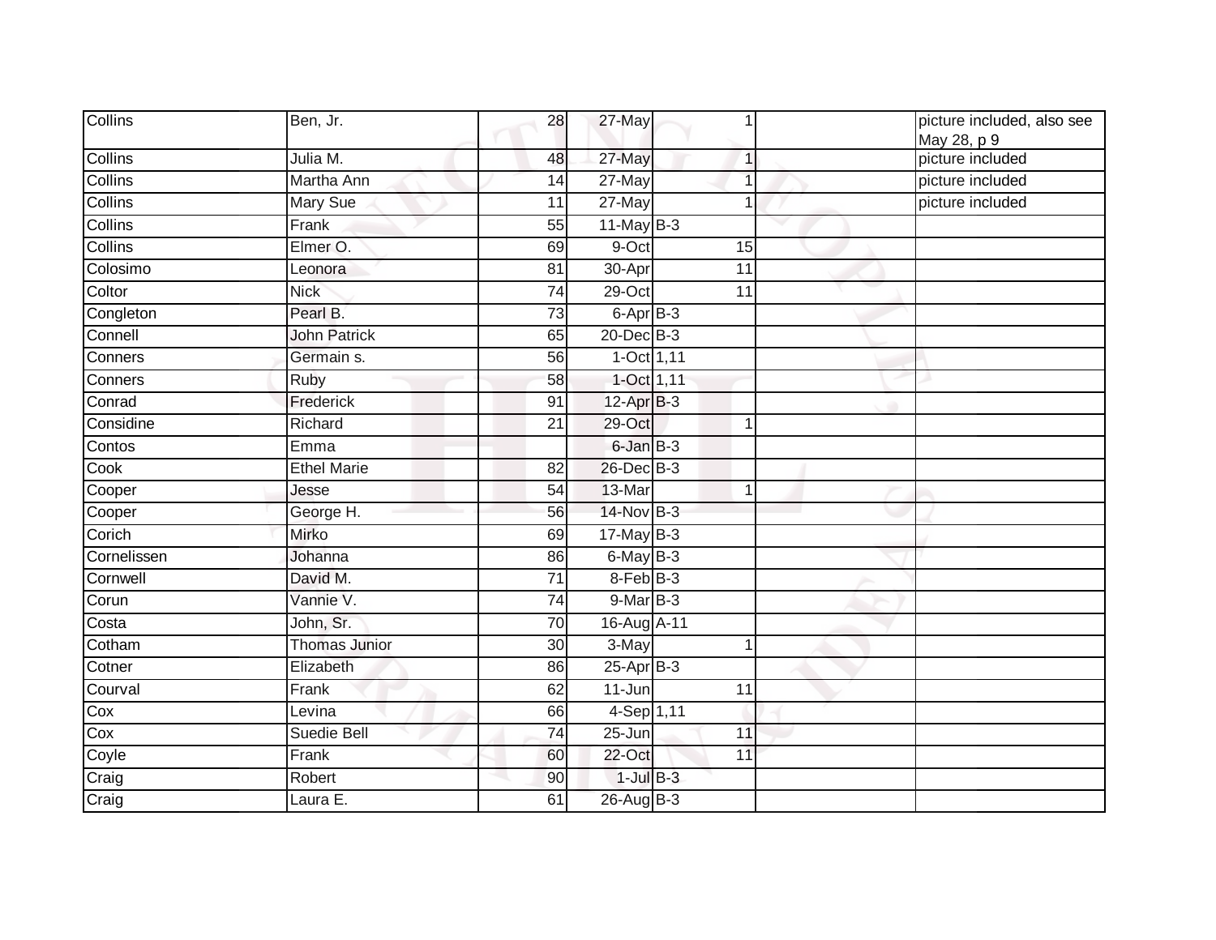| | | | | | | | |
|---|---|---|---|---|---|---|---|
| Collins | Ben, Jr. | 28 | 27-May | | 1 | | picture included, also see May 28, p 9 |
| Collins | Julia M. | 48 | 27-May | | 1 | | picture included |
| Collins | Martha Ann | 14 | 27-May | | 1 | | picture included |
| Collins | Mary Sue | 11 | 27-May | | 1 | | picture included |
| Collins | Frank | 55 | 11-May | B-3 | | | |
| Collins | Elmer O. | 69 | 9-Oct | | 15 | | |
| Colosimo | Leonora | 81 | 30-Apr | | 11 | | |
| Coltor | Nick | 74 | 29-Oct | | 11 | | |
| Congleton | Pearl B. | 73 | 6-Apr | B-3 | | | |
| Connell | John Patrick | 65 | 20-Dec | B-3 | | | |
| Conners | Germain s. | 56 | 1-Oct | 1,11 | | | |
| Conners | Ruby | 58 | 1-Oct | 1,11 | | | |
| Conrad | Frederick | 91 | 12-Apr | B-3 | | | |
| Considine | Richard | 21 | 29-Oct | | 1 | | |
| Contos | Emma | | 6-Jan | B-3 | | | |
| Cook | Ethel Marie | 82 | 26-Dec | B-3 | | | |
| Cooper | Jesse | 54 | 13-Mar | | 1 | | |
| Cooper | George H. | 56 | 14-Nov | B-3 | | | |
| Corich | Mirko | 69 | 17-May | B-3 | | | |
| Cornelissen | Johanna | 86 | 6-May | B-3 | | | |
| Cornwell | David M. | 71 | 8-Feb | B-3 | | | |
| Corun | Vannie V. | 74 | 9-Mar | B-3 | | | |
| Costa | John, Sr. | 70 | 16-Aug | A-11 | | | |
| Cotham | Thomas Junior | 30 | 3-May | | 1 | | |
| Cotner | Elizabeth | 86 | 25-Apr | B-3 | | | |
| Courval | Frank | 62 | 11-Jun | | 11 | | |
| Cox | Levina | 66 | 4-Sep | 1,11 | | | |
| Cox | Suedie Bell | 74 | 25-Jun | | 11 | | |
| Coyle | Frank | 60 | 22-Oct | | 11 | | |
| Craig | Robert | 90 | 1-Jul | B-3 | | | |
| Craig | Laura E. | 61 | 26-Aug | B-3 | | | |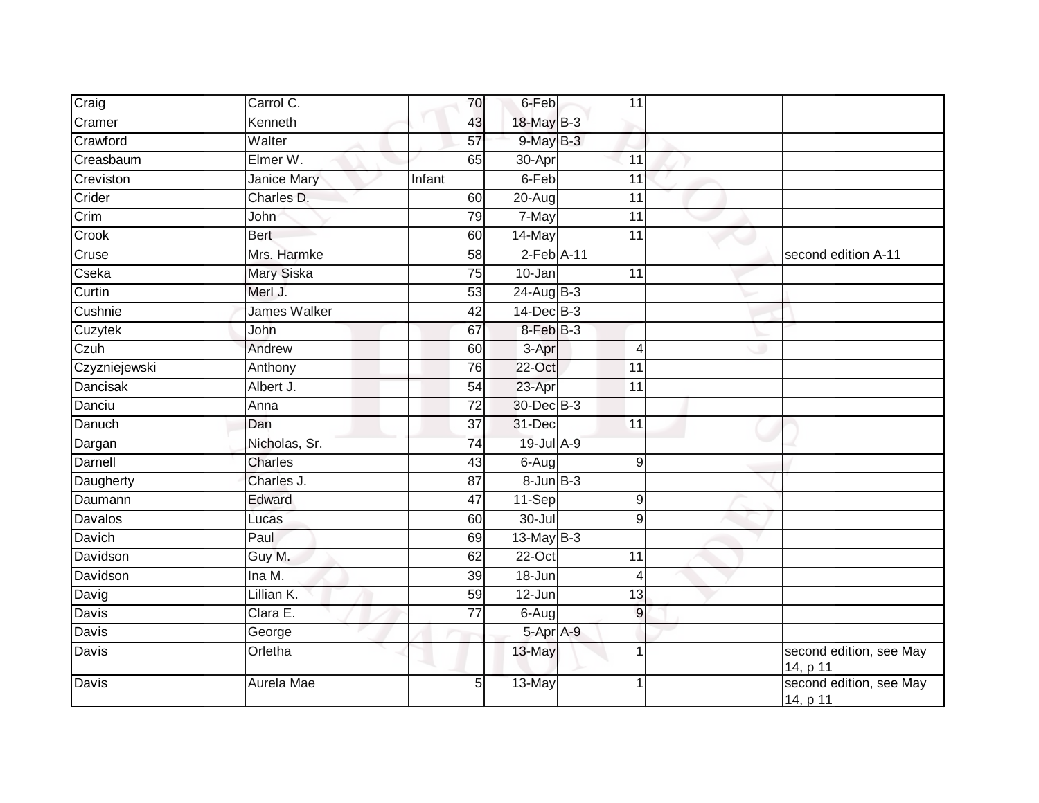| | | | | | | |
|---|---|---|---|---|---|---|
| Craig | Carrol C. | 70 | 6-Feb | 11 | | |
| Cramer | Kenneth | 43 | 18-May | B-3 | | |
| Crawford | Walter | 57 | 9-May | B-3 | | |
| Creasbaum | Elmer W. | 65 | 30-Apr | 11 | | |
| Creviston | Janice Mary | Infant | 6-Feb | 11 | | |
| Crider | Charles D. | 60 | 20-Aug | 11 | | |
| Crim | John | 79 | 7-May | 11 | | |
| Crook | Bert | 60 | 14-May | 11 | | |
| Cruse | Mrs. Harmke | 58 | 2-Feb | A-11 | | second edition A-11 |
| Cseka | Mary Siska | 75 | 10-Jan | 11 | | |
| Curtin | Merl J. | 53 | 24-Aug | B-3 | | |
| Cushnie | James Walker | 42 | 14-Dec | B-3 | | |
| Cuzytek | John | 67 | 8-Feb | B-3 | | |
| Czuh | Andrew | 60 | 3-Apr | 4 | | |
| Czyzniejewski | Anthony | 76 | 22-Oct | 11 | | |
| Dancisak | Albert J. | 54 | 23-Apr | 11 | | |
| Danciu | Anna | 72 | 30-Dec | B-3 | | |
| Danuch | Dan | 37 | 31-Dec | 11 | | |
| Dargan | Nicholas, Sr. | 74 | 19-Jul | A-9 | | |
| Darnell | Charles | 43 | 6-Aug | 9 | | |
| Daugherty | Charles J. | 87 | 8-Jun | B-3 | | |
| Daumann | Edward | 47 | 11-Sep | 9 | | |
| Davalos | Lucas | 60 | 30-Jul | 9 | | |
| Davich | Paul | 69 | 13-May | B-3 | | |
| Davidson | Guy M. | 62 | 22-Oct | 11 | | |
| Davidson | Ina M. | 39 | 18-Jun | 4 | | |
| Davig | Lillian K. | 59 | 12-Jun | 13 | | |
| Davis | Clara E. | 77 | 6-Aug | 9 | | |
| Davis | George | | 5-Apr | A-9 | | |
| Davis | Orletha | | 13-May | 1 | | second edition, see May 14, p 11 |
| Davis | Aurela Mae | 5 | 13-May | 1 | | second edition, see May 14, p 11 |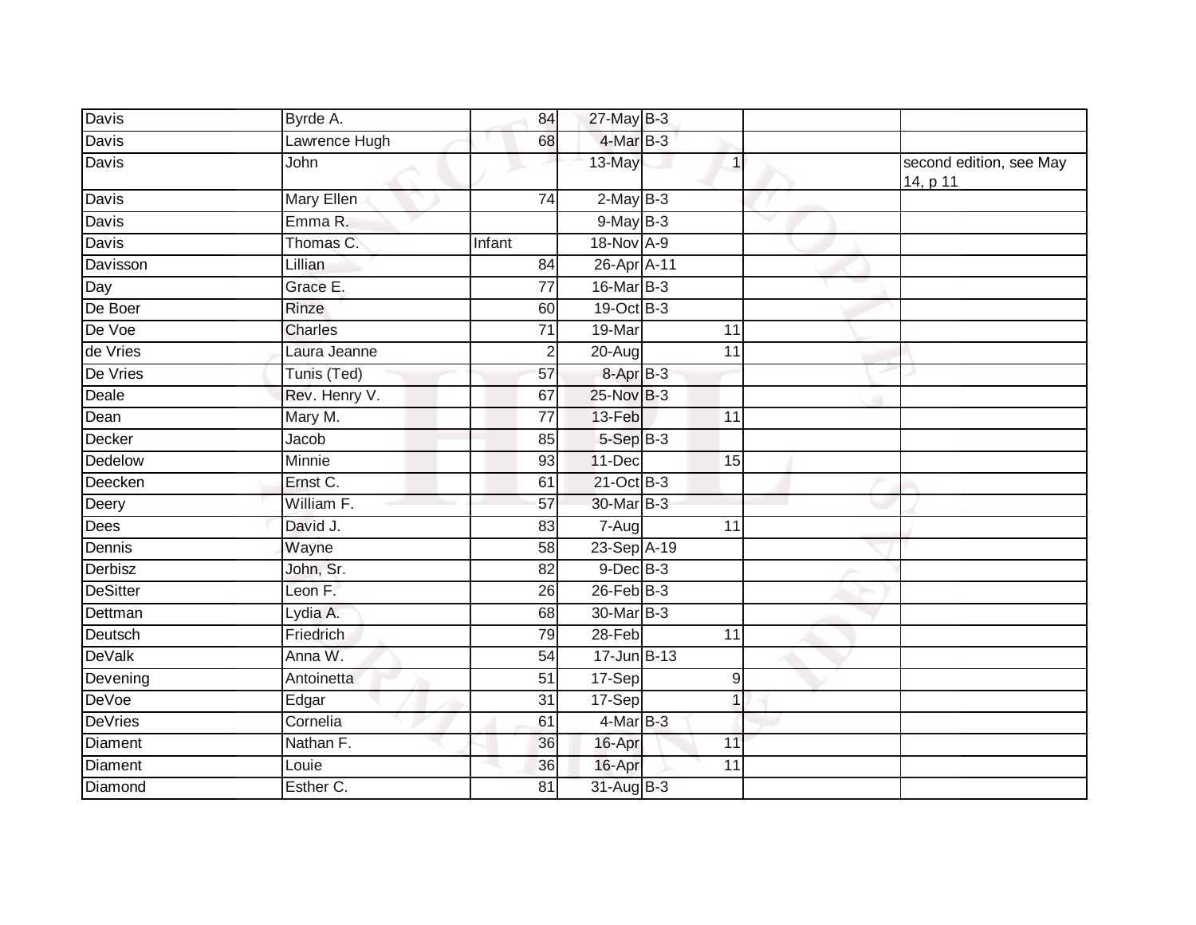| Davis | Byrde A. | 84 | 27-May | B-3 | | | |
|---|---|---|---|---|---|---|---|
| Davis | Lawrence Hugh | 68 | 4-Mar | B-3 | | | |
| Davis | John | | 13-May | | 1 | | second edition, see May 14, p 11 |
| Davis | Mary Ellen | 74 | 2-May | B-3 | | | |
| Davis | Emma R. | | 9-May | B-3 | | | |
| Davis | Thomas C. | Infant | 18-Nov | A-9 | | | |
| Davisson | Lillian | 84 | 26-Apr | A-11 | | | |
| Day | Grace E. | 77 | 16-Mar | B-3 | | | |
| De Boer | Rinze | 60 | 19-Oct | B-3 | | | |
| De Voe | Charles | 71 | 19-Mar | | 11 | | |
| de Vries | Laura Jeanne | 2 | 20-Aug | | 11 | | |
| De Vries | Tunis (Ted) | 57 | 8-Apr | B-3 | | | |
| Deale | Rev. Henry V. | 67 | 25-Nov | B-3 | | | |
| Dean | Mary M. | 77 | 13-Feb | | 11 | | |
| Decker | Jacob | 85 | 5-Sep | B-3 | | | |
| Dedelow | Minnie | 93 | 11-Dec | | 15 | | |
| Deecken | Ernst C. | 61 | 21-Oct | B-3 | | | |
| Deery | William F. | 57 | 30-Mar | B-3 | | | |
| Dees | David J. | 83 | 7-Aug | | 11 | | |
| Dennis | Wayne | 58 | 23-Sep | A-19 | | | |
| Derbisz | John, Sr. | 82 | 9-Dec | B-3 | | | |
| DeSitter | Leon F. | 26 | 26-Feb | B-3 | | | |
| Dettman | Lydia A. | 68 | 30-Mar | B-3 | | | |
| Deutsch | Friedrich | 79 | 28-Feb | | 11 | | |
| DeValk | Anna W. | 54 | 17-Jun | B-13 | | | |
| Devening | Antoinetta | 51 | 17-Sep | | 9 | | |
| DeVoe | Edgar | 31 | 17-Sep | | 1 | | |
| DeVries | Cornelia | 61 | 4-Mar | B-3 | | | |
| Diament | Nathan F. | 36 | 16-Apr | | 11 | | |
| Diament | Louie | 36 | 16-Apr | | 11 | | |
| Diamond | Esther C. | 81 | 31-Aug | B-3 | | | |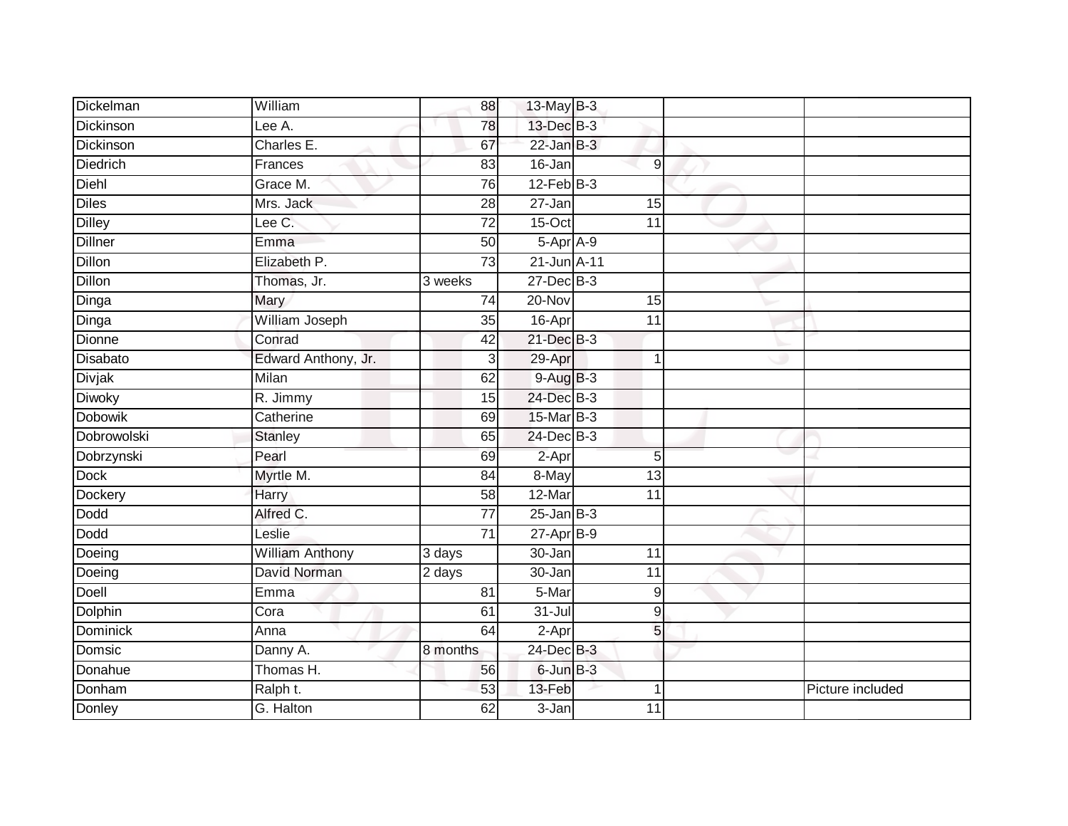| Dickelman | William | 88 | 13-May | B-3 | | |
|---|---|---|---|---|---|---|
| Dickinson | Lee A. | 78 | 13-Dec | B-3 | | |
| Dickinson | Charles E. | 67 | 22-Jan | B-3 | | |
| Diedrich | Frances | 83 | 16-Jan | 9 | | |
| Diehl | Grace M. | 76 | 12-Feb | B-3 | | |
| Diles | Mrs. Jack | 28 | 27-Jan | 15 | | |
| Dilley | Lee C. | 72 | 15-Oct | 11 | | |
| Dillner | Emma | 50 | 5-Apr | A-9 | | |
| Dillon | Elizabeth P. | 73 | 21-Jun | A-11 | | |
| Dillon | Thomas, Jr. | 3 weeks | 27-Dec | B-3 | | |
| Dinga | Mary | 74 | 20-Nov | 15 | | |
| Dinga | William Joseph | 35 | 16-Apr | 11 | | |
| Dionne | Conrad | 42 | 21-Dec | B-3 | | |
| Disabato | Edward Anthony, Jr. | 3 | 29-Apr | 1 | | |
| Divjak | Milan | 62 | 9-Aug | B-3 | | |
| Diwoky | R. Jimmy | 15 | 24-Dec | B-3 | | |
| Dobowik | Catherine | 69 | 15-Mar | B-3 | | |
| Dobrowolski | Stanley | 65 | 24-Dec | B-3 | | |
| Dobrzynski | Pearl | 69 | 2-Apr | 5 | | |
| Dock | Myrtle M. | 84 | 8-May | 13 | | |
| Dockery | Harry | 58 | 12-Mar | 11 | | |
| Dodd | Alfred C. | 77 | 25-Jan | B-3 | | |
| Dodd | Leslie | 71 | 27-Apr | B-9 | | |
| Doeing | William Anthony | 3 days | 30-Jan | 11 | | |
| Doeing | David Norman | 2 days | 30-Jan | 11 | | |
| Doell | Emma | 81 | 5-Mar | 9 | | |
| Dolphin | Cora | 61 | 31-Jul | 9 | | |
| Dominick | Anna | 64 | 2-Apr | 5 | | |
| Domsic | Danny A. | 8 months | 24-Dec | B-3 | | |
| Donahue | Thomas H. | 56 | 6-Jun | B-3 | | |
| Donham | Ralph t. | 53 | 13-Feb | 1 | | Picture included |
| Donley | G. Halton | 62 | 3-Jan | 11 | | |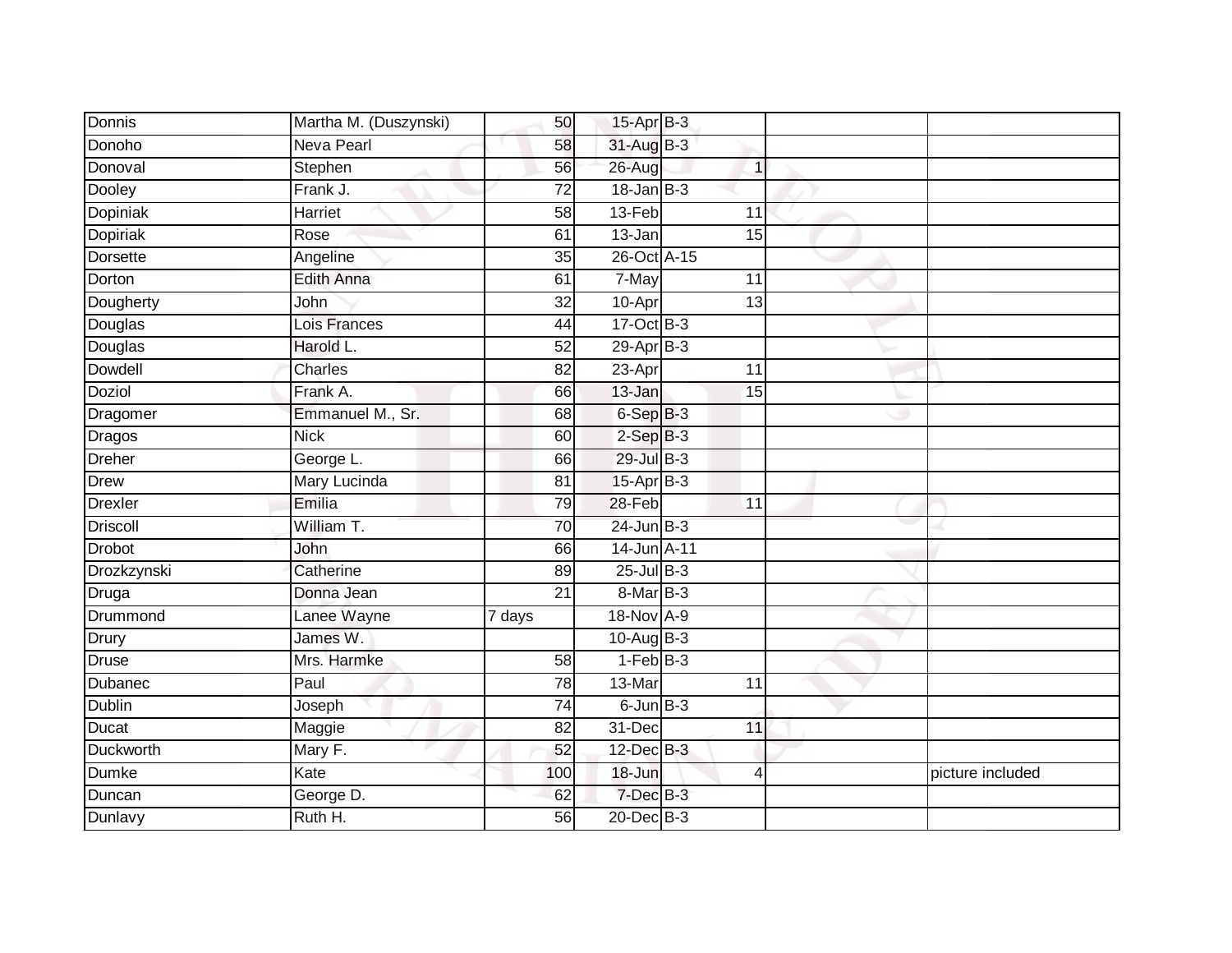| Donnis | Martha M. (Duszynski) | 50 | 15-Apr | B-3 | | |
|---|---|---|---|---|---|---|
| Donoho | Neva Pearl | 58 | 31-Aug | B-3 | | |
| Donoval | Stephen | 56 | 26-Aug | 1 | | |
| Dooley | Frank J. | 72 | 18-Jan | B-3 | | |
| Dopiniak | Harriet | 58 | 13-Feb | 11 | | |
| Dopiriak | Rose | 61 | 13-Jan | 15 | | |
| Dorsette | Angeline | 35 | 26-Oct | A-15 | | |
| Dorton | Edith Anna | 61 | 7-May | 11 | | |
| Dougherty | John | 32 | 10-Apr | 13 | | |
| Douglas | Lois Frances | 44 | 17-Oct | B-3 | | |
| Douglas | Harold L. | 52 | 29-Apr | B-3 | | |
| Dowdell | Charles | 82 | 23-Apr | 11 | | |
| Doziol | Frank A. | 66 | 13-Jan | 15 | | |
| Dragomer | Emmanuel M., Sr. | 68 | 6-Sep | B-3 | | |
| Dragos | Nick | 60 | 2-Sep | B-3 | | |
| Dreher | George L. | 66 | 29-Jul | B-3 | | |
| Drew | Mary Lucinda | 81 | 15-Apr | B-3 | | |
| Drexler | Emilia | 79 | 28-Feb | 11 | | |
| Driscoll | William T. | 70 | 24-Jun | B-3 | | |
| Drobot | John | 66 | 14-Jun | A-11 | | |
| Drozkzynski | Catherine | 89 | 25-Jul | B-3 | | |
| Druga | Donna Jean | 21 | 8-Mar | B-3 | | |
| Drummond | Lanee Wayne | 7 days | 18-Nov | A-9 | | |
| Drury | James W. | | 10-Aug | B-3 | | |
| Druse | Mrs. Harmke | 58 | 1-Feb | B-3 | | |
| Dubanec | Paul | 78 | 13-Mar | 11 | | |
| Dublin | Joseph | 74 | 6-Jun | B-3 | | |
| Ducat | Maggie | 82 | 31-Dec | 11 | | |
| Duckworth | Mary F. | 52 | 12-Dec | B-3 | | |
| Dumke | Kate | 100 | 18-Jun | 4 | | picture included |
| Duncan | George D. | 62 | 7-Dec | B-3 | | |
| Dunlavy | Ruth H. | 56 | 20-Dec | B-3 | | |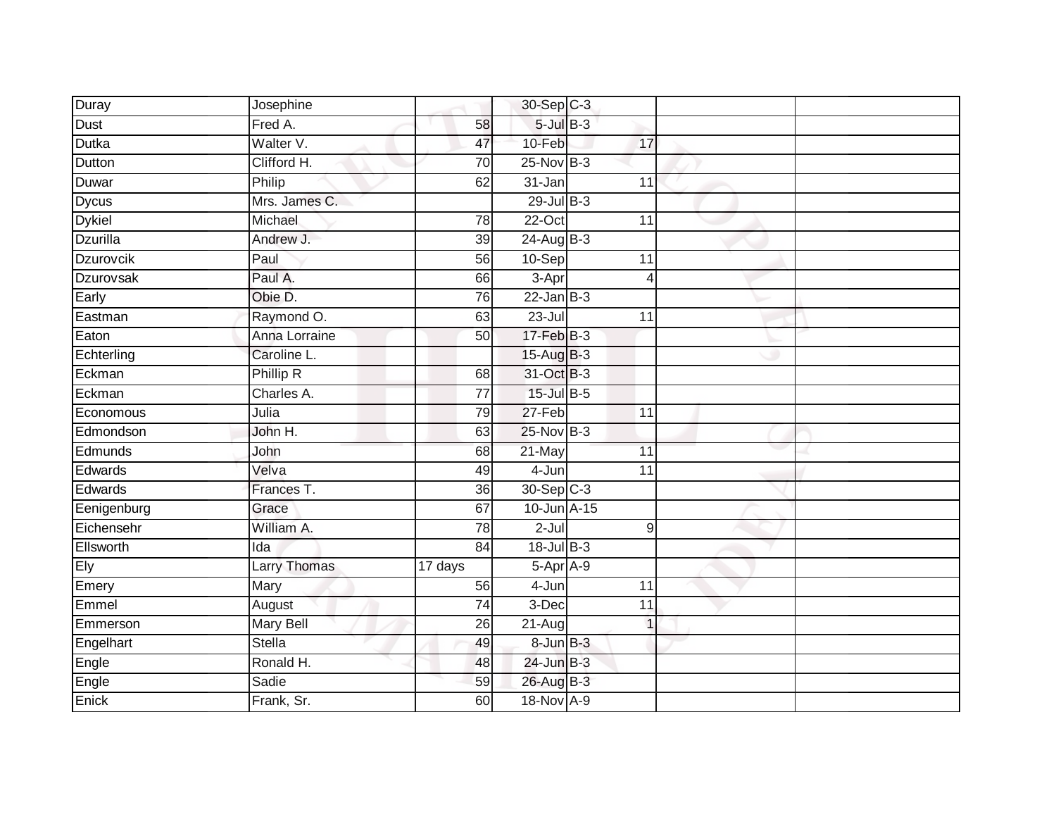| | | | | | | | |
|---|---|---|---|---|---|---|---|
| Duray | Josephine | | 30-Sep | C-3 | | | |
| Dust | Fred A. | 58 | 5-Jul | B-3 | | | |
| Dutka | Walter V. | 47 | 10-Feb | | 17 | | |
| Dutton | Clifford H. | 70 | 25-Nov | B-3 | | | |
| Duwar | Philip | 62 | 31-Jan | | 11 | | |
| Dycus | Mrs. James C. | | 29-Jul | B-3 | | | |
| Dykiel | Michael | 78 | 22-Oct | | 11 | | |
| Dzurilla | Andrew J. | 39 | 24-Aug | B-3 | | | |
| Dzurovcik | Paul | 56 | 10-Sep | | 11 | | |
| Dzurovsak | Paul A. | 66 | 3-Apr | | 4 | | |
| Early | Obie D. | 76 | 22-Jan | B-3 | | | |
| Eastman | Raymond O. | 63 | 23-Jul | | 11 | | |
| Eaton | Anna Lorraine | 50 | 17-Feb | B-3 | | | |
| Echterling | Caroline L. | | 15-Aug | B-3 | | | |
| Eckman | Phillip R | 68 | 31-Oct | B-3 | | | |
| Eckman | Charles A. | 77 | 15-Jul | B-5 | | | |
| Economous | Julia | 79 | 27-Feb | | 11 | | |
| Edmondson | John H. | 63 | 25-Nov | B-3 | | | |
| Edmunds | John | 68 | 21-May | | 11 | | |
| Edwards | Velva | 49 | 4-Jun | | 11 | | |
| Edwards | Frances T. | 36 | 30-Sep | C-3 | | | |
| Eenigenburg | Grace | 67 | 10-Jun | A-15 | | | |
| Eichensehr | William A. | 78 | 2-Jul | | 9 | | |
| Ellsworth | Ida | 84 | 18-Jul | B-3 | | | |
| Ely | Larry Thomas | 17 days | 5-Apr | A-9 | | | |
| Emery | Mary | 56 | 4-Jun | | 11 | | |
| Emmel | August | 74 | 3-Dec | | 11 | | |
| Emmerson | Mary Bell | 26 | 21-Aug | | 1 | | |
| Engelhart | Stella | 49 | 8-Jun | B-3 | | | |
| Engle | Ronald H. | 48 | 24-Jun | B-3 | | | |
| Engle | Sadie | 59 | 26-Aug | B-3 | | | |
| Enick | Frank, Sr. | 60 | 18-Nov | A-9 | | | |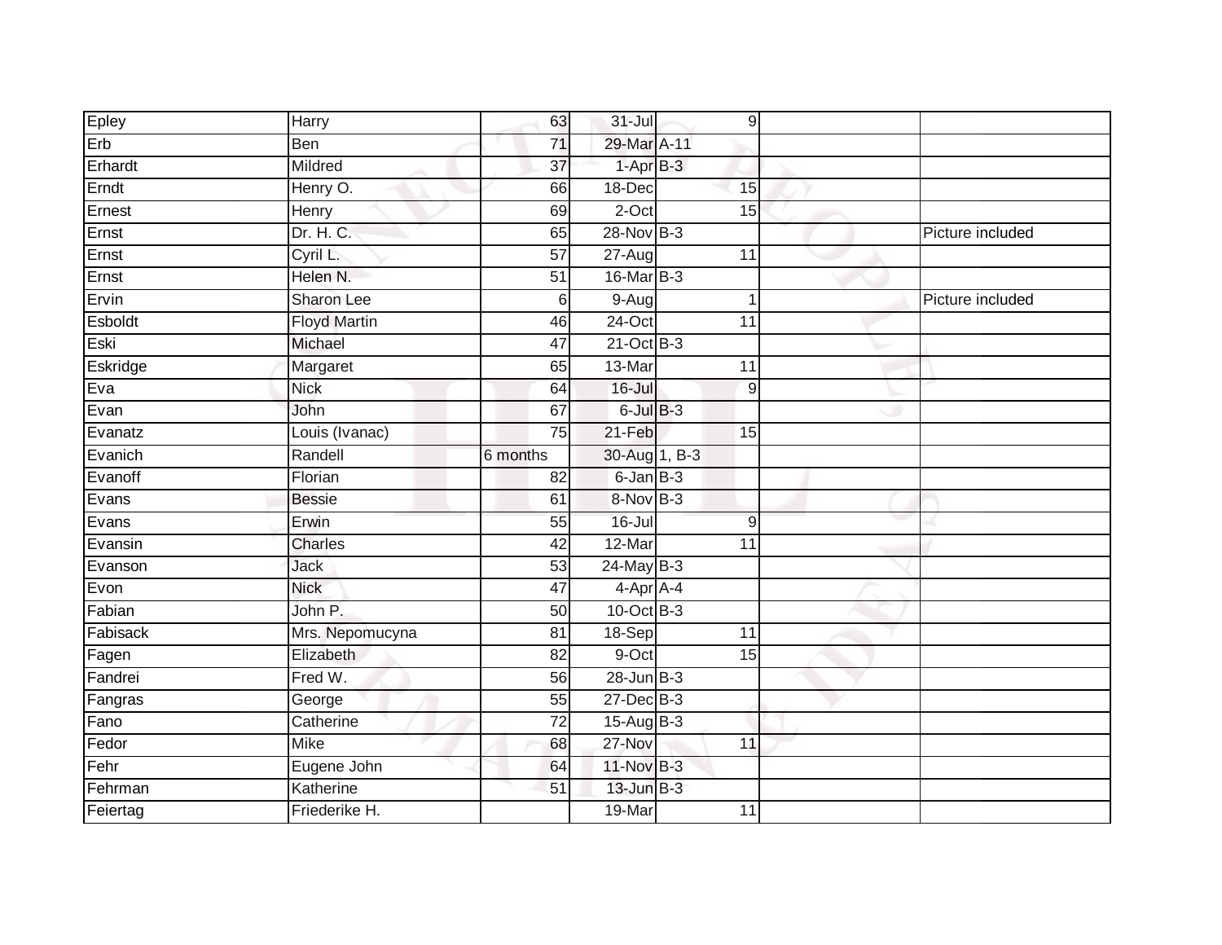| | | | | | | |
|---|---|---|---|---|---|---|
| Epley | Harry | 63 | 31-Jul | 9 | | |
| Erb | Ben | 71 | 29-Mar | A-11 | | |
| Erhardt | Mildred | 37 | 1-Apr | B-3 | | |
| Erndt | Henry O. | 66 | 18-Dec | 15 | | |
| Ernest | Henry | 69 | 2-Oct | 15 | | |
| Ernst | Dr. H. C. | 65 | 28-Nov | B-3 | | Picture included |
| Ernst | Cyril L. | 57 | 27-Aug | 11 | | |
| Ernst | Helen N. | 51 | 16-Mar | B-3 | | |
| Ervin | Sharon Lee | 6 | 9-Aug | 1 | | Picture included |
| Esboldt | Floyd Martin | 46 | 24-Oct | 11 | | |
| Eski | Michael | 47 | 21-Oct | B-3 | | |
| Eskridge | Margaret | 65 | 13-Mar | 11 | | |
| Eva | Nick | 64 | 16-Jul | 9 | | |
| Evan | John | 67 | 6-Jul | B-3 | | |
| Evanatz | Louis (Ivanac) | 75 | 21-Feb | 15 | | |
| Evanich | Randell | 6 months | 30-Aug | 1, B-3 | | |
| Evanoff | Florian | 82 | 6-Jan | B-3 | | |
| Evans | Bessie | 61 | 8-Nov | B-3 | | |
| Evans | Erwin | 55 | 16-Jul | 9 | | |
| Evansin | Charles | 42 | 12-Mar | 11 | | |
| Evanson | Jack | 53 | 24-May | B-3 | | |
| Evon | Nick | 47 | 4-Apr | A-4 | | |
| Fabian | John P. | 50 | 10-Oct | B-3 | | |
| Fabisack | Mrs. Nepomucyna | 81 | 18-Sep | 11 | | |
| Fagen | Elizabeth | 82 | 9-Oct | 15 | | |
| Fandrei | Fred W. | 56 | 28-Jun | B-3 | | |
| Fangras | George | 55 | 27-Dec | B-3 | | |
| Fano | Catherine | 72 | 15-Aug | B-3 | | |
| Fedor | Mike | 68 | 27-Nov | 11 | | |
| Fehr | Eugene John | 64 | 11-Nov | B-3 | | |
| Fehrman | Katherine | 51 | 13-Jun | B-3 | | |
| Feiertag | Friederike H. | | 19-Mar | 11 | | |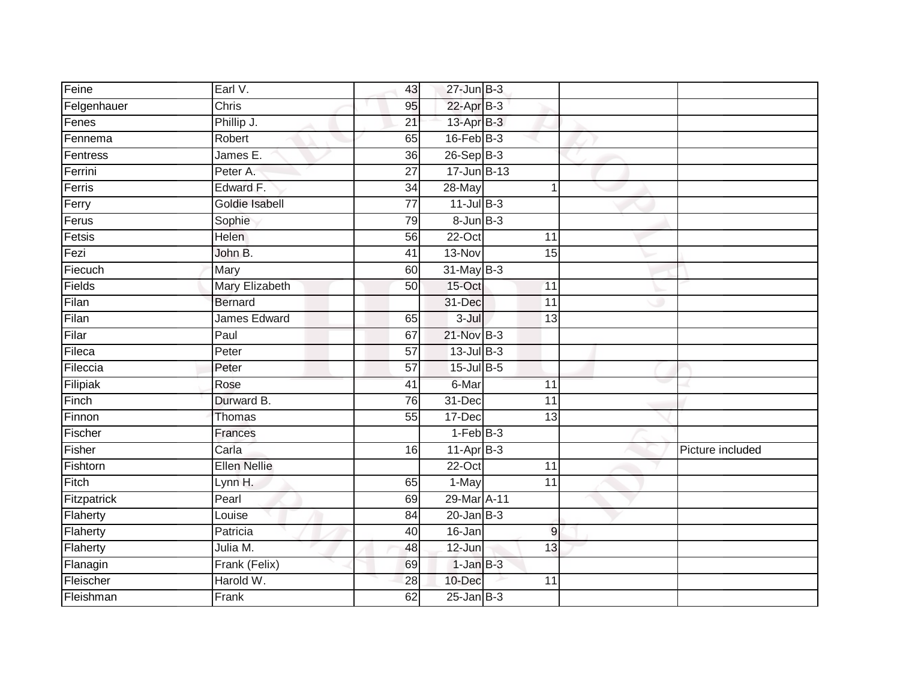| | | | | | | |
|---|---|---|---|---|---|---|
| Feine | Earl V. | 43 | 27-Jun | B-3 | | |
| Felgenhauer | Chris | 95 | 22-Apr | B-3 | | |
| Fenes | Phillip J. | 21 | 13-Apr | B-3 | | |
| Fennema | Robert | 65 | 16-Feb | B-3 | | |
| Fentress | James E. | 36 | 26-Sep | B-3 | | |
| Ferrini | Peter A. | 27 | 17-Jun | B-13 | | |
| Ferris | Edward F. | 34 | 28-May | 1 | | |
| Ferry | Goldie Isabell | 77 | 11-Jul | B-3 | | |
| Ferus | Sophie | 79 | 8-Jun | B-3 | | |
| Fetsis | Helen | 56 | 22-Oct | 11 | | |
| Fezi | John B. | 41 | 13-Nov | 15 | | |
| Fiecuch | Mary | 60 | 31-May | B-3 | | |
| Fields | Mary Elizabeth | 50 | 15-Oct | 11 | | |
| Filan | Bernard | | 31-Dec | 11 | | |
| Filan | James Edward | 65 | 3-Jul | 13 | | |
| Filar | Paul | 67 | 21-Nov | B-3 | | |
| Fileca | Peter | 57 | 13-Jul | B-3 | | |
| Fileccia | Peter | 57 | 15-Jul | B-5 | | |
| Filipiak | Rose | 41 | 6-Mar | 11 | | |
| Finch | Durward B. | 76 | 31-Dec | 11 | | |
| Finnon | Thomas | 55 | 17-Dec | 13 | | |
| Fischer | Frances | | 1-Feb | B-3 | | |
| Fisher | Carla | 16 | 11-Apr | B-3 | | Picture included |
| Fishtorn | Ellen Nellie | | 22-Oct | 11 | | |
| Fitch | Lynn H. | 65 | 1-May | 11 | | |
| Fitzpatrick | Pearl | 69 | 29-Mar | A-11 | | |
| Flaherty | Louise | 84 | 20-Jan | B-3 | | |
| Flaherty | Patricia | 40 | 16-Jan | 9 | | |
| Flaherty | Julia M. | 48 | 12-Jun | 13 | | |
| Flanagin | Frank (Felix) | 69 | 1-Jan | B-3 | | |
| Fleischer | Harold W. | 28 | 10-Dec | 11 | | |
| Fleishman | Frank | 62 | 25-Jan | B-3 | | |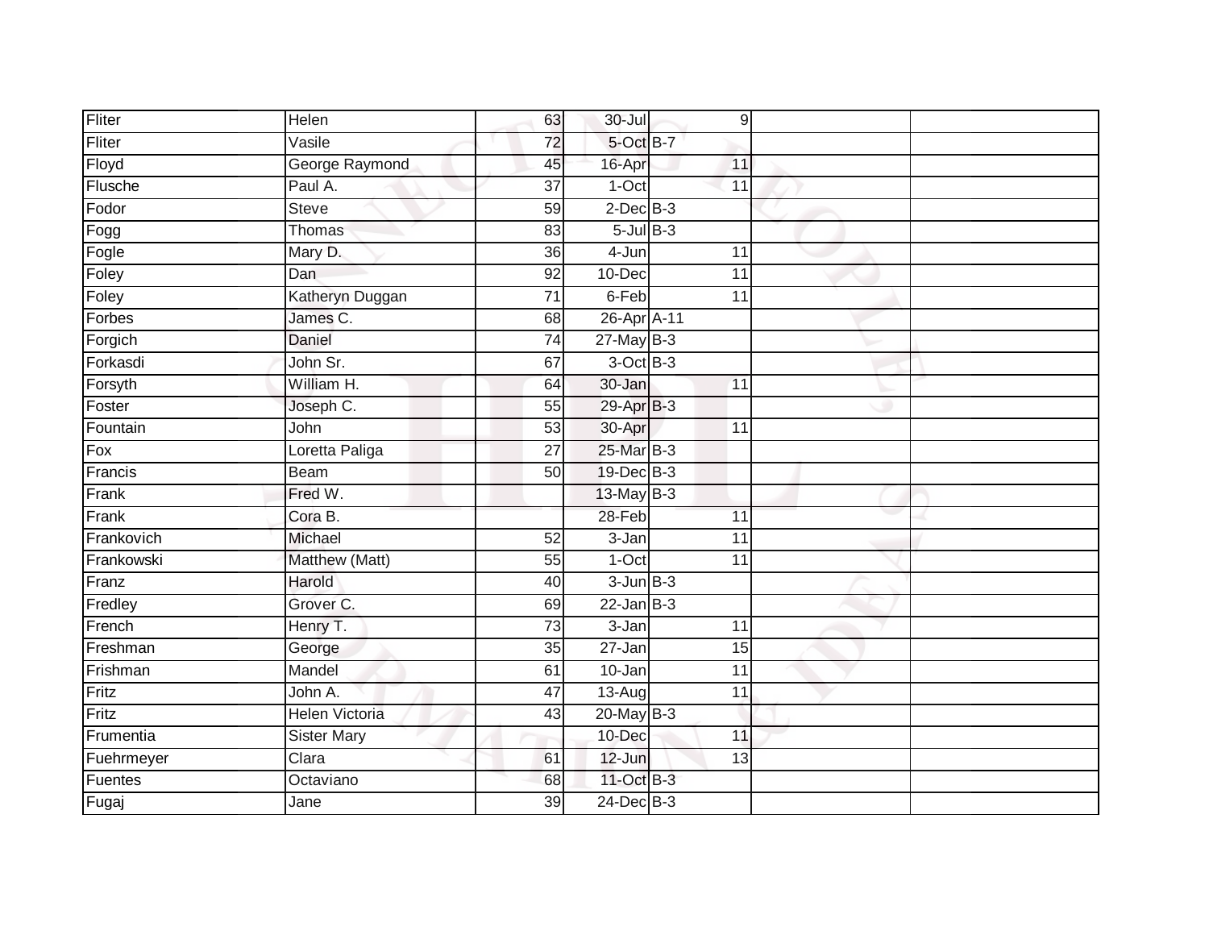| | | | | | | |
|---|---|---|---|---|---|---|
| Fliter | Helen | 63 | 30-Jul | 9 | | |
| Fliter | Vasile | 72 | 5-Oct | B-7 | | |
| Floyd | George Raymond | 45 | 16-Apr | 11 | | |
| Flusche | Paul A. | 37 | 1-Oct | 11 | | |
| Fodor | Steve | 59 | 2-Dec | B-3 | | |
| Fogg | Thomas | 83 | 5-Jul | B-3 | | |
| Fogle | Mary D. | 36 | 4-Jun | 11 | | |
| Foley | Dan | 92 | 10-Dec | 11 | | |
| Foley | Katheryn Duggan | 71 | 6-Feb | 11 | | |
| Forbes | James C. | 68 | 26-Apr | A-11 | | |
| Forgich | Daniel | 74 | 27-May | B-3 | | |
| Forkasdi | John Sr. | 67 | 3-Oct | B-3 | | |
| Forsyth | William H. | 64 | 30-Jan | 11 | | |
| Foster | Joseph C. | 55 | 29-Apr | B-3 | | |
| Fountain | John | 53 | 30-Apr | 11 | | |
| Fox | Loretta Paliga | 27 | 25-Mar | B-3 | | |
| Francis | Beam | 50 | 19-Dec | B-3 | | |
| Frank | Fred W. | | 13-May | B-3 | | |
| Frank | Cora B. | | 28-Feb | 11 | | |
| Frankovich | Michael | 52 | 3-Jan | 11 | | |
| Frankowski | Matthew (Matt) | 55 | 1-Oct | 11 | | |
| Franz | Harold | 40 | 3-Jun | B-3 | | |
| Fredley | Grover C. | 69 | 22-Jan | B-3 | | |
| French | Henry T. | 73 | 3-Jan | 11 | | |
| Freshman | George | 35 | 27-Jan | 15 | | |
| Frishman | Mandel | 61 | 10-Jan | 11 | | |
| Fritz | John A. | 47 | 13-Aug | 11 | | |
| Fritz | Helen Victoria | 43 | 20-May | B-3 | | |
| Frumentia | Sister Mary | | 10-Dec | 11 | | |
| Fuehrmeyer | Clara | 61 | 12-Jun | 13 | | |
| Fuentes | Octaviano | 68 | 11-Oct | B-3 | | |
| Fugaj | Jane | 39 | 24-Dec | B-3 | | |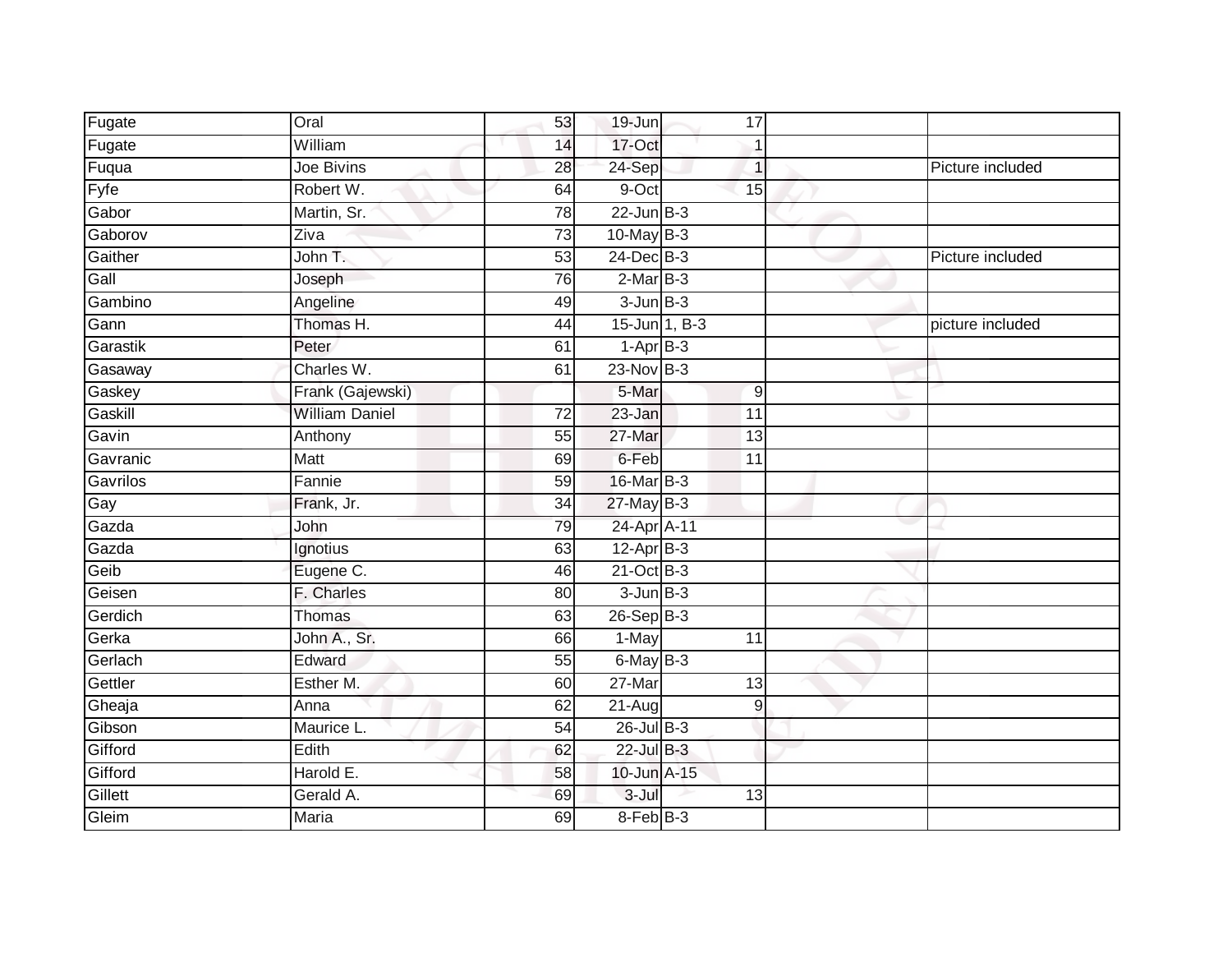| | | | | | | |
|---|---|---|---|---|---|---|
| Fugate | Oral | 53 | 19-Jun | 17 | | |
| Fugate | William | 14 | 17-Oct | 1 | | |
| Fuqua | Joe Bivins | 28 | 24-Sep | 1 | | Picture included |
| Fyfe | Robert W. | 64 | 9-Oct | 15 | | |
| Gabor | Martin, Sr. | 78 | 22-Jun | B-3 | | |
| Gaborov | Ziva | 73 | 10-May | B-3 | | |
| Gaither | John T. | 53 | 24-Dec | B-3 | | Picture included |
| Gall | Joseph | 76 | 2-Mar | B-3 | | |
| Gambino | Angeline | 49 | 3-Jun | B-3 | | |
| Gann | Thomas H. | 44 | 15-Jun | 1, B-3 | | picture included |
| Garastik | Peter | 61 | 1-Apr | B-3 | | |
| Gasaway | Charles W. | 61 | 23-Nov | B-3 | | |
| Gaskey | Frank (Gajewski) | | 5-Mar | 9 | | |
| Gaskill | William Daniel | 72 | 23-Jan | 11 | | |
| Gavin | Anthony | 55 | 27-Mar | 13 | | |
| Gavranic | Matt | 69 | 6-Feb | 11 | | |
| Gavrilos | Fannie | 59 | 16-Mar | B-3 | | |
| Gay | Frank, Jr. | 34 | 27-May | B-3 | | |
| Gazda | John | 79 | 24-Apr | A-11 | | |
| Gazda | Ignotius | 63 | 12-Apr | B-3 | | |
| Geib | Eugene C. | 46 | 21-Oct | B-3 | | |
| Geisen | F. Charles | 80 | 3-Jun | B-3 | | |
| Gerdich | Thomas | 63 | 26-Sep | B-3 | | |
| Gerka | John A., Sr. | 66 | 1-May | 11 | | |
| Gerlach | Edward | 55 | 6-May | B-3 | | |
| Gettler | Esther M. | 60 | 27-Mar | 13 | | |
| Gheaja | Anna | 62 | 21-Aug | 9 | | |
| Gibson | Maurice L. | 54 | 26-Jul | B-3 | | |
| Gifford | Edith | 62 | 22-Jul | B-3 | | |
| Gifford | Harold E. | 58 | 10-Jun | A-15 | | |
| Gillett | Gerald A. | 69 | 3-Jul | 13 | | |
| Gleim | Maria | 69 | 8-Feb | B-3 | | |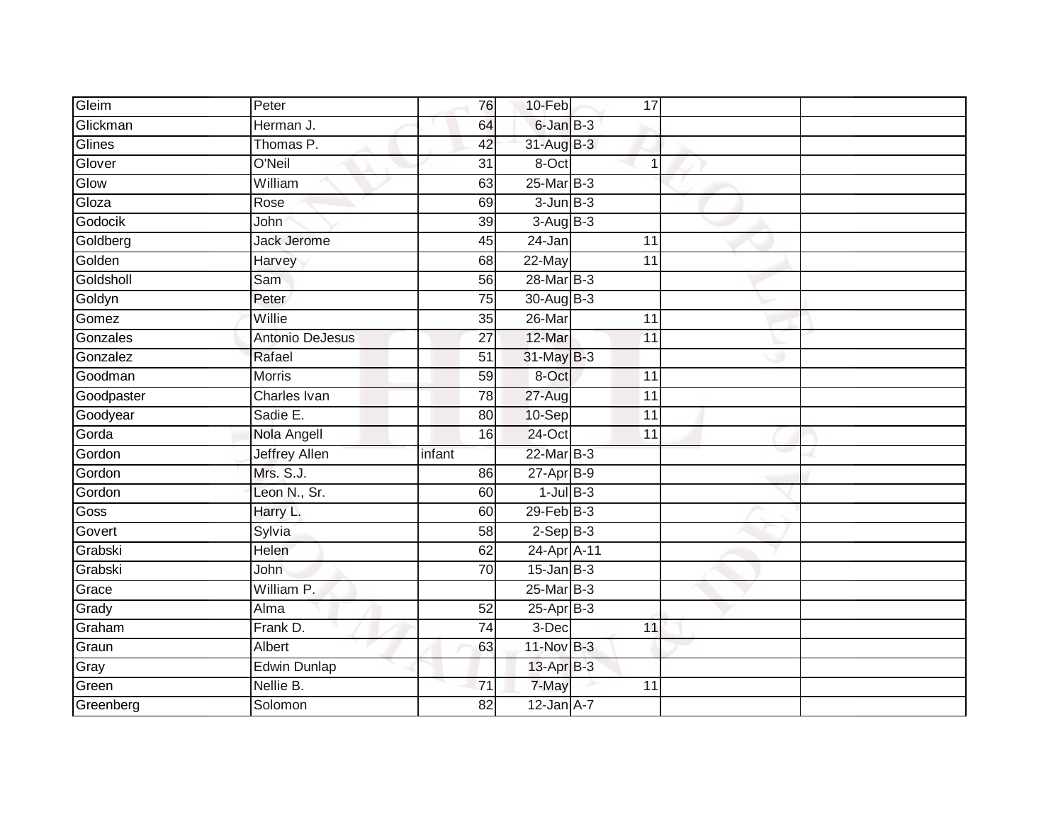| | | | | | | | |
|---|---|---|---|---|---|---|---|
| Gleim | Peter | 76 | 10-Feb | | 17 | | |
| Glickman | Herman J. | 64 | 6-Jan | B-3 | | | |
| Glines | Thomas P. | 42 | 31-Aug | B-3 | | | |
| Glover | O'Neil | 31 | 8-Oct | | 1 | | |
| Glow | William | 63 | 25-Mar | B-3 | | | |
| Gloza | Rose | 69 | 3-Jun | B-3 | | | |
| Godocik | John | 39 | 3-Aug | B-3 | | | |
| Goldberg | Jack Jerome | 45 | 24-Jan | | 11 | | |
| Golden | Harvey | 68 | 22-May | | 11 | | |
| Goldsholl | Sam | 56 | 28-Mar | B-3 | | | |
| Goldyn | Peter | 75 | 30-Aug | B-3 | | | |
| Gomez | Willie | 35 | 26-Mar | | 11 | | |
| Gonzales | Antonio DeJesus | 27 | 12-Mar | | 11 | | |
| Gonzalez | Rafael | 51 | 31-May | B-3 | | | |
| Goodman | Morris | 59 | 8-Oct | | 11 | | |
| Goodpaster | Charles Ivan | 78 | 27-Aug | | 11 | | |
| Goodyear | Sadie E. | 80 | 10-Sep | | 11 | | |
| Gorda | Nola Angell | 16 | 24-Oct | | 11 | | |
| Gordon | Jeffrey Allen | infant | 22-Mar | B-3 | | | |
| Gordon | Mrs. S.J. | 86 | 27-Apr | B-9 | | | |
| Gordon | Leon N., Sr. | 60 | 1-Jul | B-3 | | | |
| Goss | Harry L. | 60 | 29-Feb | B-3 | | | |
| Govert | Sylvia | 58 | 2-Sep | B-3 | | | |
| Grabski | Helen | 62 | 24-Apr | A-11 | | | |
| Grabski | John | 70 | 15-Jan | B-3 | | | |
| Grace | William P. | | 25-Mar | B-3 | | | |
| Grady | Alma | 52 | 25-Apr | B-3 | | | |
| Graham | Frank D. | 74 | 3-Dec | | 11 | | |
| Graun | Albert | 63 | 11-Nov | B-3 | | | |
| Gray | Edwin Dunlap | | 13-Apr | B-3 | | | |
| Green | Nellie B. | 71 | 7-May | | 11 | | |
| Greenberg | Solomon | 82 | 12-Jan | A-7 | | | |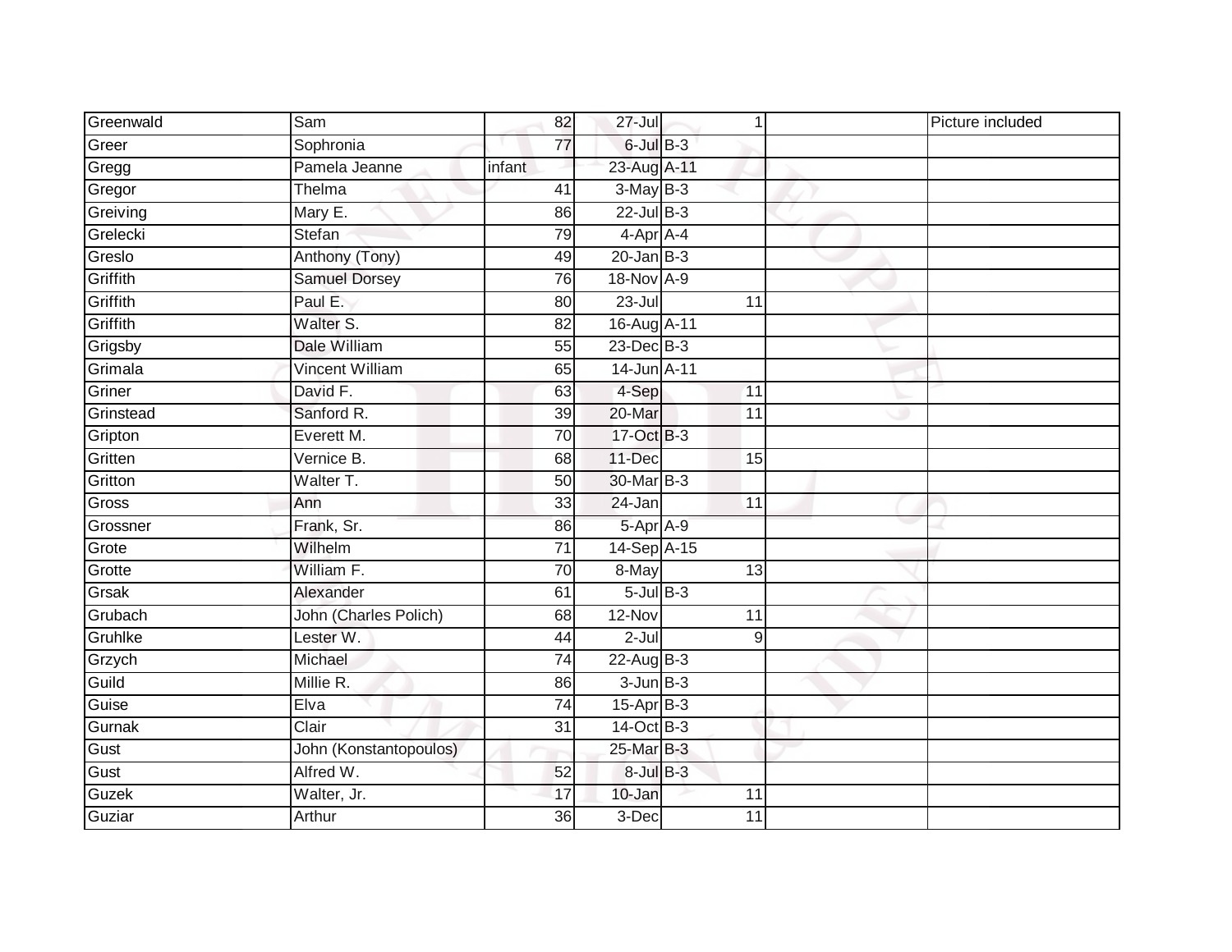| | | | | | | |
|---|---|---|---|---|---|---|
| Greenwald | Sam | 82 | 27-Jul | 1 | | Picture included |
| Greer | Sophronia | 77 | 6-Jul | B-3 | | |
| Gregg | Pamela Jeanne | infant | 23-Aug | A-11 | | |
| Gregor | Thelma | 41 | 3-May | B-3 | | |
| Greiving | Mary E. | 86 | 22-Jul | B-3 | | |
| Grelecki | Stefan | 79 | 4-Apr | A-4 | | |
| Greslo | Anthony (Tony) | 49 | 20-Jan | B-3 | | |
| Griffith | Samuel Dorsey | 76 | 18-Nov | A-9 | | |
| Griffith | Paul E. | 80 | 23-Jul | 11 | | |
| Griffith | Walter S. | 82 | 16-Aug | A-11 | | |
| Grigsby | Dale William | 55 | 23-Dec | B-3 | | |
| Grimala | Vincent William | 65 | 14-Jun | A-11 | | |
| Griner | David F. | 63 | 4-Sep | 11 | | |
| Grinstead | Sanford R. | 39 | 20-Mar | 11 | | |
| Gripton | Everett M. | 70 | 17-Oct | B-3 | | |
| Gritten | Vernice B. | 68 | 11-Dec | 15 | | |
| Gritton | Walter T. | 50 | 30-Mar | B-3 | | |
| Gross | Ann | 33 | 24-Jan | 11 | | |
| Grossner | Frank, Sr. | 86 | 5-Apr | A-9 | | |
| Grote | Wilhelm | 71 | 14-Sep | A-15 | | |
| Grotte | William F. | 70 | 8-May | 13 | | |
| Grsak | Alexander | 61 | 5-Jul | B-3 | | |
| Grubach | John (Charles Polich) | 68 | 12-Nov | 11 | | |
| Gruhlke | Lester W. | 44 | 2-Jul | 9 | | |
| Grzych | Michael | 74 | 22-Aug | B-3 | | |
| Guild | Millie R. | 86 | 3-Jun | B-3 | | |
| Guise | Elva | 74 | 15-Apr | B-3 | | |
| Gurnak | Clair | 31 | 14-Oct | B-3 | | |
| Gust | John (Konstantopoulos) | | 25-Mar | B-3 | | |
| Gust | Alfred W. | 52 | 8-Jul | B-3 | | |
| Guzek | Walter, Jr. | 17 | 10-Jan | 11 | | |
| Guziar | Arthur | 36 | 3-Dec | 11 | | |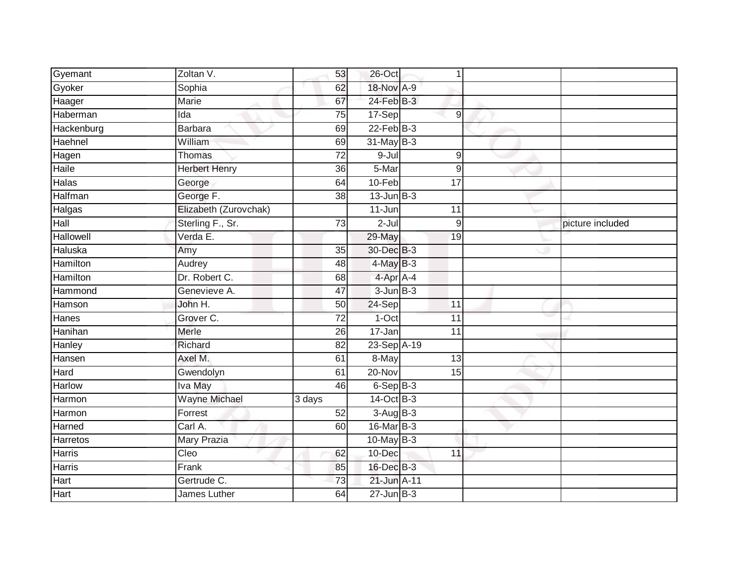| | | | | | | | |
|---|---|---|---|---|---|---|---|
| Gyemant | Zoltan V. | 53 | 26-Oct | | 1 | | |
| Gyoker | Sophia | 62 | 18-Nov | A-9 | | | |
| Haager | Marie | 67 | 24-Feb | B-3 | | | |
| Haberman | Ida | 75 | 17-Sep | | 9 | | |
| Hackenburg | Barbara | 69 | 22-Feb | B-3 | | | |
| Haehnel | William | 69 | 31-May | B-3 | | | |
| Hagen | Thomas | 72 | 9-Jul | | 9 | | |
| Haile | Herbert Henry | 36 | 5-Mar | | 9 | | |
| Halas | George | 64 | 10-Feb | | 17 | | |
| Halfman | George F. | 38 | 13-Jun | B-3 | | | |
| Halgas | Elizabeth (Zurovchak) | | 11-Jun | | 11 | | |
| Hall | Sterling F., Sr. | 73 | 2-Jul | | 9 | | picture included |
| Hallowell | Verda E. | | 29-May | | 19 | | |
| Haluska | Amy | 35 | 30-Dec | B-3 | | | |
| Hamilton | Audrey | 48 | 4-May | B-3 | | | |
| Hamilton | Dr. Robert C. | 68 | 4-Apr | A-4 | | | |
| Hammond | Genevieve A. | 47 | 3-Jun | B-3 | | | |
| Hamson | John H. | 50 | 24-Sep | | 11 | | |
| Hanes | Grover C. | 72 | 1-Oct | | 11 | | |
| Hanihan | Merle | 26 | 17-Jan | | 11 | | |
| Hanley | Richard | 82 | 23-Sep | A-19 | | | |
| Hansen | Axel M. | 61 | 8-May | | 13 | | |
| Hard | Gwendolyn | 61 | 20-Nov | | 15 | | |
| Harlow | Iva May | 46 | 6-Sep | B-3 | | | |
| Harmon | Wayne Michael | 3 days | 14-Oct | B-3 | | | |
| Harmon | Forrest | 52 | 3-Aug | B-3 | | | |
| Harned | Carl A. | 60 | 16-Mar | B-3 | | | |
| Harretos | Mary Prazia | | 10-May | B-3 | | | |
| Harris | Cleo | 62 | 10-Dec | | 11 | | |
| Harris | Frank | 85 | 16-Dec | B-3 | | | |
| Hart | Gertrude C. | 73 | 21-Jun | A-11 | | | |
| Hart | James Luther | 64 | 27-Jun | B-3 | | | |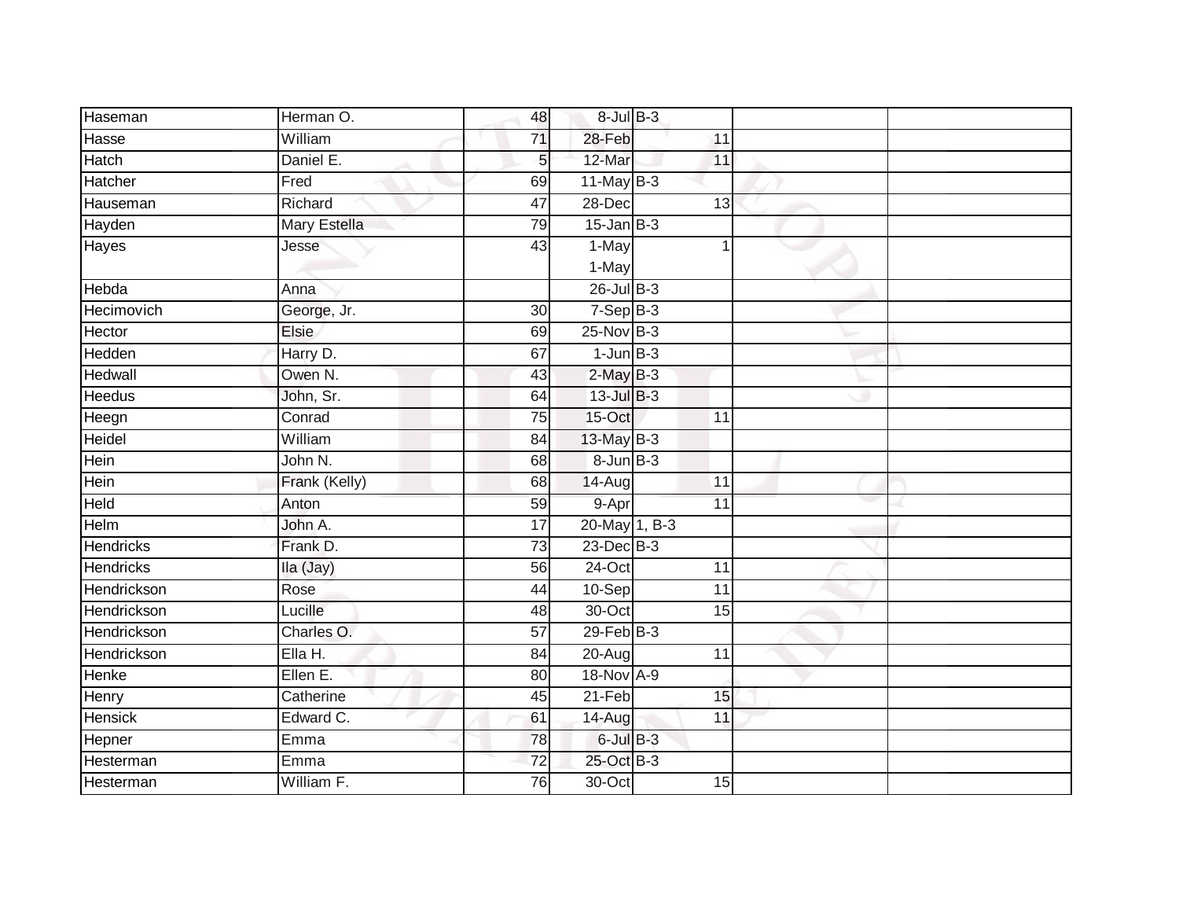| Haseman | Herman O. | 48 | 8-Jul | B-3 | | |
|---|---|---|---|---|---|---|
| Hasse | William | 71 | 28-Feb | 11 | | |
| Hatch | Daniel E. | 5 | 12-Mar | 11 | | |
| Hatcher | Fred | 69 | 11-May | B-3 | | |
| Hauseman | Richard | 47 | 28-Dec | 13 | | |
| Hayden | Mary Estella | 79 | 15-Jan | B-3 | | |
| Hayes | Jesse | 43 | 1-May<br>1-May | 1 | | |
| Hebda | Anna | | 26-Jul | B-3 | | |
| Hecimovich | George, Jr. | 30 | 7-Sep | B-3 | | |
| Hector | Elsie | 69 | 25-Nov | B-3 | | |
| Hedden | Harry D. | 67 | 1-Jun | B-3 | | |
| Hedwall | Owen N. | 43 | 2-May | B-3 | | |
| Heedus | John, Sr. | 64 | 13-Jul | B-3 | | |
| Heegn | Conrad | 75 | 15-Oct | 11 | | |
| Heidel | William | 84 | 13-May | B-3 | | |
| Hein | John N. | 68 | 8-Jun | B-3 | | |
| Hein | Frank (Kelly) | 68 | 14-Aug | 11 | | |
| Held | Anton | 59 | 9-Apr | 11 | | |
| Helm | John A. | 17 | 20-May | 1, B-3 | | |
| Hendricks | Frank D. | 73 | 23-Dec | B-3 | | |
| Hendricks | Ila (Jay) | 56 | 24-Oct | 11 | | |
| Hendrickson | Rose | 44 | 10-Sep | 11 | | |
| Hendrickson | Lucille | 48 | 30-Oct | 15 | | |
| Hendrickson | Charles O. | 57 | 29-Feb | B-3 | | |
| Hendrickson | Ella H. | 84 | 20-Aug | 11 | | |
| Henke | Ellen E. | 80 | 18-Nov | A-9 | | |
| Henry | Catherine | 45 | 21-Feb | 15 | | |
| Hensick | Edward C. | 61 | 14-Aug | 11 | | |
| Hepner | Emma | 78 | 6-Jul | B-3 | | |
| Hesterman | Emma | 72 | 25-Oct | B-3 | | |
| Hesterman | William F. | 76 | 30-Oct | 15 | | |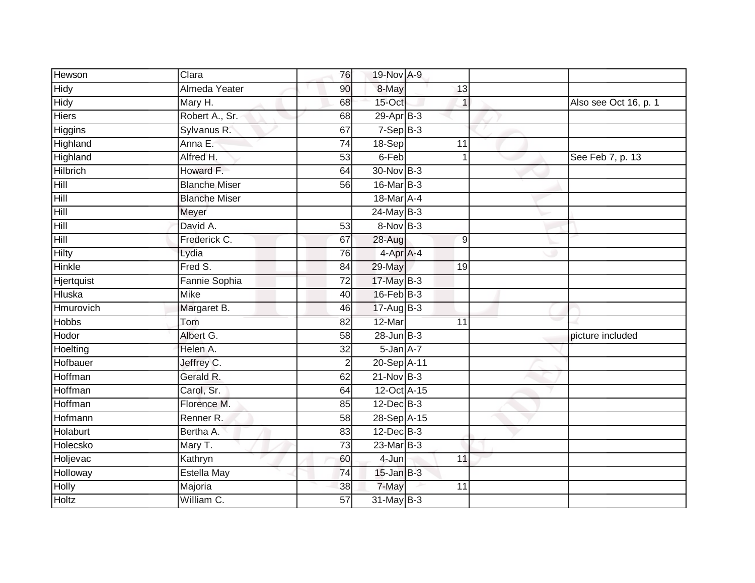| | | | | | | | |
|---|---|---|---|---|---|---|---|
| Hewson | Clara | 76 | 19-Nov | A-9 | | | |
| Hidy | Almeda Yeater | 90 | 8-May | | 13 | | |
| Hidy | Mary H. | 68 | 15-Oct | | 1 | | Also see Oct 16, p. 1 |
| Hiers | Robert A., Sr. | 68 | 29-Apr | B-3 | | | |
| Higgins | Sylvanus R. | 67 | 7-Sep | B-3 | | | |
| Highland | Anna E. | 74 | 18-Sep | | 11 | | |
| Highland | Alfred H. | 53 | 6-Feb | | 1 | | See Feb 7, p. 13 |
| Hilbrich | Howard F. | 64 | 30-Nov | B-3 | | | |
| Hill | Blanche Miser | 56 | 16-Mar | B-3 | | | |
| Hill | Blanche Miser | | 18-Mar | A-4 | | | |
| Hill | Meyer | | 24-May | B-3 | | | |
| Hill | David A. | 53 | 8-Nov | B-3 | | | |
| Hill | Frederick C. | 67 | 28-Aug | | 9 | | |
| Hilty | Lydia | 76 | 4-Apr | A-4 | | | |
| Hinkle | Fred S. | 84 | 29-May | | 19 | | |
| Hjertquist | Fannie Sophia | 72 | 17-May | B-3 | | | |
| Hluska | Mike | 40 | 16-Feb | B-3 | | | |
| Hmurovich | Margaret B. | 46 | 17-Aug | B-3 | | | |
| Hobbs | Tom | 82 | 12-Mar | | 11 | | |
| Hodor | Albert G. | 58 | 28-Jun | B-3 | | | picture included |
| Hoelting | Helen A. | 32 | 5-Jan | A-7 | | | |
| Hofbauer | Jeffrey C. | 2 | 20-Sep | A-11 | | | |
| Hoffman | Gerald R. | 62 | 21-Nov | B-3 | | | |
| Hoffman | Carol, Sr. | 64 | 12-Oct | A-15 | | | |
| Hoffman | Florence M. | 85 | 12-Dec | B-3 | | | |
| Hofmann | Renner R. | 58 | 28-Sep | A-15 | | | |
| Holaburt | Bertha A. | 83 | 12-Dec | B-3 | | | |
| Holecsko | Mary T. | 73 | 23-Mar | B-3 | | | |
| Holjevac | Kathryn | 60 | 4-Jun | | 11 | | |
| Holloway | Estella May | 74 | 15-Jan | B-3 | | | |
| Holly | Majoria | 38 | 7-May | | 11 | | |
| Holtz | William C. | 57 | 31-May | B-3 | | | |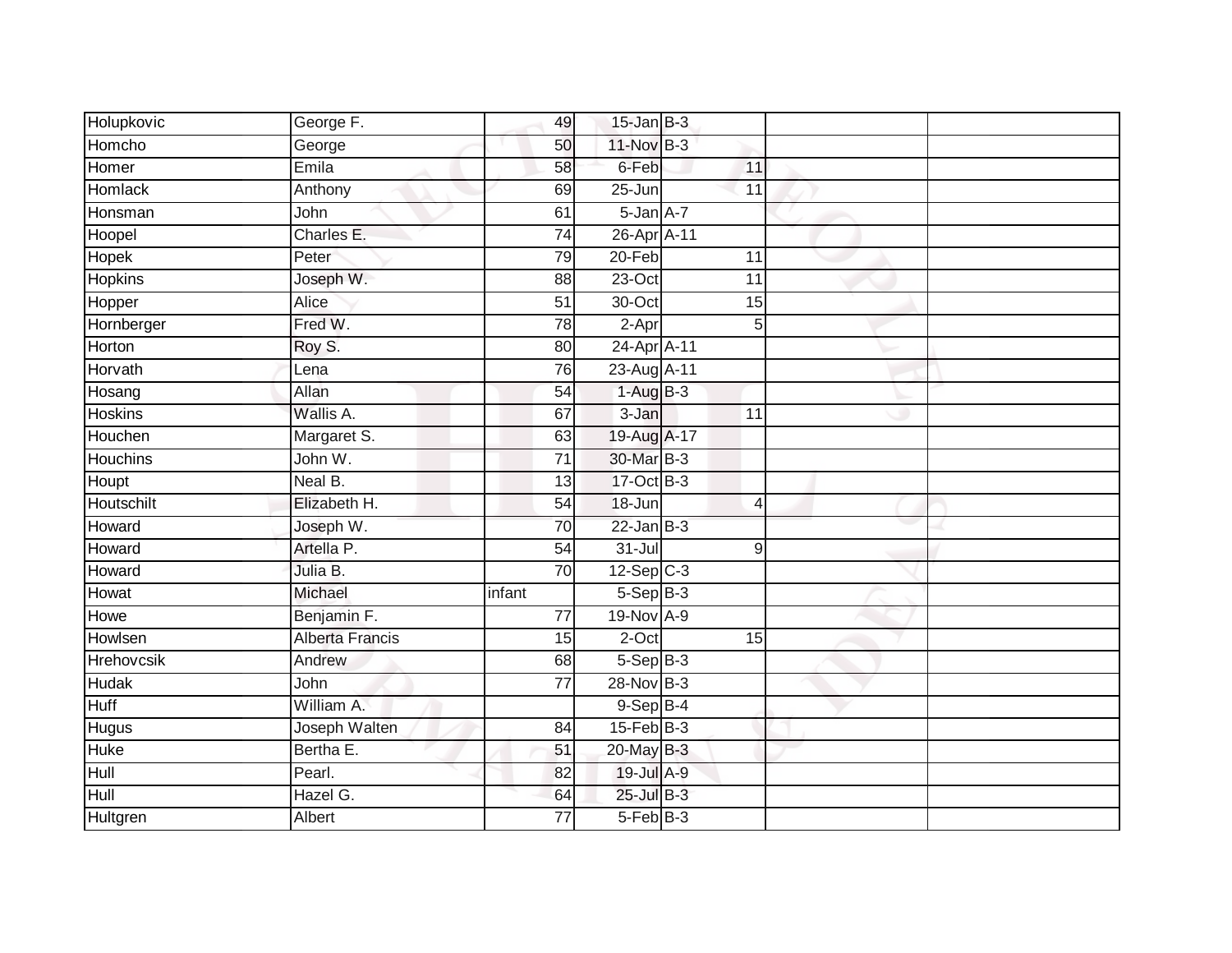| | | | | | | | |
|---|---|---|---|---|---|---|---|
| Holupkovic | George F. | 49 | 15-Jan | B-3 | | | |
| Homcho | George | 50 | 11-Nov | B-3 | | | |
| Homer | Emila | 58 | 6-Feb | | 11 | | |
| Homlack | Anthony | 69 | 25-Jun | | 11 | | |
| Honsman | John | 61 | 5-Jan | A-7 | | | |
| Hoopel | Charles E. | 74 | 26-Apr | A-11 | | | |
| Hopek | Peter | 79 | 20-Feb | | 11 | | |
| Hopkins | Joseph W. | 88 | 23-Oct | | 11 | | |
| Hopper | Alice | 51 | 30-Oct | | 15 | | |
| Hornberger | Fred W. | 78 | 2-Apr | | 5 | | |
| Horton | Roy S. | 80 | 24-Apr | A-11 | | | |
| Horvath | Lena | 76 | 23-Aug | A-11 | | | |
| Hosang | Allan | 54 | 1-Aug | B-3 | | | |
| Hoskins | Wallis A. | 67 | 3-Jan | | 11 | | |
| Houchen | Margaret S. | 63 | 19-Aug | A-17 | | | |
| Houchins | John W. | 71 | 30-Mar | B-3 | | | |
| Houpt | Neal B. | 13 | 17-Oct | B-3 | | | |
| Houtschilt | Elizabeth H. | 54 | 18-Jun | | 4 | | |
| Howard | Joseph W. | 70 | 22-Jan | B-3 | | | |
| Howard | Artella P. | 54 | 31-Jul | | 9 | | |
| Howard | Julia B. | 70 | 12-Sep | C-3 | | | |
| Howat | Michael | infant | 5-Sep | B-3 | | | |
| Howe | Benjamin F. | 77 | 19-Nov | A-9 | | | |
| Howlsen | Alberta Francis | 15 | 2-Oct | | 15 | | |
| Hrehovcsik | Andrew | 68 | 5-Sep | B-3 | | | |
| Hudak | John | 77 | 28-Nov | B-3 | | | |
| Huff | William A. | | 9-Sep | B-4 | | | |
| Hugus | Joseph Walten | 84 | 15-Feb | B-3 | | | |
| Huke | Bertha E. | 51 | 20-May | B-3 | | | |
| Hull | Pearl. | 82 | 19-Jul | A-9 | | | |
| Hull | Hazel G. | 64 | 25-Jul | B-3 | | | |
| Hultgren | Albert | 77 | 5-Feb | B-3 | | | |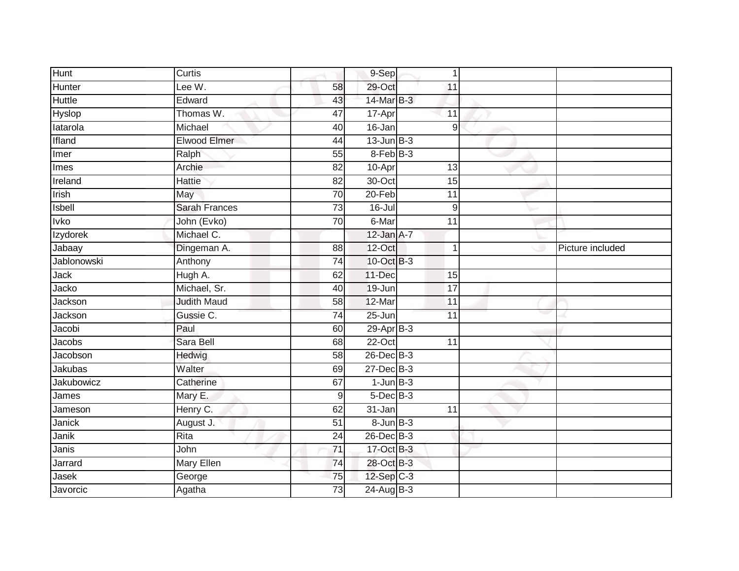| | | | | | | |
|---|---|---|---|---|---|---|
| Hunt | Curtis | | 9-Sep | 1 | | |
| Hunter | Lee W. | 58 | 29-Oct | 11 | | |
| Huttle | Edward | 43 | 14-Mar | B-3 | | |
| Hyslop | Thomas W. | 47 | 17-Apr | 11 | | |
| Iatarola | Michael | 40 | 16-Jan | 9 | | |
| Ifland | Elwood Elmer | 44 | 13-Jun | B-3 | | |
| Imer | Ralph | 55 | 8-Feb | B-3 | | |
| Imes | Archie | 82 | 10-Apr | 13 | | |
| Ireland | Hattie | 82 | 30-Oct | 15 | | |
| Irish | May | 70 | 20-Feb | 11 | | |
| Isbell | Sarah Frances | 73 | 16-Jul | 9 | | |
| Ivko | John (Evko) | 70 | 6-Mar | 11 | | |
| Izydorek | Michael C. | | 12-Jan | A-7 | | |
| Jabaay | Dingeman A. | 88 | 12-Oct | 1 | | Picture included |
| Jablonowski | Anthony | 74 | 10-Oct | B-3 | | |
| Jack | Hugh A. | 62 | 11-Dec | 15 | | |
| Jacko | Michael, Sr. | 40 | 19-Jun | 17 | | |
| Jackson | Judith Maud | 58 | 12-Mar | 11 | | |
| Jackson | Gussie C. | 74 | 25-Jun | 11 | | |
| Jacobi | Paul | 60 | 29-Apr | B-3 | | |
| Jacobs | Sara Bell | 68 | 22-Oct | 11 | | |
| Jacobson | Hedwig | 58 | 26-Dec | B-3 | | |
| Jakubas | Walter | 69 | 27-Dec | B-3 | | |
| Jakubowicz | Catherine | 67 | 1-Jun | B-3 | | |
| James | Mary E. | 9 | 5-Dec | B-3 | | |
| Jameson | Henry C. | 62 | 31-Jan | 11 | | |
| Janick | August J. | 51 | 8-Jun | B-3 | | |
| Janik | Rita | 24 | 26-Dec | B-3 | | |
| Janis | John | 71 | 17-Oct | B-3 | | |
| Jarrard | Mary Ellen | 74 | 28-Oct | B-3 | | |
| Jasek | George | 75 | 12-Sep | C-3 | | |
| Javorcic | Agatha | 73 | 24-Aug | B-3 | | |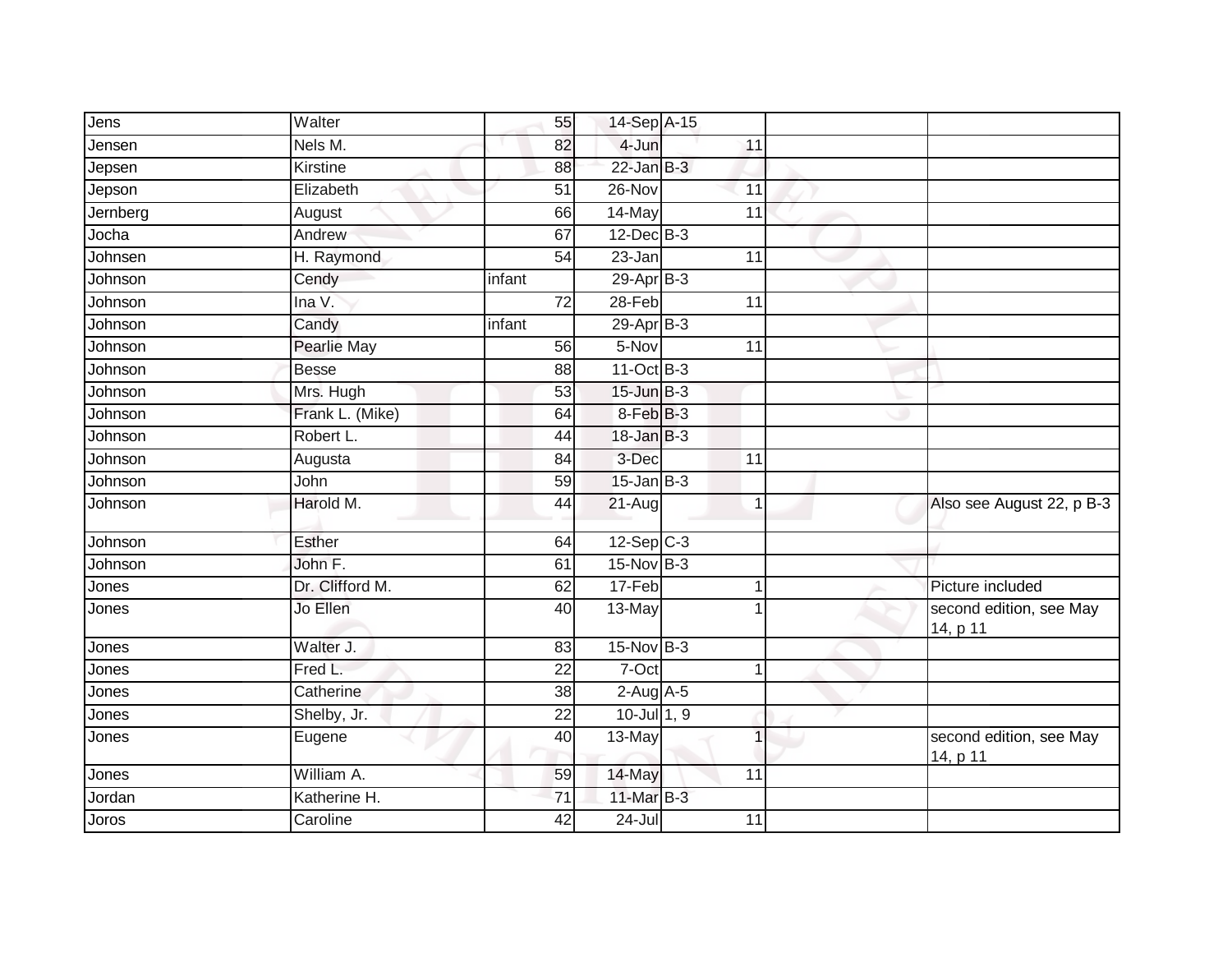| | | | | | | |
|---|---|---|---|---|---|---|
| Jens | Walter | 55 | 14-Sep | A-15 | | |
| Jensen | Nels M. | 82 | 4-Jun | 11 | | |
| Jepsen | Kirstine | 88 | 22-Jan | B-3 | | |
| Jepson | Elizabeth | 51 | 26-Nov | 11 | | |
| Jernberg | August | 66 | 14-May | 11 | | |
| Jocha | Andrew | 67 | 12-Dec | B-3 | | |
| Johnsen | H. Raymond | 54 | 23-Jan | 11 | | |
| Johnson | Cendy | infant | 29-Apr | B-3 | | |
| Johnson | Ina V. | 72 | 28-Feb | 11 | | |
| Johnson | Candy | infant | 29-Apr | B-3 | | |
| Johnson | Pearlie May | 56 | 5-Nov | 11 | | |
| Johnson | Besse | 88 | 11-Oct | B-3 | | |
| Johnson | Mrs. Hugh | 53 | 15-Jun | B-3 | | |
| Johnson | Frank L. (Mike) | 64 | 8-Feb | B-3 | | |
| Johnson | Robert L. | 44 | 18-Jan | B-3 | | |
| Johnson | Augusta | 84 | 3-Dec | 11 | | |
| Johnson | John | 59 | 15-Jan | B-3 | | |
| Johnson | Harold M. | 44 | 21-Aug | 1 | | Also see August 22, p B-3 |
| Johnson | Esther | 64 | 12-Sep | C-3 | | |
| Johnson | John F. | 61 | 15-Nov | B-3 | | |
| Jones | Dr. Clifford M. | 62 | 17-Feb | 1 | | Picture included |
| Jones | Jo Ellen | 40 | 13-May | 1 | | second edition, see May 14, p 11 |
| Jones | Walter J. | 83 | 15-Nov | B-3 | | |
| Jones | Fred L. | 22 | 7-Oct | 1 | | |
| Jones | Catherine | 38 | 2-Aug | A-5 | | |
| Jones | Shelby, Jr. | 22 | 10-Jul | 1, 9 | | |
| Jones | Eugene | 40 | 13-May | 1 | | second edition, see May 14, p 11 |
| Jones | William A. | 59 | 14-May | 11 | | |
| Jordan | Katherine H. | 71 | 11-Mar | B-3 | | |
| Joros | Caroline | 42 | 24-Jul | 11 | | |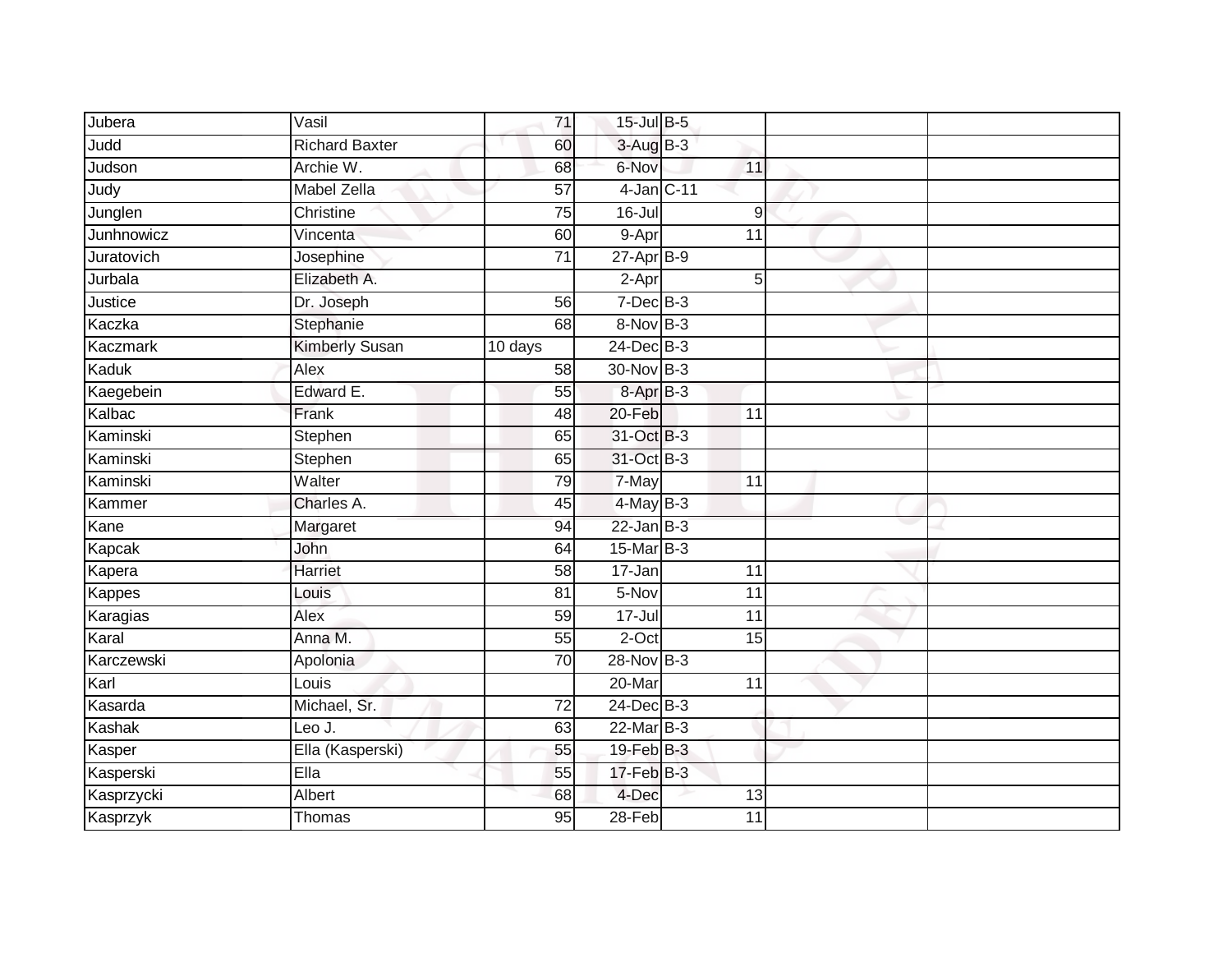| | | | | | | | |
|---|---|---|---|---|---|---|---|
| Jubera | Vasil | 71 | 15-Jul | B-5 | | | |
| Judd | Richard Baxter | 60 | 3-Aug | B-3 | | | |
| Judson | Archie W. | 68 | 6-Nov | | 11 | | |
| Judy | Mabel Zella | 57 | 4-Jan | C-11 | | | |
| Junglen | Christine | 75 | 16-Jul | | 9 | | |
| Junhnowicz | Vincenta | 60 | 9-Apr | | 11 | | |
| Juratovich | Josephine | 71 | 27-Apr | B-9 | | | |
| Jurbala | Elizabeth A. | | 2-Apr | | 5 | | |
| Justice | Dr. Joseph | 56 | 7-Dec | B-3 | | | |
| Kaczka | Stephanie | 68 | 8-Nov | B-3 | | | |
| Kaczmark | Kimberly Susan | 10 days | 24-Dec | B-3 | | | |
| Kaduk | Alex | 58 | 30-Nov | B-3 | | | |
| Kaegebein | Edward E. | 55 | 8-Apr | B-3 | | | |
| Kalbac | Frank | 48 | 20-Feb | | 11 | | |
| Kaminski | Stephen | 65 | 31-Oct | B-3 | | | |
| Kaminski | Stephen | 65 | 31-Oct | B-3 | | | |
| Kaminski | Walter | 79 | 7-May | | 11 | | |
| Kammer | Charles A. | 45 | 4-May | B-3 | | | |
| Kane | Margaret | 94 | 22-Jan | B-3 | | | |
| Kapcak | John | 64 | 15-Mar | B-3 | | | |
| Kapera | Harriet | 58 | 17-Jan | | 11 | | |
| Kappes | Louis | 81 | 5-Nov | | 11 | | |
| Karagias | Alex | 59 | 17-Jul | | 11 | | |
| Karal | Anna M. | 55 | 2-Oct | | 15 | | |
| Karczewski | Apolonia | 70 | 28-Nov | B-3 | | | |
| Karl | Louis | | 20-Mar | | 11 | | |
| Kasarda | Michael, Sr. | 72 | 24-Dec | B-3 | | | |
| Kashak | Leo J. | 63 | 22-Mar | B-3 | | | |
| Kasper | Ella (Kasperski) | 55 | 19-Feb | B-3 | | | |
| Kasperski | Ella | 55 | 17-Feb | B-3 | | | |
| Kasprzycki | Albert | 68 | 4-Dec | | 13 | | |
| Kasprzyk | Thomas | 95 | 28-Feb | | 11 | | |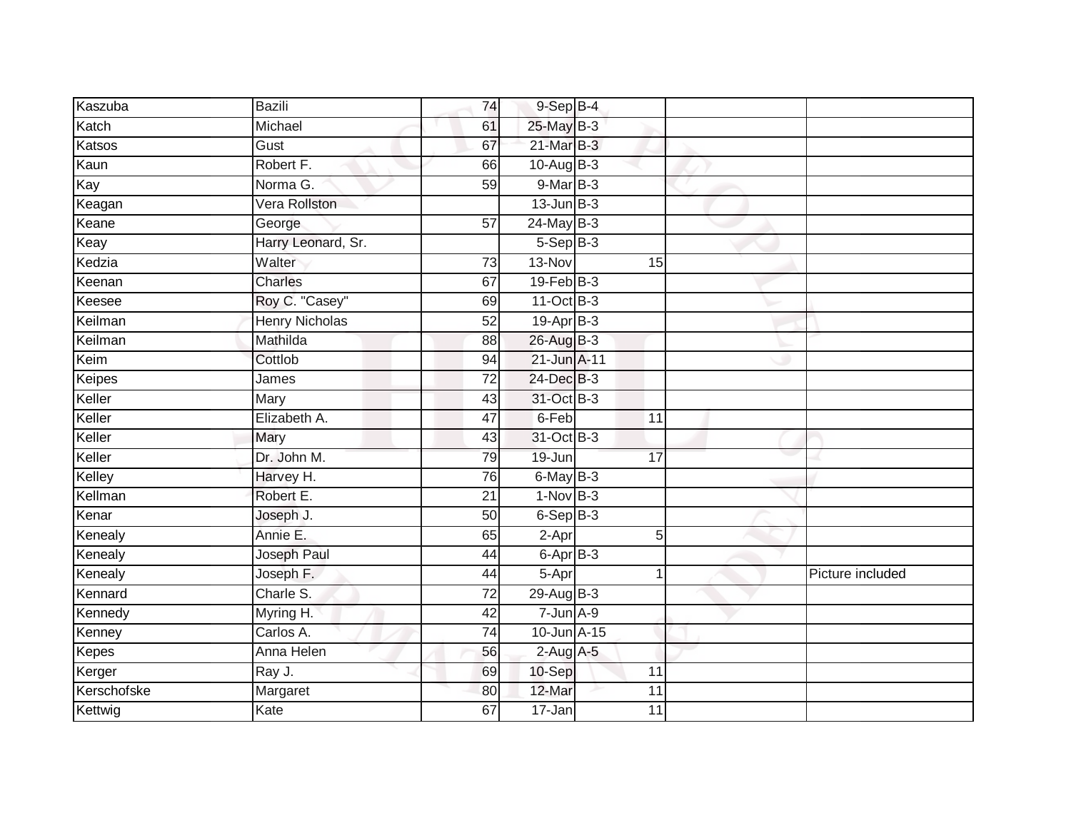| Kaszuba | Bazili | 74 | 9-Sep | B-4 | | |
|---|---|---|---|---|---|---|
| Katch | Michael | 61 | 25-May | B-3 | | |
| Katsos | Gust | 67 | 21-Mar | B-3 | | |
| Kaun | Robert F. | 66 | 10-Aug | B-3 | | |
| Kay | Norma G. | 59 | 9-Mar | B-3 | | |
| Keagan | Vera Rollston | | 13-Jun | B-3 | | |
| Keane | George | 57 | 24-May | B-3 | | |
| Keay | Harry Leonard, Sr. | | 5-Sep | B-3 | | |
| Kedzia | Walter | 73 | 13-Nov | 15 | | |
| Keenan | Charles | 67 | 19-Feb | B-3 | | |
| Keesee | Roy C. "Casey" | 69 | 11-Oct | B-3 | | |
| Keilman | Henry Nicholas | 52 | 19-Apr | B-3 | | |
| Keilman | Mathilda | 88 | 26-Aug | B-3 | | |
| Keim | Cottlob | 94 | 21-Jun | A-11 | | |
| Keipes | James | 72 | 24-Dec | B-3 | | |
| Keller | Mary | 43 | 31-Oct | B-3 | | |
| Keller | Elizabeth A. | 47 | 6-Feb | 11 | | |
| Keller | Mary | 43 | 31-Oct | B-3 | | |
| Keller | Dr. John M. | 79 | 19-Jun | 17 | | |
| Kelley | Harvey H. | 76 | 6-May | B-3 | | |
| Kellman | Robert E. | 21 | 1-Nov | B-3 | | |
| Kenar | Joseph J. | 50 | 6-Sep | B-3 | | |
| Kenealy | Annie E. | 65 | 2-Apr | 5 | | |
| Kenealy | Joseph Paul | 44 | 6-Apr | B-3 | | |
| Kenealy | Joseph F. | 44 | 5-Apr | 1 | | Picture included |
| Kennard | Charle S. | 72 | 29-Aug | B-3 | | |
| Kennedy | Myring H. | 42 | 7-Jun | A-9 | | |
| Kenney | Carlos A. | 74 | 10-Jun | A-15 | | |
| Kepes | Anna Helen | 56 | 2-Aug | A-5 | | |
| Kerger | Ray J. | 69 | 10-Sep | 11 | | |
| Kerschofske | Margaret | 80 | 12-Mar | 11 | | |
| Kettwig | Kate | 67 | 17-Jan | 11 | | |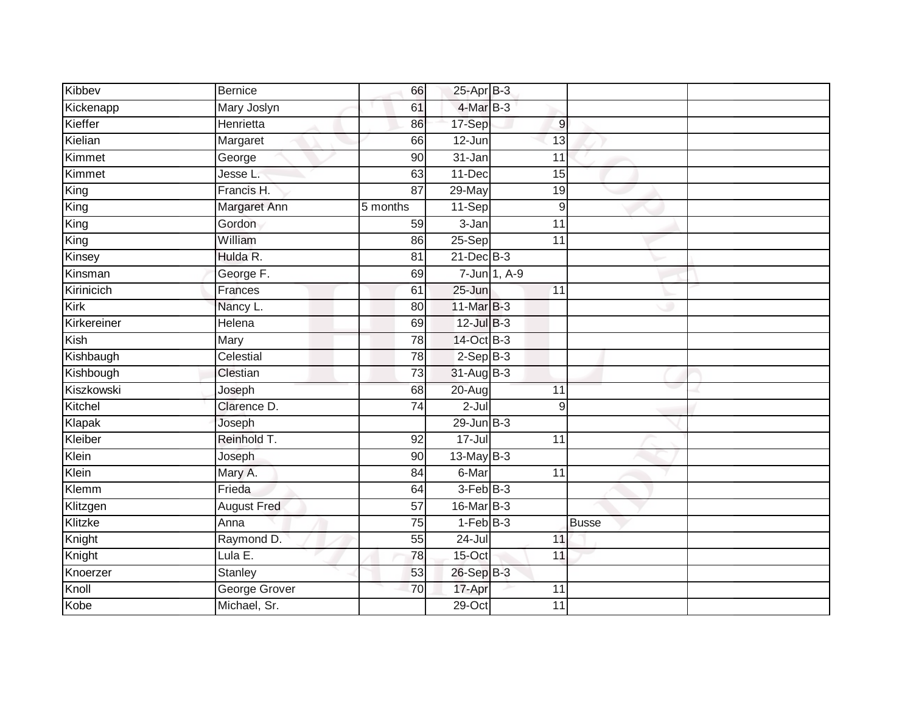| | | | | | | |
|---|---|---|---|---|---|---|
| Kibbev | Bernice | 66 | 25-Apr | B-3 | | |
| Kickenapp | Mary Joslyn | 61 | 4-Mar | B-3 | | |
| Kieffer | Henrietta | 86 | 17-Sep | 9 | | |
| Kielian | Margaret | 66 | 12-Jun | 13 | | |
| Kimmet | George | 90 | 31-Jan | 11 | | |
| Kimmet | Jesse L. | 63 | 11-Dec | 15 | | |
| King | Francis H. | 87 | 29-May | 19 | | |
| King | Margaret Ann | 5 months | 11-Sep | 9 | | |
| King | Gordon | 59 | 3-Jan | 11 | | |
| King | William | 86 | 25-Sep | 11 | | |
| Kinsey | Hulda R. | 81 | 21-Dec | B-3 | | |
| Kinsman | George F. | 69 | 7-Jun | 1, A-9 | | |
| Kirinicich | Frances | 61 | 25-Jun | 11 | | |
| Kirk | Nancy L. | 80 | 11-Mar | B-3 | | |
| Kirkereiner | Helena | 69 | 12-Jul | B-3 | | |
| Kish | Mary | 78 | 14-Oct | B-3 | | |
| Kishbaugh | Celestial | 78 | 2-Sep | B-3 | | |
| Kishbough | Clestian | 73 | 31-Aug | B-3 | | |
| Kiszkowski | Joseph | 68 | 20-Aug | 11 | | |
| Kitchel | Clarence D. | 74 | 2-Jul | 9 | | |
| Klapak | Joseph | | 29-Jun | B-3 | | |
| Kleiber | Reinhold T. | 92 | 17-Jul | 11 | | |
| Klein | Joseph | 90 | 13-May | B-3 | | |
| Klein | Mary A. | 84 | 6-Mar | 11 | | |
| Klemm | Frieda | 64 | 3-Feb | B-3 | | |
| Klitzgen | August Fred | 57 | 16-Mar | B-3 | | |
| Klitzke | Anna | 75 | 1-Feb | B-3 | Busse | |
| Knight | Raymond D. | 55 | 24-Jul | 11 | | |
| Knight | Lula E. | 78 | 15-Oct | 11 | | |
| Knoerzer | Stanley | 53 | 26-Sep | B-3 | | |
| Knoll | George Grover | 70 | 17-Apr | 11 | | |
| Kobe | Michael, Sr. | | 29-Oct | 11 | | |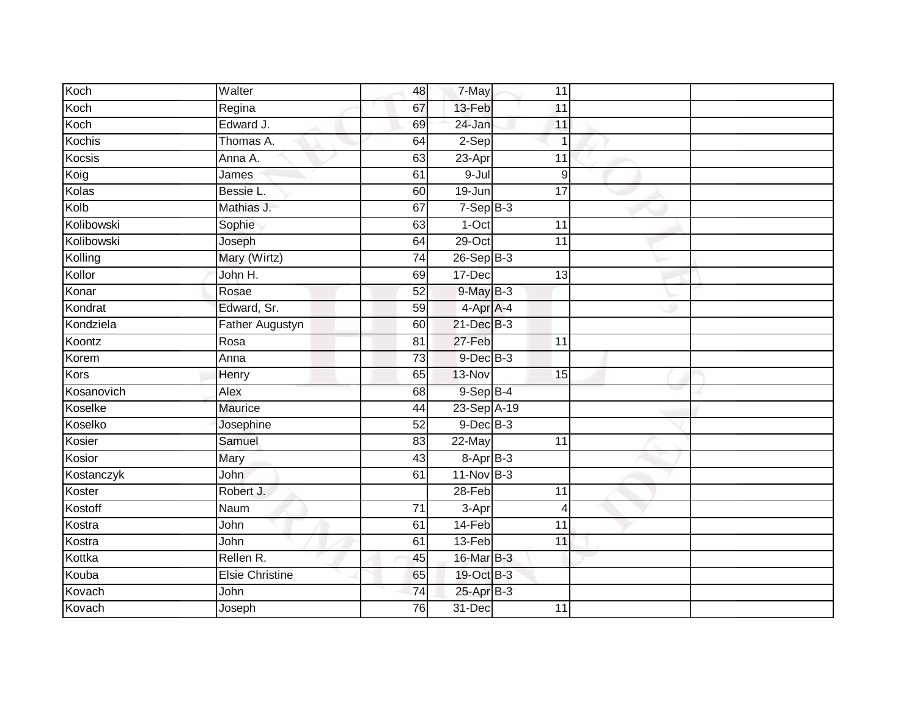| Koch | Walter | 48 | 7-May | 11 | | |
|---|---|---|---|---|---|---|
| Koch | Regina | 67 | 13-Feb | 11 | | |
| Koch | Edward J. | 69 | 24-Jan | 11 | | |
| Kochis | Thomas A. | 64 | 2-Sep | 1 | | |
| Kocsis | Anna A. | 63 | 23-Apr | 11 | | |
| Koig | James | 61 | 9-Jul | 9 | | |
| Kolas | Bessie L. | 60 | 19-Jun | 17 | | |
| Kolb | Mathias J. | 67 | 7-Sep | B-3 | | |
| Kolibowski | Sophie | 63 | 1-Oct | 11 | | |
| Kolibowski | Joseph | 64 | 29-Oct | 11 | | |
| Kolling | Mary (Wirtz) | 74 | 26-Sep | B-3 | | |
| Kollor | John H. | 69 | 17-Dec | 13 | | |
| Konar | Rosae | 52 | 9-May | B-3 | | |
| Kondrat | Edward, Sr. | 59 | 4-Apr | A-4 | | |
| Kondziela | Father Augustyn | 60 | 21-Dec | B-3 | | |
| Koontz | Rosa | 81 | 27-Feb | 11 | | |
| Korem | Anna | 73 | 9-Dec | B-3 | | |
| Kors | Henry | 65 | 13-Nov | 15 | | |
| Kosanovich | Alex | 68 | 9-Sep | B-4 | | |
| Koselke | Maurice | 44 | 23-Sep | A-19 | | |
| Koselko | Josephine | 52 | 9-Dec | B-3 | | |
| Kosier | Samuel | 83 | 22-May | 11 | | |
| Kosior | Mary | 43 | 8-Apr | B-3 | | |
| Kostanczyk | John | 61 | 11-Nov | B-3 | | |
| Koster | Robert J. | | 28-Feb | 11 | | |
| Kostoff | Naum | 71 | 3-Apr | 4 | | |
| Kostra | John | 61 | 14-Feb | 11 | | |
| Kostra | John | 61 | 13-Feb | 11 | | |
| Kottka | Rellen R. | 45 | 16-Mar | B-3 | | |
| Kouba | Elsie Christine | 65 | 19-Oct | B-3 | | |
| Kovach | John | 74 | 25-Apr | B-3 | | |
| Kovach | Joseph | 76 | 31-Dec | 11 | | |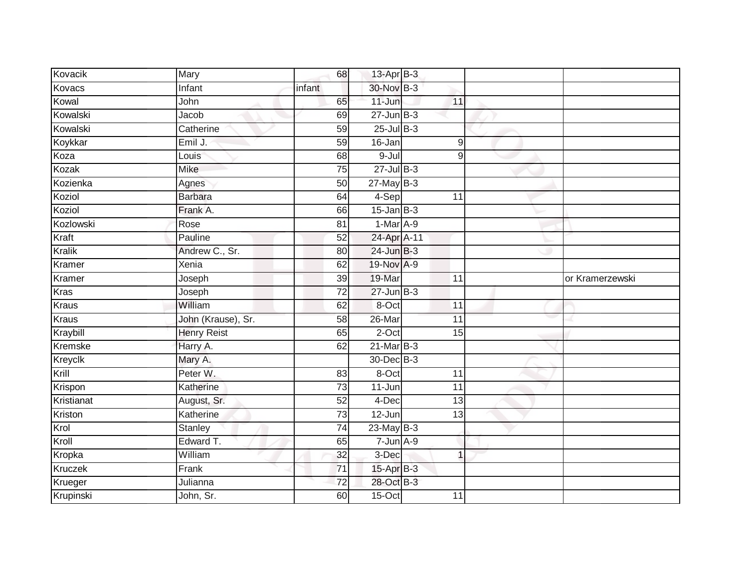| | | | | | | |
|---|---|---|---|---|---|---|
| Kovacik | Mary | 68 | 13-Apr | B-3 | | |
| Kovacs | Infant | infant | 30-Nov | B-3 | | |
| Kowal | John | 65 | 11-Jun | 11 | | |
| Kowalski | Jacob | 69 | 27-Jun | B-3 | | |
| Kowalski | Catherine | 59 | 25-Jul | B-3 | | |
| Koykkar | Emil J. | 59 | 16-Jan | 9 | | |
| Koza | Louis | 68 | 9-Jul | 9 | | |
| Kozak | Mike | 75 | 27-Jul | B-3 | | |
| Kozienka | Agnes | 50 | 27-May | B-3 | | |
| Koziol | Barbara | 64 | 4-Sep | 11 | | |
| Koziol | Frank A. | 66 | 15-Jan | B-3 | | |
| Kozlowski | Rose | 81 | 1-Mar | A-9 | | |
| Kraft | Pauline | 52 | 24-Apr | A-11 | | |
| Kralik | Andrew C., Sr. | 80 | 24-Jun | B-3 | | |
| Kramer | Xenia | 62 | 19-Nov | A-9 | | |
| Kramer | Joseph | 39 | 19-Mar | 11 | | or Kramerzewski |
| Kras | Joseph | 72 | 27-Jun | B-3 | | |
| Kraus | William | 62 | 8-Oct | 11 | | |
| Kraus | John (Krause), Sr. | 58 | 26-Mar | 11 | | |
| Kraybill | Henry Reist | 65 | 2-Oct | 15 | | |
| Kremske | Harry A. | 62 | 21-Mar | B-3 | | |
| Kreyclk | Mary A. | | 30-Dec | B-3 | | |
| Krill | Peter W. | 83 | 8-Oct | 11 | | |
| Krispon | Katherine | 73 | 11-Jun | 11 | | |
| Kristianat | August, Sr. | 52 | 4-Dec | 13 | | |
| Kriston | Katherine | 73 | 12-Jun | 13 | | |
| Krol | Stanley | 74 | 23-May | B-3 | | |
| Kroll | Edward T. | 65 | 7-Jun | A-9 | | |
| Kropka | William | 32 | 3-Dec | 1 | | |
| Kruczek | Frank | 71 | 15-Apr | B-3 | | |
| Krueger | Julianna | 72 | 28-Oct | B-3 | | |
| Krupinski | John, Sr. | 60 | 15-Oct | 11 | | |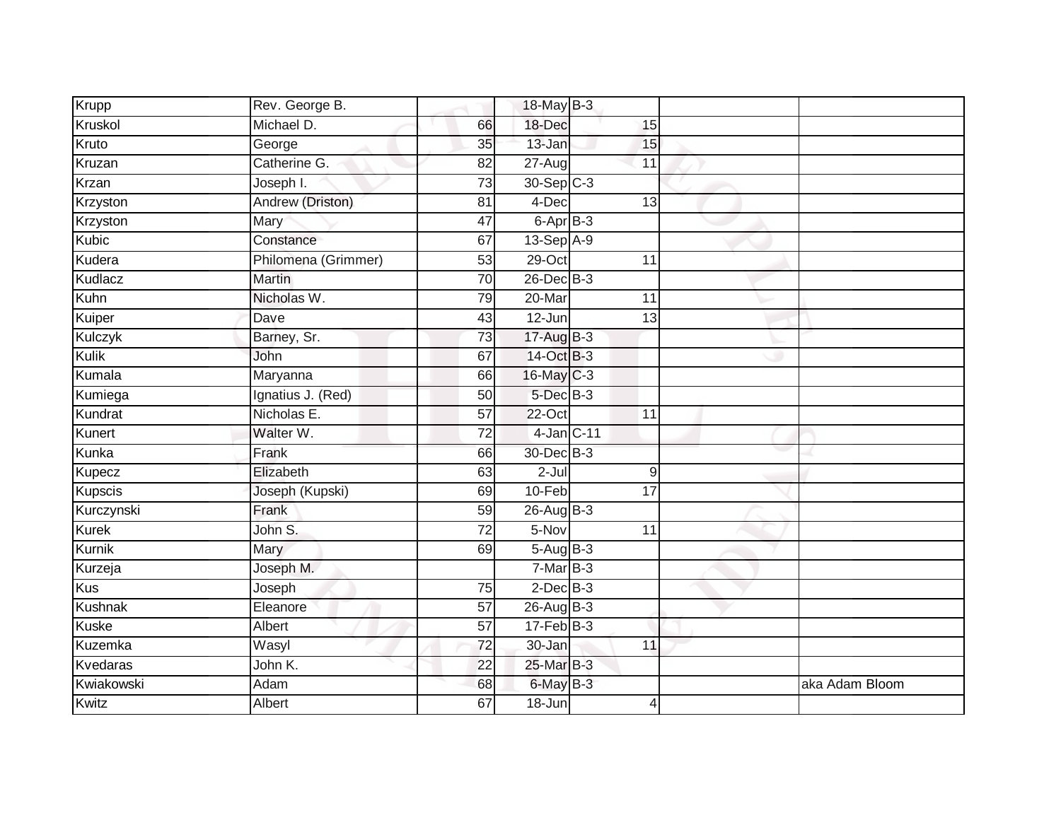| | | | | | | |
|---|---|---|---|---|---|---|
| Krupp | Rev. George B. | | 18-May | B-3 | | |
| Kruskol | Michael D. | 66 | 18-Dec | 15 | | |
| Kruto | George | 35 | 13-Jan | 15 | | |
| Kruzan | Catherine G. | 82 | 27-Aug | 11 | | |
| Krzan | Joseph I. | 73 | 30-Sep | C-3 | | |
| Krzyston | Andrew (Driston) | 81 | 4-Dec | 13 | | |
| Krzyston | Mary | 47 | 6-Apr | B-3 | | |
| Kubic | Constance | 67 | 13-Sep | A-9 | | |
| Kudera | Philomena (Grimmer) | 53 | 29-Oct | 11 | | |
| Kudlacz | Martin | 70 | 26-Dec | B-3 | | |
| Kuhn | Nicholas W. | 79 | 20-Mar | 11 | | |
| Kuiper | Dave | 43 | 12-Jun | 13 | | |
| Kulczyk | Barney, Sr. | 73 | 17-Aug | B-3 | | |
| Kulik | John | 67 | 14-Oct | B-3 | | |
| Kumala | Maryanna | 66 | 16-May | C-3 | | |
| Kumiega | Ignatius J. (Red) | 50 | 5-Dec | B-3 | | |
| Kundrat | Nicholas E. | 57 | 22-Oct | 11 | | |
| Kunert | Walter W. | 72 | 4-Jan | C-11 | | |
| Kunka | Frank | 66 | 30-Dec | B-3 | | |
| Kupecz | Elizabeth | 63 | 2-Jul | 9 | | |
| Kupscis | Joseph (Kupski) | 69 | 10-Feb | 17 | | |
| Kurczynski | Frank | 59 | 26-Aug | B-3 | | |
| Kurek | John S. | 72 | 5-Nov | 11 | | |
| Kurnik | Mary | 69 | 5-Aug | B-3 | | |
| Kurzeja | Joseph M. | | 7-Mar | B-3 | | |
| Kus | Joseph | 75 | 2-Dec | B-3 | | |
| Kushnak | Eleanore | 57 | 26-Aug | B-3 | | |
| Kuske | Albert | 57 | 17-Feb | B-3 | | |
| Kuzemka | Wasyl | 72 | 30-Jan | 11 | | |
| Kvedaras | John K. | 22 | 25-Mar | B-3 | | |
| Kwiakowski | Adam | 68 | 6-May | B-3 | | aka Adam Bloom |
| Kwitz | Albert | 67 | 18-Jun | 4 | | |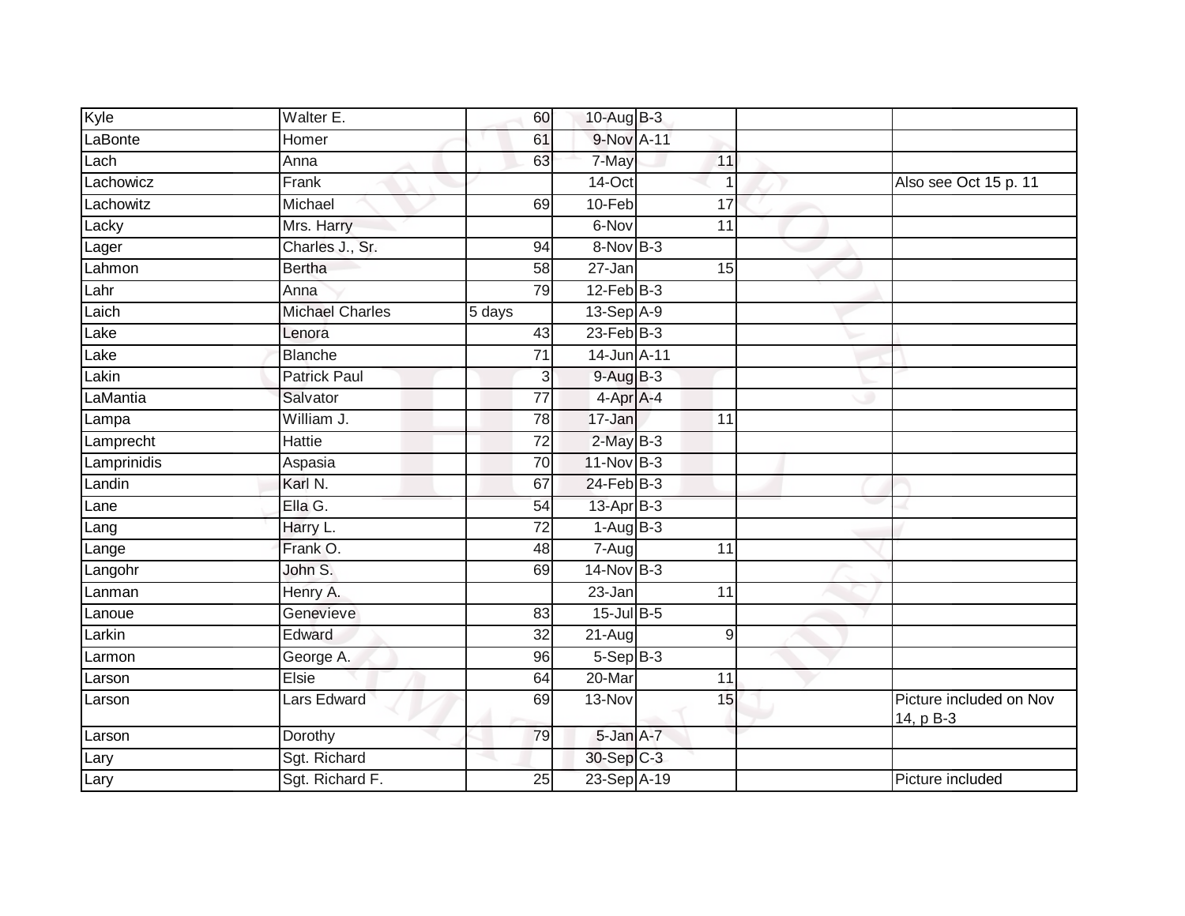| | | | | | | |
|---|---|---|---|---|---|---|
| Kyle | Walter E. | 60 | 10-Aug | B-3 | | |
| LaBonte | Homer | 61 | 9-Nov | A-11 | | |
| Lach | Anna | 63 | 7-May | 11 | | |
| Lachowicz | Frank | | 14-Oct | 1 | | Also see Oct 15 p. 11 |
| Lachowitz | Michael | 69 | 10-Feb | 17 | | |
| Lacky | Mrs. Harry | | 6-Nov | 11 | | |
| Lager | Charles J., Sr. | 94 | 8-Nov | B-3 | | |
| Lahmon | Bertha | 58 | 27-Jan | 15 | | |
| Lahr | Anna | 79 | 12-Feb | B-3 | | |
| Laich | Michael Charles | 5 days | 13-Sep | A-9 | | |
| Lake | Lenora | 43 | 23-Feb | B-3 | | |
| Lake | Blanche | 71 | 14-Jun | A-11 | | |
| Lakin | Patrick Paul | 3 | 9-Aug | B-3 | | |
| LaMantia | Salvator | 77 | 4-Apr | A-4 | | |
| Lampa | William J. | 78 | 17-Jan | 11 | | |
| Lamprecht | Hattie | 72 | 2-May | B-3 | | |
| Lamprinidis | Aspasia | 70 | 11-Nov | B-3 | | |
| Landin | Karl N. | 67 | 24-Feb | B-3 | | |
| Lane | Ella G. | 54 | 13-Apr | B-3 | | |
| Lang | Harry L. | 72 | 1-Aug | B-3 | | |
| Lange | Frank O. | 48 | 7-Aug | 11 | | |
| Langohr | John S. | 69 | 14-Nov | B-3 | | |
| Lanman | Henry A. | | 23-Jan | 11 | | |
| Lanoue | Genevieve | 83 | 15-Jul | B-5 | | |
| Larkin | Edward | 32 | 21-Aug | 9 | | |
| Larmon | George A. | 96 | 5-Sep | B-3 | | |
| Larson | Elsie | 64 | 20-Mar | 11 | | |
| Larson | Lars Edward | 69 | 13-Nov | 15 | | Picture included on Nov 14, p B-3 |
| Larson | Dorothy | 79 | 5-Jan | A-7 | | |
| Lary | Sgt. Richard | | 30-Sep | C-3 | | |
| Lary | Sgt. Richard F. | 25 | 23-Sep | A-19 | | Picture included |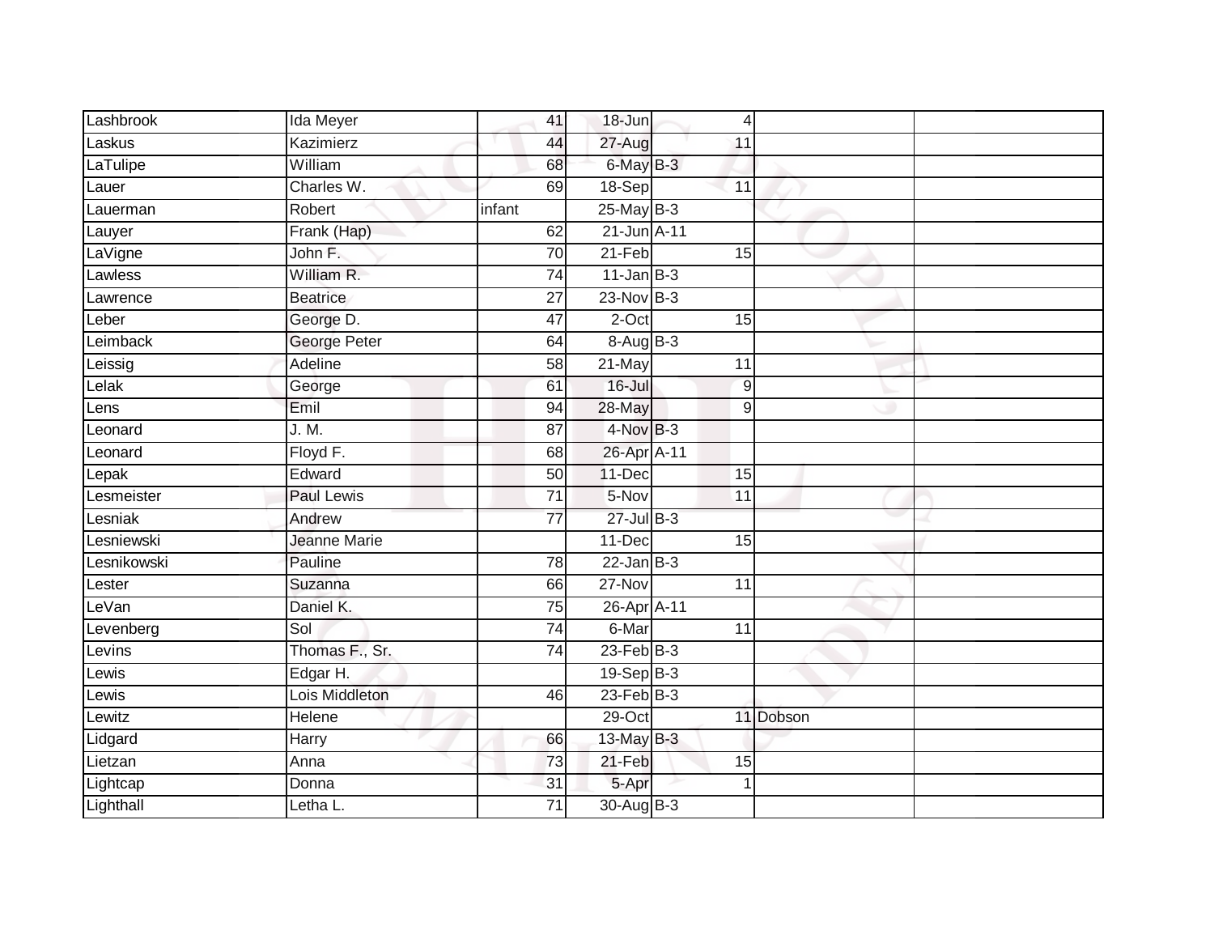| | | | | | | |
|---|---|---|---|---|---|---|
| Lashbrook | Ida Meyer | 41 | 18-Jun | 4 | | |
| Laskus | Kazimierz | 44 | 27-Aug | 11 | | |
| LaTulipe | William | 68 | 6-May | B-3 | | |
| Lauer | Charles W. | 69 | 18-Sep | 11 | | |
| Lauerman | Robert | infant | 25-May | B-3 | | |
| Lauyer | Frank (Hap) | 62 | 21-Jun | A-11 | | |
| LaVigne | John F. | 70 | 21-Feb | 15 | | |
| Lawless | William R. | 74 | 11-Jan | B-3 | | |
| Lawrence | Beatrice | 27 | 23-Nov | B-3 | | |
| Leber | George D. | 47 | 2-Oct | 15 | | |
| Leimback | George Peter | 64 | 8-Aug | B-3 | | |
| Leissig | Adeline | 58 | 21-May | 11 | | |
| Lelak | George | 61 | 16-Jul | 9 | | |
| Lens | Emil | 94 | 28-May | 9 | | |
| Leonard | J. M. | 87 | 4-Nov | B-3 | | |
| Leonard | Floyd F. | 68 | 26-Apr | A-11 | | |
| Lepak | Edward | 50 | 11-Dec | 15 | | |
| Lesmeister | Paul Lewis | 71 | 5-Nov | 11 | | |
| Lesniak | Andrew | 77 | 27-Jul | B-3 | | |
| Lesniewski | Jeanne Marie | | 11-Dec | 15 | | |
| Lesnikowski | Pauline | 78 | 22-Jan | B-3 | | |
| Lester | Suzanna | 66 | 27-Nov | 11 | | |
| LeVan | Daniel K. | 75 | 26-Apr | A-11 | | |
| Levenberg | Sol | 74 | 6-Mar | 11 | | |
| Levins | Thomas F., Sr. | 74 | 23-Feb | B-3 | | |
| Lewis | Edgar H. | | 19-Sep | B-3 | | |
| Lewis | Lois Middleton | 46 | 23-Feb | B-3 | | |
| Lewitz | Helene | | 29-Oct | 11 | Dobson | |
| Lidgard | Harry | 66 | 13-May | B-3 | | |
| Lietzan | Anna | 73 | 21-Feb | 15 | | |
| Lightcap | Donna | 31 | 5-Apr | 1 | | |
| Lighthall | Letha L. | 71 | 30-Aug | B-3 | | |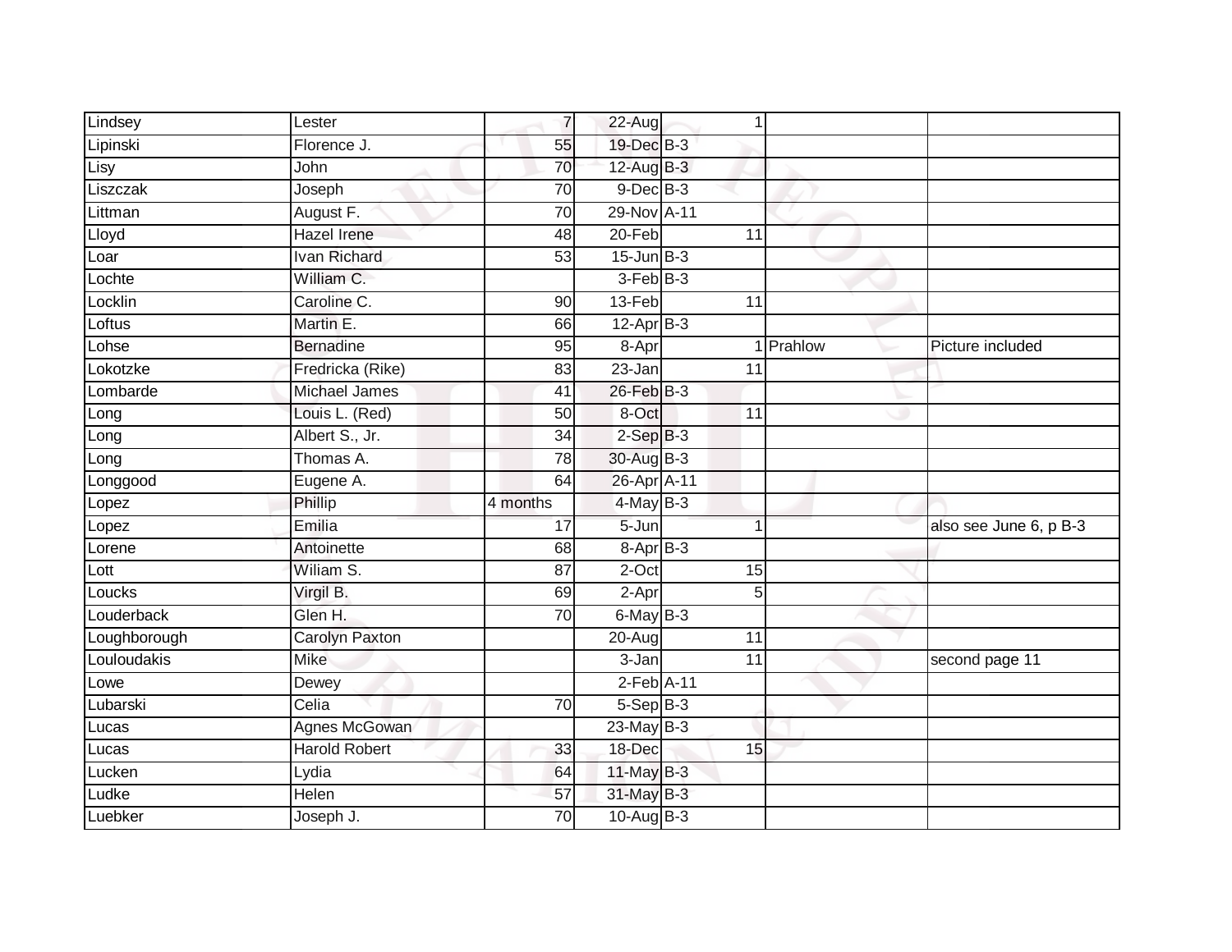| | | | | | | |
|---|---|---|---|---|---|---|
| Lindsey | Lester | 7 | 22-Aug | 1 | | |
| Lipinski | Florence J. | 55 | 19-Dec | B-3 | | |
| Lisy | John | 70 | 12-Aug | B-3 | | |
| Liszczak | Joseph | 70 | 9-Dec | B-3 | | |
| Littman | August F. | 70 | 29-Nov | A-11 | | |
| Lloyd | Hazel Irene | 48 | 20-Feb | 11 | | |
| Loar | Ivan Richard | 53 | 15-Jun | B-3 | | |
| Lochte | William C. | | 3-Feb | B-3 | | |
| Locklin | Caroline C. | 90 | 13-Feb | 11 | | |
| Loftus | Martin E. | 66 | 12-Apr | B-3 | | |
| Lohse | Bernadine | 95 | 8-Apr | 1 | Prahlow | Picture included |
| Lokotzke | Fredricka (Rike) | 83 | 23-Jan | 11 | | |
| Lombarde | Michael James | 41 | 26-Feb | B-3 | | |
| Long | Louis L. (Red) | 50 | 8-Oct | 11 | | |
| Long | Albert S., Jr. | 34 | 2-Sep | B-3 | | |
| Long | Thomas A. | 78 | 30-Aug | B-3 | | |
| Longgood | Eugene A. | 64 | 26-Apr | A-11 | | |
| Lopez | Phillip | 4 months | 4-May | B-3 | | |
| Lopez | Emilia | 17 | 5-Jun | 1 | | also see June 6, p B-3 |
| Lorene | Antoinette | 68 | 8-Apr | B-3 | | |
| Lott | Wiliam S. | 87 | 2-Oct | 15 | | |
| Loucks | Virgil B. | 69 | 2-Apr | 5 | | |
| Louderback | Glen H. | 70 | 6-May | B-3 | | |
| Loughborough | Carolyn Paxton | | 20-Aug | 11 | | |
| Louloudakis | Mike | | 3-Jan | 11 | | second page 11 |
| Lowe | Dewey | | 2-Feb | A-11 | | |
| Lubarski | Celia | 70 | 5-Sep | B-3 | | |
| Lucas | Agnes McGowan | | 23-May | B-3 | | |
| Lucas | Harold Robert | 33 | 18-Dec | 15 | | |
| Lucken | Lydia | 64 | 11-May | B-3 | | |
| Ludke | Helen | 57 | 31-May | B-3 | | |
| Luebker | Joseph J. | 70 | 10-Aug | B-3 | | |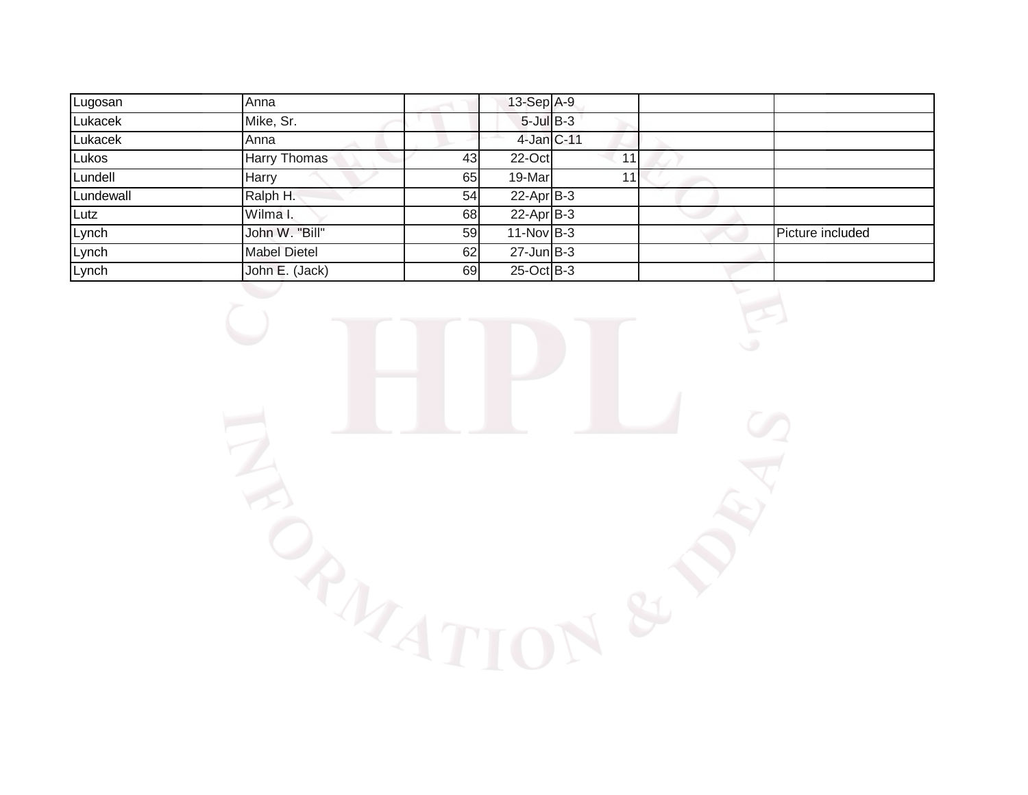| | | | | | | | |
|---|---|---|---|---|---|---|---|
| Lugosan | Anna | | 13-Sep | A-9 | | | |
| Lukacek | Mike, Sr. | | 5-Jul | B-3 | | | |
| Lukacek | Anna | | 4-Jan | C-11 | | | |
| Lukos | Harry Thomas | 43 | 22-Oct | 11 | | | |
| Lundell | Harry | 65 | 19-Mar | 11 | | | |
| Lundewall | Ralph H. | 54 | 22-Apr | B-3 | | | |
| Lutz | Wilma I. | 68 | 22-Apr | B-3 | | | |
| Lynch | John W. "Bill" | 59 | 11-Nov | B-3 | | | Picture included |
| Lynch | Mabel Dietel | 62 | 27-Jun | B-3 | | | |
| Lynch | John E. (Jack) | 69 | 25-Oct | B-3 | | | |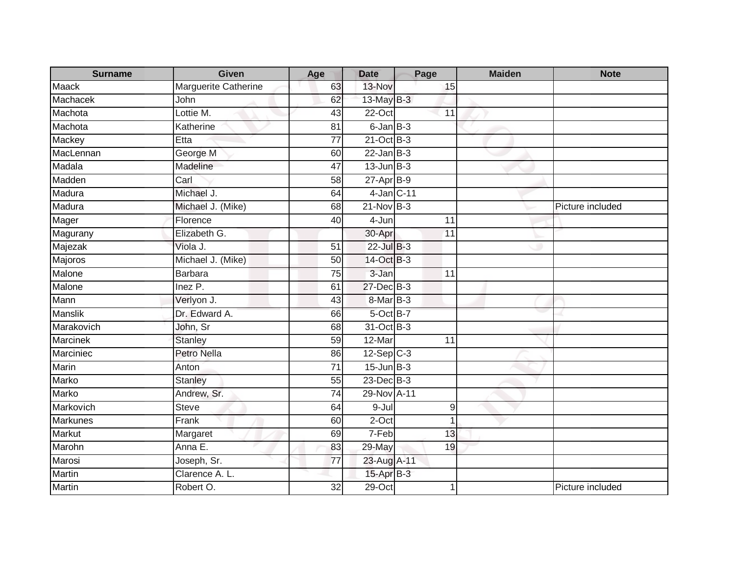| Surname | Given | Age | Date | Page | Maiden | Note |
|---|---|---|---|---|---|---|
| Maack | Marguerite Catherine | 63 | 13-Nov | 15 | | |
| Machacek | John | 62 | 13-May | B-3 | | |
| Machota | Lottie M. | 43 | 22-Oct | 11 | | |
| Machota | Katherine | 81 | 6-Jan | B-3 | | |
| Mackey | Etta | 77 | 21-Oct | B-3 | | |
| MacLennan | George M | 60 | 22-Jan | B-3 | | |
| Madala | Madeline | 47 | 13-Jun | B-3 | | |
| Madden | Carl | 58 | 27-Apr | B-9 | | |
| Madura | Michael J. | 64 | 4-Jan | C-11 | | |
| Madura | Michael J. (Mike) | 68 | 21-Nov | B-3 | | Picture included |
| Mager | Florence | 40 | 4-Jun | 11 | | |
| Magurany | Elizabeth G. | | 30-Apr | 11 | | |
| Majezak | Viola J. | 51 | 22-Jul | B-3 | | |
| Majoros | Michael J. (Mike) | 50 | 14-Oct | B-3 | | |
| Malone | Barbara | 75 | 3-Jan | 11 | | |
| Malone | Inez P. | 61 | 27-Dec | B-3 | | |
| Mann | Verlyon J. | 43 | 8-Mar | B-3 | | |
| Manslik | Dr. Edward A. | 66 | 5-Oct | B-7 | | |
| Marakovich | John, Sr | 68 | 31-Oct | B-3 | | |
| Marcinek | Stanley | 59 | 12-Mar | 11 | | |
| Marciniec | Petro Nella | 86 | 12-Sep | C-3 | | |
| Marin | Anton | 71 | 15-Jun | B-3 | | |
| Marko | Stanley | 55 | 23-Dec | B-3 | | |
| Marko | Andrew, Sr. | 74 | 29-Nov | A-11 | | |
| Markovich | Steve | 64 | 9-Jul | 9 | | |
| Markunes | Frank | 60 | 2-Oct | 1 | | |
| Markut | Margaret | 69 | 7-Feb | 13 | | |
| Marohn | Anna E. | 83 | 29-May | 19 | | |
| Marosi | Joseph, Sr. | 77 | 23-Aug | A-11 | | |
| Martin | Clarence A. L. | | 15-Apr | B-3 | | |
| Martin | Robert O. | 32 | 29-Oct | 1 | | Picture included |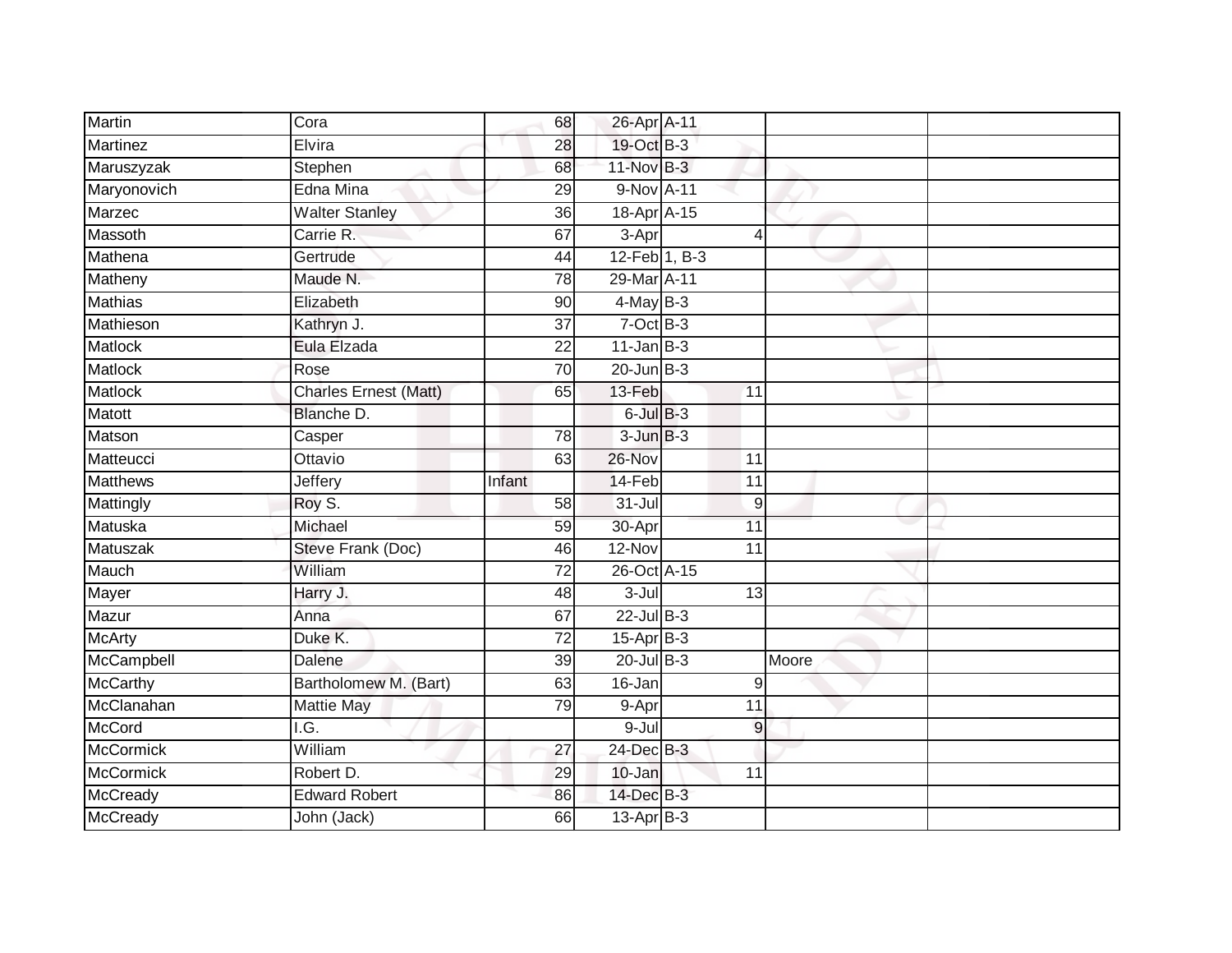| | | | | | | |
|---|---|---|---|---|---|---|
| Martin | Cora | 68 | 26-Apr | A-11 | | |
| Martinez | Elvira | 28 | 19-Oct | B-3 | | |
| Maruszyzak | Stephen | 68 | 11-Nov | B-3 | | |
| Maryonovich | Edna Mina | 29 | 9-Nov | A-11 | | |
| Marzec | Walter Stanley | 36 | 18-Apr | A-15 | | |
| Massoth | Carrie R. | 67 | 3-Apr | 4 | | |
| Mathena | Gertrude | 44 | 12-Feb | 1, B-3 | | |
| Matheny | Maude N. | 78 | 29-Mar | A-11 | | |
| Mathias | Elizabeth | 90 | 4-May | B-3 | | |
| Mathieson | Kathryn J. | 37 | 7-Oct | B-3 | | |
| Matlock | Eula Elzada | 22 | 11-Jan | B-3 | | |
| Matlock | Rose | 70 | 20-Jun | B-3 | | |
| Matlock | Charles Ernest (Matt) | 65 | 13-Feb | 11 | | |
| Matott | Blanche D. | | 6-Jul | B-3 | | |
| Matson | Casper | 78 | 3-Jun | B-3 | | |
| Matteucci | Ottavio | 63 | 26-Nov | 11 | | |
| Matthews | Jeffery | Infant | 14-Feb | 11 | | |
| Mattingly | Roy S. | 58 | 31-Jul | 9 | | |
| Matuska | Michael | 59 | 30-Apr | 11 | | |
| Matuszak | Steve Frank (Doc) | 46 | 12-Nov | 11 | | |
| Mauch | William | 72 | 26-Oct | A-15 | | |
| Mayer | Harry J. | 48 | 3-Jul | 13 | | |
| Mazur | Anna | 67 | 22-Jul | B-3 | | |
| McArty | Duke K. | 72 | 15-Apr | B-3 | | |
| McCampbell | Dalene | 39 | 20-Jul | B-3 | Moore | |
| McCarthy | Bartholomew M. (Bart) | 63 | 16-Jan | 9 | | |
| McClanahan | Mattie May | 79 | 9-Apr | 11 | | |
| McCord | I.G. | | 9-Jul | 9 | | |
| McCormick | William | 27 | 24-Dec | B-3 | | |
| McCormick | Robert D. | 29 | 10-Jan | 11 | | |
| McCready | Edward Robert | 86 | 14-Dec | B-3 | | |
| McCready | John (Jack) | 66 | 13-Apr | B-3 | | |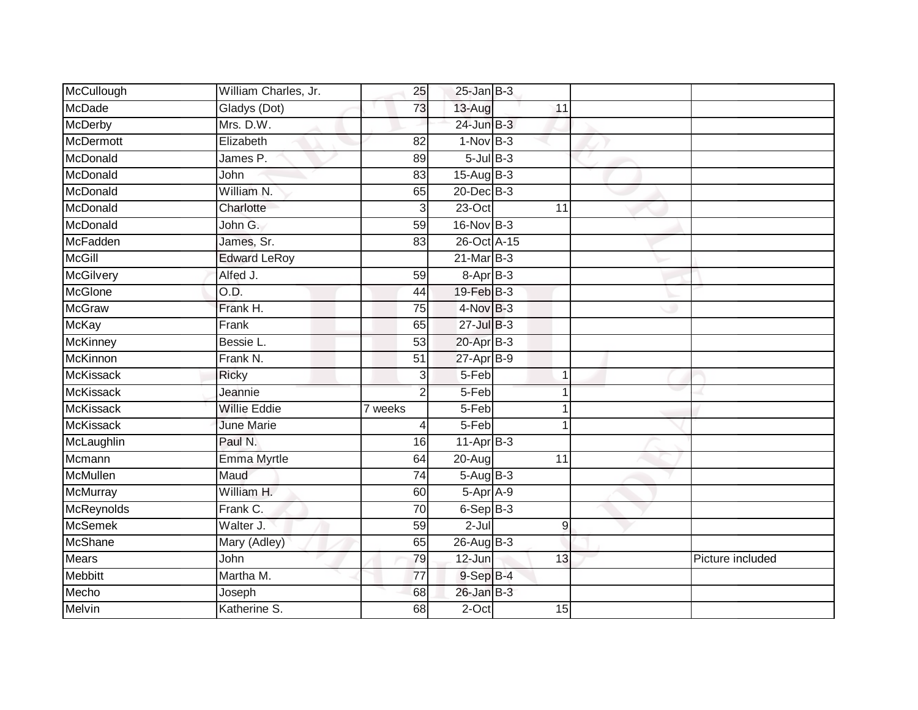| | | | | | | | |
|---|---|---|---|---|---|---|---|
| McCullough | William Charles, Jr. | 25 | 25-Jan | B-3 | | | |
| McDade | Gladys (Dot) | 73 | 13-Aug | | 11 | | |
| McDerby | Mrs. D.W. | | 24-Jun | B-3 | | | |
| McDermott | Elizabeth | 82 | 1-Nov | B-3 | | | |
| McDonald | James P. | 89 | 5-Jul | B-3 | | | |
| McDonald | John | 83 | 15-Aug | B-3 | | | |
| McDonald | William N. | 65 | 20-Dec | B-3 | | | |
| McDonald | Charlotte | 3 | 23-Oct | | 11 | | |
| McDonald | John G. | 59 | 16-Nov | B-3 | | | |
| McFadden | James, Sr. | 83 | 26-Oct | A-15 | | | |
| McGill | Edward LeRoy | | 21-Mar | B-3 | | | |
| McGilvery | Alfed J. | 59 | 8-Apr | B-3 | | | |
| McGlone | O.D. | 44 | 19-Feb | B-3 | | | |
| McGraw | Frank H. | 75 | 4-Nov | B-3 | | | |
| McKay | Frank | 65 | 27-Jul | B-3 | | | |
| McKinney | Bessie L. | 53 | 20-Apr | B-3 | | | |
| McKinnon | Frank N. | 51 | 27-Apr | B-9 | | | |
| McKissack | Ricky | 3 | 5-Feb | | 1 | | |
| McKissack | Jeannie | 2 | 5-Feb | | 1 | | |
| McKissack | Willie Eddie | 7 weeks | 5-Feb | | 1 | | |
| McKissack | June Marie | 4 | 5-Feb | | 1 | | |
| McLaughlin | Paul N. | 16 | 11-Apr | B-3 | | | |
| Mcmann | Emma Myrtle | 64 | 20-Aug | | 11 | | |
| McMullen | Maud | 74 | 5-Aug | B-3 | | | |
| McMurray | William H. | 60 | 5-Apr | A-9 | | | |
| McReynolds | Frank C. | 70 | 6-Sep | B-3 | | | |
| McSemek | Walter J. | 59 | 2-Jul | | 9 | | |
| McShane | Mary (Adley) | 65 | 26-Aug | B-3 | | | |
| Mears | John | 79 | 12-Jun | | 13 | | Picture included |
| Mebbitt | Martha M. | 77 | 9-Sep | B-4 | | | |
| Mecho | Joseph | 68 | 26-Jan | B-3 | | | |
| Melvin | Katherine S. | 68 | 2-Oct | | 15 | | |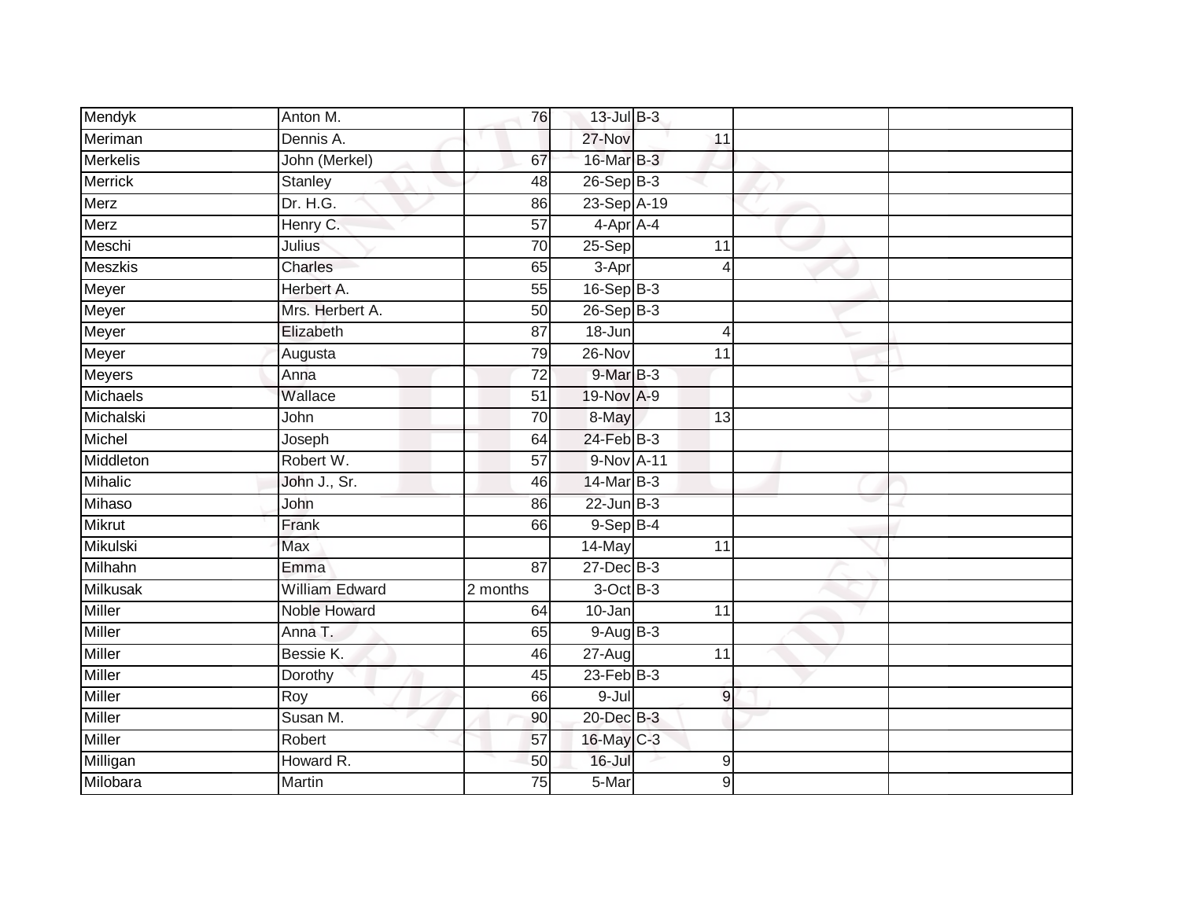| | | | | | | | |
|---|---|---|---|---|---|---|---|
| Mendyk | Anton M. | 76 | 13-Jul | B-3 | | | |
| Meriman | Dennis A. | | 27-Nov | | 11 | | |
| Merkelis | John (Merkel) | 67 | 16-Mar | B-3 | | | |
| Merrick | Stanley | 48 | 26-Sep | B-3 | | | |
| Merz | Dr. H.G. | 86 | 23-Sep | A-19 | | | |
| Merz | Henry C. | 57 | 4-Apr | A-4 | | | |
| Meschi | Julius | 70 | 25-Sep | | 11 | | |
| Meszkis | Charles | 65 | 3-Apr | | 4 | | |
| Meyer | Herbert A. | 55 | 16-Sep | B-3 | | | |
| Meyer | Mrs. Herbert A. | 50 | 26-Sep | B-3 | | | |
| Meyer | Elizabeth | 87 | 18-Jun | | 4 | | |
| Meyer | Augusta | 79 | 26-Nov | | 11 | | |
| Meyers | Anna | 72 | 9-Mar | B-3 | | | |
| Michaels | Wallace | 51 | 19-Nov | A-9 | | | |
| Michalski | John | 70 | 8-May | | 13 | | |
| Michel | Joseph | 64 | 24-Feb | B-3 | | | |
| Middleton | Robert W. | 57 | 9-Nov | A-11 | | | |
| Mihalic | John J., Sr. | 46 | 14-Mar | B-3 | | | |
| Mihaso | John | 86 | 22-Jun | B-3 | | | |
| Mikrut | Frank | 66 | 9-Sep | B-4 | | | |
| Mikulski | Max | | 14-May | | 11 | | |
| Milhahn | Emma | 87 | 27-Dec | B-3 | | | |
| Milkusak | William Edward | 2 months | 3-Oct | B-3 | | | |
| Miller | Noble Howard | 64 | 10-Jan | | 11 | | |
| Miller | Anna T. | 65 | 9-Aug | B-3 | | | |
| Miller | Bessie K. | 46 | 27-Aug | | 11 | | |
| Miller | Dorothy | 45 | 23-Feb | B-3 | | | |
| Miller | Roy | 66 | 9-Jul | | 9 | | |
| Miller | Susan M. | 90 | 20-Dec | B-3 | | | |
| Miller | Robert | 57 | 16-May | C-3 | | | |
| Milligan | Howard R. | 50 | 16-Jul | | 9 | | |
| Milobara | Martin | 75 | 5-Mar | | 9 | | |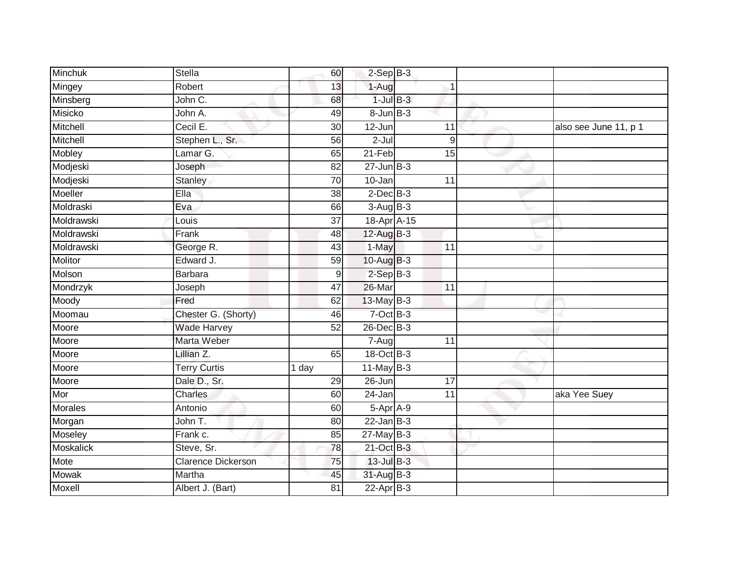| | | | | | | |
|---|---|---|---|---|---|---|
| Minchuk | Stella | 60 | 2-Sep | B-3 | | |
| Mingey | Robert | 13 | 1-Aug | 1 | | |
| Minsberg | John C. | 68 | 1-Jul | B-3 | | |
| Misicko | John A. | 49 | 8-Jun | B-3 | | |
| Mitchell | Cecil E. | 30 | 12-Jun | 11 | | also see June 11, p 1 |
| Mitchell | Stephen L., Sr. | 56 | 2-Jul | 9 | | |
| Mobley | Lamar G. | 65 | 21-Feb | 15 | | |
| Modjeski | Joseph | 82 | 27-Jun | B-3 | | |
| Modjeski | Stanley | 70 | 10-Jan | 11 | | |
| Moeller | Ella | 38 | 2-Dec | B-3 | | |
| Moldraski | Eva | 66 | 3-Aug | B-3 | | |
| Moldrawski | Louis | 37 | 18-Apr | A-15 | | |
| Moldrawski | Frank | 48 | 12-Aug | B-3 | | |
| Moldrawski | George R. | 43 | 1-May | 11 | | |
| Molitor | Edward J. | 59 | 10-Aug | B-3 | | |
| Molson | Barbara | 9 | 2-Sep | B-3 | | |
| Mondrzyk | Joseph | 47 | 26-Mar | 11 | | |
| Moody | Fred | 62 | 13-May | B-3 | | |
| Moomau | Chester G. (Shorty) | 46 | 7-Oct | B-3 | | |
| Moore | Wade Harvey | 52 | 26-Dec | B-3 | | |
| Moore | Marta Weber | | 7-Aug | 11 | | |
| Moore | Lillian Z. | 65 | 18-Oct | B-3 | | |
| Moore | Terry Curtis | 1 day | 11-May | B-3 | | |
| Moore | Dale D., Sr. | 29 | 26-Jun | 17 | | |
| Mor | Charles | 60 | 24-Jan | 11 | | aka Yee Suey |
| Morales | Antonio | 60 | 5-Apr | A-9 | | |
| Morgan | John T. | 80 | 22-Jan | B-3 | | |
| Moseley | Frank c. | 85 | 27-May | B-3 | | |
| Moskalick | Steve, Sr. | 78 | 21-Oct | B-3 | | |
| Mote | Clarence Dickerson | 75 | 13-Jul | B-3 | | |
| Mowak | Martha | 45 | 31-Aug | B-3 | | |
| Moxell | Albert J. (Bart) | 81 | 22-Apr | B-3 | | |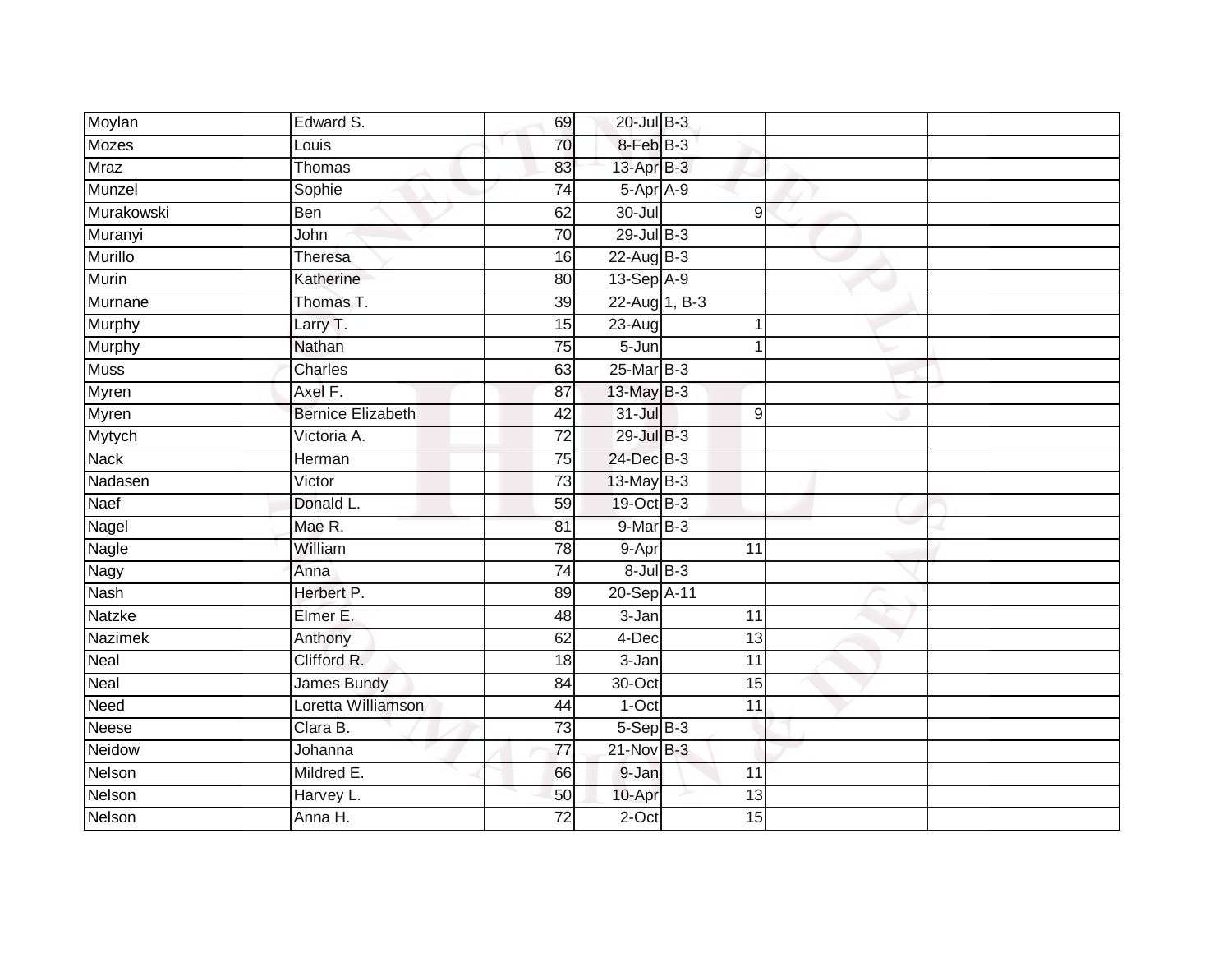| | | | | | | |
|---|---|---|---|---|---|---|
| Moylan | Edward S. | 69 | 20-Jul | B-3 | | |
| Mozes | Louis | 70 | 8-Feb | B-3 | | |
| Mraz | Thomas | 83 | 13-Apr | B-3 | | |
| Munzel | Sophie | 74 | 5-Apr | A-9 | | |
| Murakowski | Ben | 62 | 30-Jul | 9 | | |
| Muranyi | John | 70 | 29-Jul | B-3 | | |
| Murillo | Theresa | 16 | 22-Aug | B-3 | | |
| Murin | Katherine | 80 | 13-Sep | A-9 | | |
| Murnane | Thomas T. | 39 | 22-Aug | 1, B-3 | | |
| Murphy | Larry T. | 15 | 23-Aug | 1 | | |
| Murphy | Nathan | 75 | 5-Jun | 1 | | |
| Muss | Charles | 63 | 25-Mar | B-3 | | |
| Myren | Axel F. | 87 | 13-May | B-3 | | |
| Myren | Bernice Elizabeth | 42 | 31-Jul | 9 | | |
| Mytych | Victoria A. | 72 | 29-Jul | B-3 | | |
| Nack | Herman | 75 | 24-Dec | B-3 | | |
| Nadasen | Victor | 73 | 13-May | B-3 | | |
| Naef | Donald L. | 59 | 19-Oct | B-3 | | |
| Nagel | Mae R. | 81 | 9-Mar | B-3 | | |
| Nagle | William | 78 | 9-Apr | 11 | | |
| Nagy | Anna | 74 | 8-Jul | B-3 | | |
| Nash | Herbert P. | 89 | 20-Sep | A-11 | | |
| Natzke | Elmer E. | 48 | 3-Jan | 11 | | |
| Nazimek | Anthony | 62 | 4-Dec | 13 | | |
| Neal | Clifford R. | 18 | 3-Jan | 11 | | |
| Neal | James Bundy | 84 | 30-Oct | 15 | | |
| Need | Loretta Williamson | 44 | 1-Oct | 11 | | |
| Neese | Clara B. | 73 | 5-Sep | B-3 | | |
| Neidow | Johanna | 77 | 21-Nov | B-3 | | |
| Nelson | Mildred E. | 66 | 9-Jan | 11 | | |
| Nelson | Harvey L. | 50 | 10-Apr | 13 | | |
| Nelson | Anna H. | 72 | 2-Oct | 15 | | |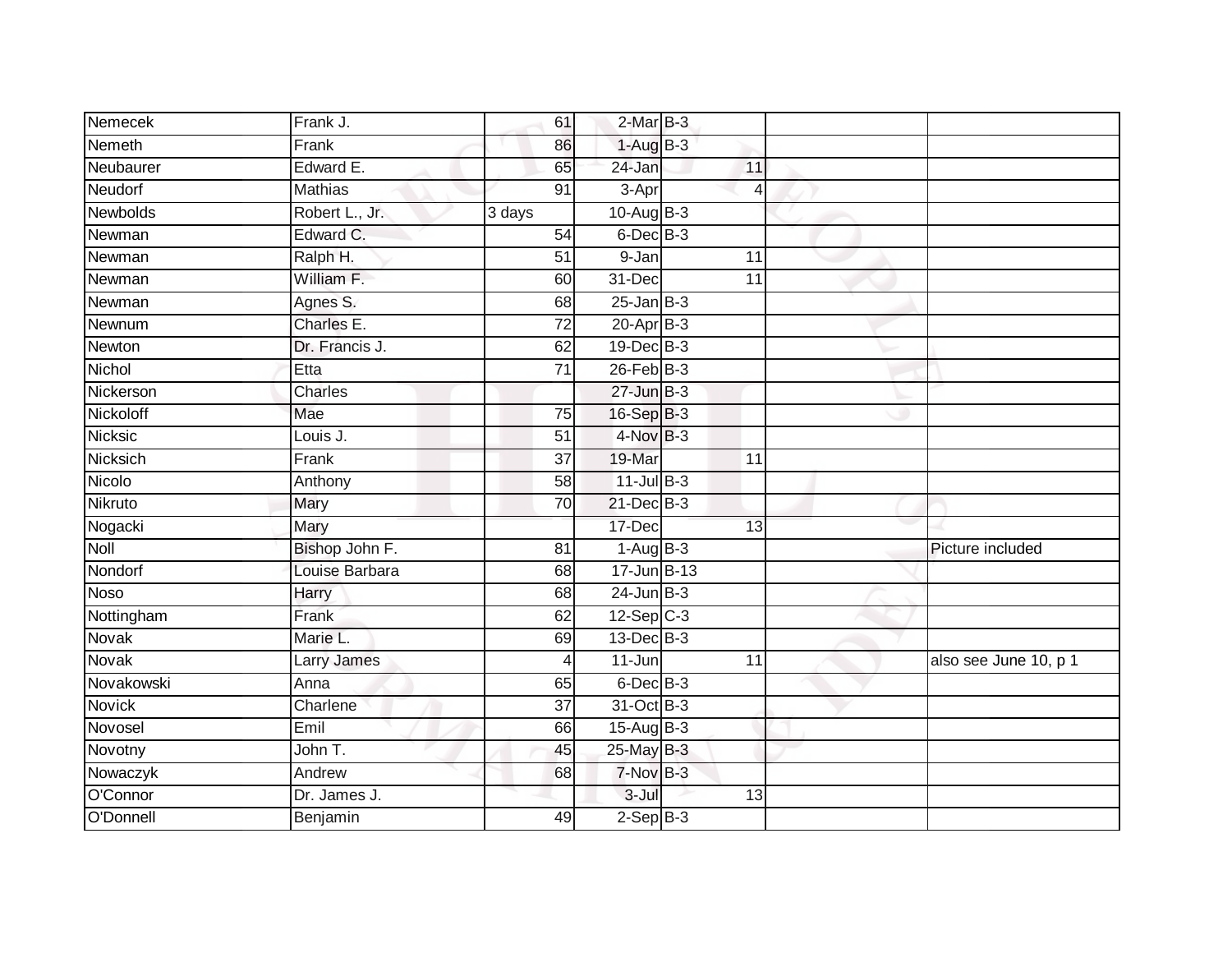| | | | | | | | |
|---|---|---|---|---|---|---|---|
| Nemecek | Frank J. | 61 | 2-Mar | B-3 | | | |
| Nemeth | Frank | 86 | 1-Aug | B-3 | | | |
| Neubaurer | Edward E. | 65 | 24-Jan | | 11 | | |
| Neudorf | Mathias | 91 | 3-Apr | | 4 | | |
| Newbolds | Robert L., Jr. | 3 days | 10-Aug | B-3 | | | |
| Newman | Edward C. | 54 | 6-Dec | B-3 | | | |
| Newman | Ralph H. | 51 | 9-Jan | | 11 | | |
| Newman | William F. | 60 | 31-Dec | | 11 | | |
| Newman | Agnes S. | 68 | 25-Jan | B-3 | | | |
| Newnum | Charles E. | 72 | 20-Apr | B-3 | | | |
| Newton | Dr. Francis J. | 62 | 19-Dec | B-3 | | | |
| Nichol | Etta | 71 | 26-Feb | B-3 | | | |
| Nickerson | Charles | | 27-Jun | B-3 | | | |
| Nickoloff | Mae | 75 | 16-Sep | B-3 | | | |
| Nicksic | Louis J. | 51 | 4-Nov | B-3 | | | |
| Nicksich | Frank | 37 | 19-Mar | | 11 | | |
| Nicolo | Anthony | 58 | 11-Jul | B-3 | | | |
| Nikruto | Mary | 70 | 21-Dec | B-3 | | | |
| Nogacki | Mary | | 17-Dec | | 13 | | |
| Noll | Bishop John F. | 81 | 1-Aug | B-3 | | | Picture included |
| Nondorf | Louise Barbara | 68 | 17-Jun | B-13 | | | |
| Noso | Harry | 68 | 24-Jun | B-3 | | | |
| Nottingham | Frank | 62 | 12-Sep | C-3 | | | |
| Novak | Marie L. | 69 | 13-Dec | B-3 | | | |
| Novak | Larry James | 4 | 11-Jun | | 11 | | also see June 10, p 1 |
| Novakowski | Anna | 65 | 6-Dec | B-3 | | | |
| Novick | Charlene | 37 | 31-Oct | B-3 | | | |
| Novosel | Emil | 66 | 15-Aug | B-3 | | | |
| Novotny | John T. | 45 | 25-May | B-3 | | | |
| Nowaczyk | Andrew | 68 | 7-Nov | B-3 | | | |
| O'Connor | Dr. James J. | | 3-Jul | | 13 | | |
| O'Donnell | Benjamin | 49 | 2-Sep | B-3 | | | |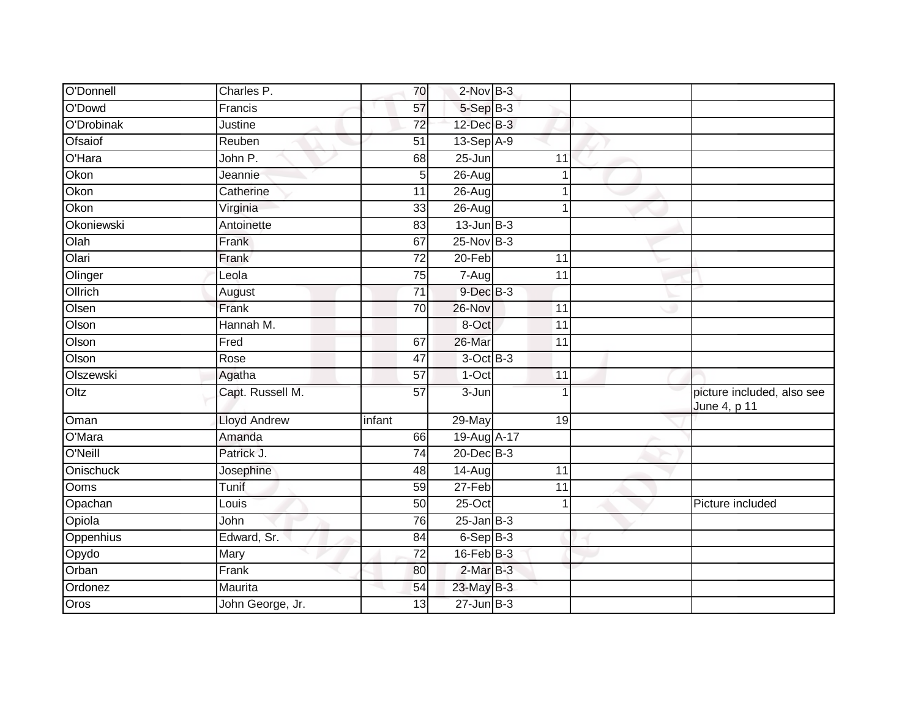| | | | | | | |
|---|---|---|---|---|---|---|
| O'Donnell | Charles P. | 70 | 2-Nov | B-3 | | |
| O'Dowd | Francis | 57 | 5-Sep | B-3 | | |
| O'Drobinak | Justine | 72 | 12-Dec | B-3 | | |
| Ofsaiof | Reuben | 51 | 13-Sep | A-9 | | |
| O'Hara | John P. | 68 | 25-Jun | 11 | | |
| Okon | Jeannie | 5 | 26-Aug | 1 | | |
| Okon | Catherine | 11 | 26-Aug | 1 | | |
| Okon | Virginia | 33 | 26-Aug | 1 | | |
| Okoniewski | Antoinette | 83 | 13-Jun | B-3 | | |
| Olah | Frank | 67 | 25-Nov | B-3 | | |
| Olari | Frank | 72 | 20-Feb | 11 | | |
| Olinger | Leola | 75 | 7-Aug | 11 | | |
| Ollrich | August | 71 | 9-Dec | B-3 | | |
| Olsen | Frank | 70 | 26-Nov | 11 | | |
| Olson | Hannah M. | | 8-Oct | 11 | | |
| Olson | Fred | 67 | 26-Mar | 11 | | |
| Olson | Rose | 47 | 3-Oct | B-3 | | |
| Olszewski | Agatha | 57 | 1-Oct | 11 | | |
| Oltz | Capt. Russell M. | 57 | 3-Jun | 1 | | picture included, also see June 4, p 11 |
| Oman | Lloyd Andrew | infant | 29-May | 19 | | |
| O'Mara | Amanda | 66 | 19-Aug | A-17 | | |
| O'Neill | Patrick J. | 74 | 20-Dec | B-3 | | |
| Onischuck | Josephine | 48 | 14-Aug | 11 | | |
| Ooms | Tunif | 59 | 27-Feb | 11 | | |
| Opachan | Louis | 50 | 25-Oct | 1 | | Picture included |
| Opiola | John | 76 | 25-Jan | B-3 | | |
| Oppenhius | Edward, Sr. | 84 | 6-Sep | B-3 | | |
| Opydo | Mary | 72 | 16-Feb | B-3 | | |
| Orban | Frank | 80 | 2-Mar | B-3 | | |
| Ordonez | Maurita | 54 | 23-May | B-3 | | |
| Oros | John George, Jr. | 13 | 27-Jun | B-3 | | |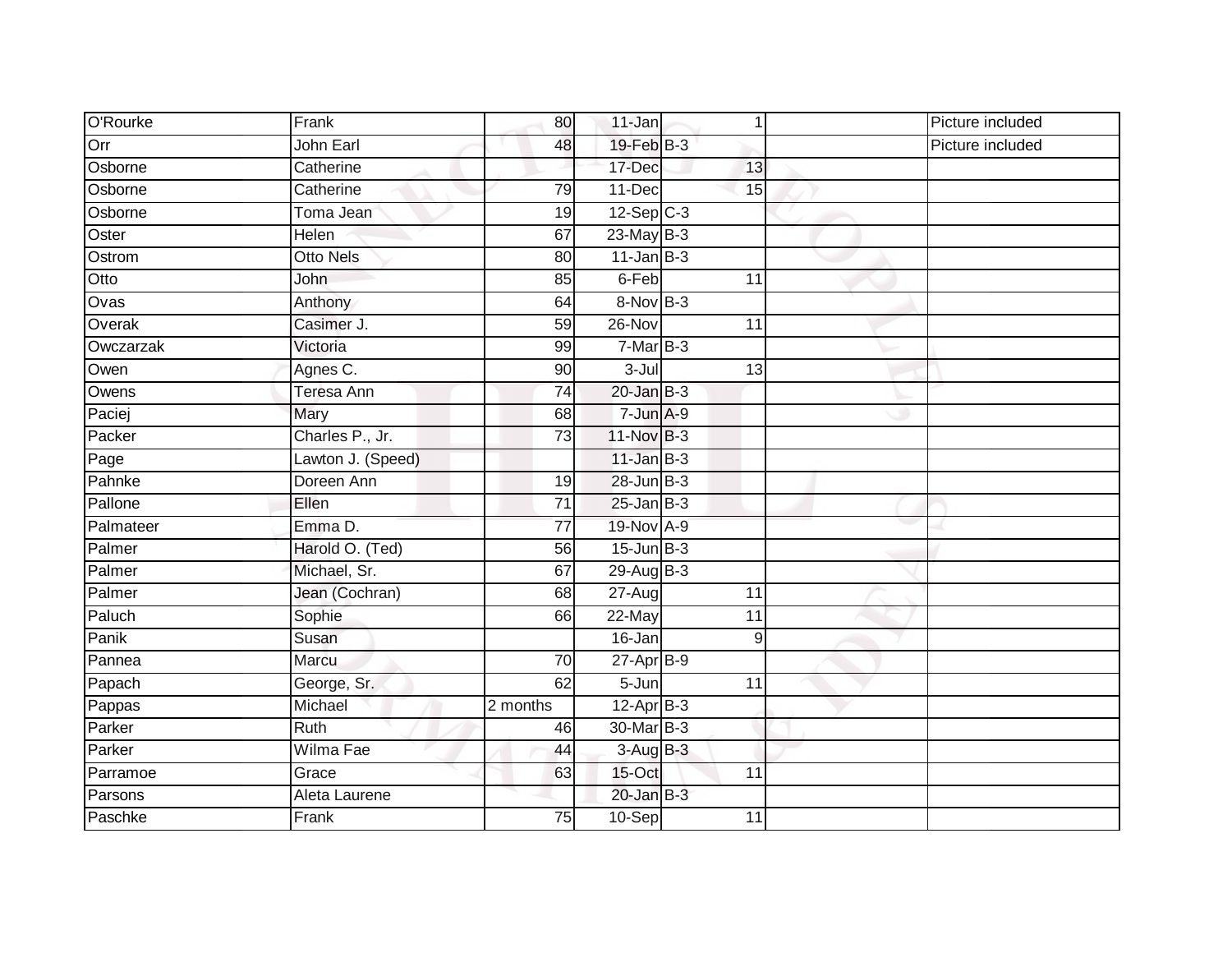| | | | | | | | |
|---|---|---|---|---|---|---|---|
| O'Rourke | Frank | 80 | 11-Jan | | 1 | | Picture included |
| Orr | John Earl | 48 | 19-Feb | B-3 | | | Picture included |
| Osborne | Catherine | | 17-Dec | | 13 | | |
| Osborne | Catherine | 79 | 11-Dec | | 15 | | |
| Osborne | Toma Jean | 19 | 12-Sep | C-3 | | | |
| Oster | Helen | 67 | 23-May | B-3 | | | |
| Ostrom | Otto Nels | 80 | 11-Jan | B-3 | | | |
| Otto | John | 85 | 6-Feb | | 11 | | |
| Ovas | Anthony | 64 | 8-Nov | B-3 | | | |
| Overak | Casimer J. | 59 | 26-Nov | | 11 | | |
| Owczarzak | Victoria | 99 | 7-Mar | B-3 | | | |
| Owen | Agnes C. | 90 | 3-Jul | | 13 | | |
| Owens | Teresa Ann | 74 | 20-Jan | B-3 | | | |
| Paciej | Mary | 68 | 7-Jun | A-9 | | | |
| Packer | Charles P., Jr. | 73 | 11-Nov | B-3 | | | |
| Page | Lawton J. (Speed) | | 11-Jan | B-3 | | | |
| Pahnke | Doreen Ann | 19 | 28-Jun | B-3 | | | |
| Pallone | Ellen | 71 | 25-Jan | B-3 | | | |
| Palmateer | Emma D. | 77 | 19-Nov | A-9 | | | |
| Palmer | Harold O. (Ted) | 56 | 15-Jun | B-3 | | | |
| Palmer | Michael, Sr. | 67 | 29-Aug | B-3 | | | |
| Palmer | Jean (Cochran) | 68 | 27-Aug | | 11 | | |
| Paluch | Sophie | 66 | 22-May | | 11 | | |
| Panik | Susan | | 16-Jan | | 9 | | |
| Pannea | Marcu | 70 | 27-Apr | B-9 | | | |
| Papach | George, Sr. | 62 | 5-Jun | | 11 | | |
| Pappas | Michael | 2 months | 12-Apr | B-3 | | | |
| Parker | Ruth | 46 | 30-Mar | B-3 | | | |
| Parker | Wilma Fae | 44 | 3-Aug | B-3 | | | |
| Parramoe | Grace | 63 | 15-Oct | | 11 | | |
| Parsons | Aleta Laurene | | 20-Jan | B-3 | | | |
| Paschke | Frank | 75 | 10-Sep | | 11 | | |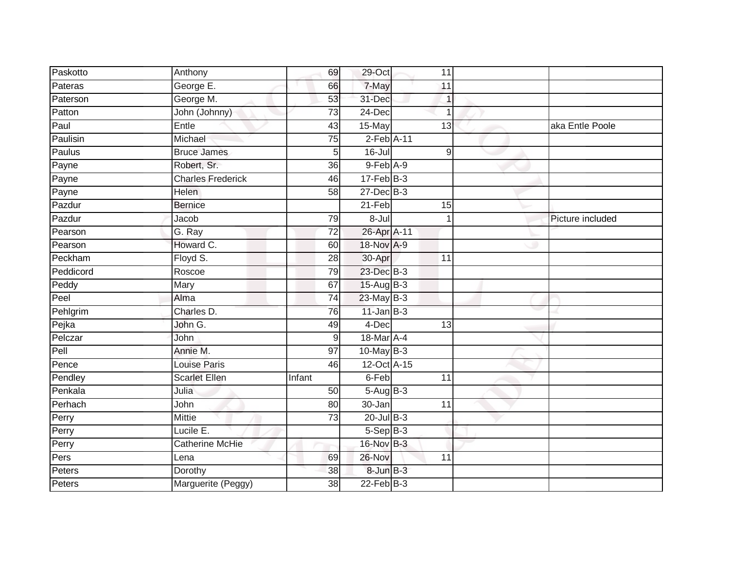| Paskotto | Anthony | 69 | 29-Oct | | 11 | | |
|---|---|---|---|---|---|---|---|
| Pateras | George E. | 66 | 7-May | | 11 | | |
| Paterson | George M. | 53 | 31-Dec | | 1 | | |
| Patton | John (Johnny) | 73 | 24-Dec | | 1 | | |
| Paul | Entle | 43 | 15-May | | 13 | | aka Entle Poole |
| Paulisin | Michael | 75 | 2-Feb | A-11 | | | |
| Paulus | Bruce James | 5 | 16-Jul | | 9 | | |
| Payne | Robert, Sr. | 36 | 9-Feb | A-9 | | | |
| Payne | Charles Frederick | 46 | 17-Feb | B-3 | | | |
| Payne | Helen | 58 | 27-Dec | B-3 | | | |
| Pazdur | Bernice | | 21-Feb | | 15 | | |
| Pazdur | Jacob | 79 | 8-Jul | | 1 | | Picture included |
| Pearson | G. Ray | 72 | 26-Apr | A-11 | | | |
| Pearson | Howard C. | 60 | 18-Nov | A-9 | | | |
| Peckham | Floyd S. | 28 | 30-Apr | | 11 | | |
| Peddicord | Roscoe | 79 | 23-Dec | B-3 | | | |
| Peddy | Mary | 67 | 15-Aug | B-3 | | | |
| Peel | Alma | 74 | 23-May | B-3 | | | |
| Pehlgrim | Charles D. | 76 | 11-Jan | B-3 | | | |
| Pejka | John G. | 49 | 4-Dec | | 13 | | |
| Pelczar | John | 9 | 18-Mar | A-4 | | | |
| Pell | Annie M. | 97 | 10-May | B-3 | | | |
| Pence | Louise Paris | 46 | 12-Oct | A-15 | | | |
| Pendley | Scarlet Ellen | Infant | 6-Feb | | 11 | | |
| Penkala | Julia | 50 | 5-Aug | B-3 | | | |
| Perhach | John | 80 | 30-Jan | | 11 | | |
| Perry | Mittie | 73 | 20-Jul | B-3 | | | |
| Perry | Lucile E. | | 5-Sep | B-3 | | | |
| Perry | Catherine McHie | | 16-Nov | B-3 | | | |
| Pers | Lena | 69 | 26-Nov | | 11 | | |
| Peters | Dorothy | 38 | 8-Jun | B-3 | | | |
| Peters | Marguerite (Peggy) | 38 | 22-Feb | B-3 | | | |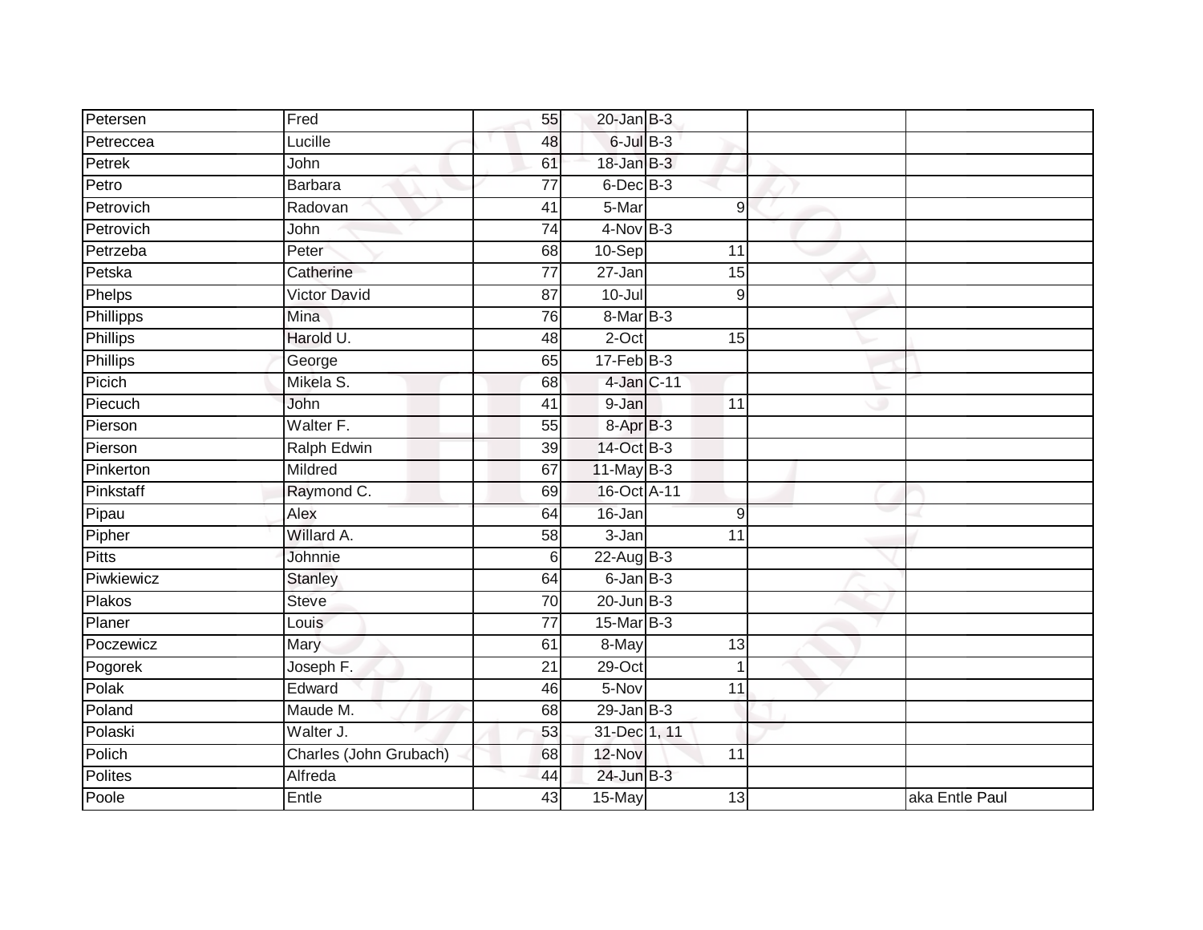| | | | | | | |
|---|---|---|---|---|---|---|
| Petersen | Fred | 55 | 20-Jan | B-3 | | |
| Petreccea | Lucille | 48 | 6-Jul | B-3 | | |
| Petrek | John | 61 | 18-Jan | B-3 | | |
| Petro | Barbara | 77 | 6-Dec | B-3 | | |
| Petrovich | Radovan | 41 | 5-Mar | 9 | | |
| Petrovich | John | 74 | 4-Nov | B-3 | | |
| Petrzeba | Peter | 68 | 10-Sep | 11 | | |
| Petska | Catherine | 77 | 27-Jan | 15 | | |
| Phelps | Victor David | 87 | 10-Jul | 9 | | |
| Phillipps | Mina | 76 | 8-Mar | B-3 | | |
| Phillips | Harold U. | 48 | 2-Oct | 15 | | |
| Phillips | George | 65 | 17-Feb | B-3 | | |
| Picich | Mikela S. | 68 | 4-Jan | C-11 | | |
| Piecuch | John | 41 | 9-Jan | 11 | | |
| Pierson | Walter F. | 55 | 8-Apr | B-3 | | |
| Pierson | Ralph Edwin | 39 | 14-Oct | B-3 | | |
| Pinkerton | Mildred | 67 | 11-May | B-3 | | |
| Pinkstaff | Raymond C. | 69 | 16-Oct | A-11 | | |
| Pipau | Alex | 64 | 16-Jan | 9 | | |
| Pipher | Willard A. | 58 | 3-Jan | 11 | | |
| Pitts | Johnnie | 6 | 22-Aug | B-3 | | |
| Piwkiewicz | Stanley | 64 | 6-Jan | B-3 | | |
| Plakos | Steve | 70 | 20-Jun | B-3 | | |
| Planer | Louis | 77 | 15-Mar | B-3 | | |
| Poczewicz | Mary | 61 | 8-May | 13 | | |
| Pogorek | Joseph F. | 21 | 29-Oct | 1 | | |
| Polak | Edward | 46 | 5-Nov | 11 | | |
| Poland | Maude M. | 68 | 29-Jan | B-3 | | |
| Polaski | Walter J. | 53 | 31-Dec | 1, 11 | | |
| Polich | Charles (John Grubach) | 68 | 12-Nov | 11 | | |
| Polites | Alfreda | 44 | 24-Jun | B-3 | | |
| Poole | Entle | 43 | 15-May | 13 | | aka Entle Paul |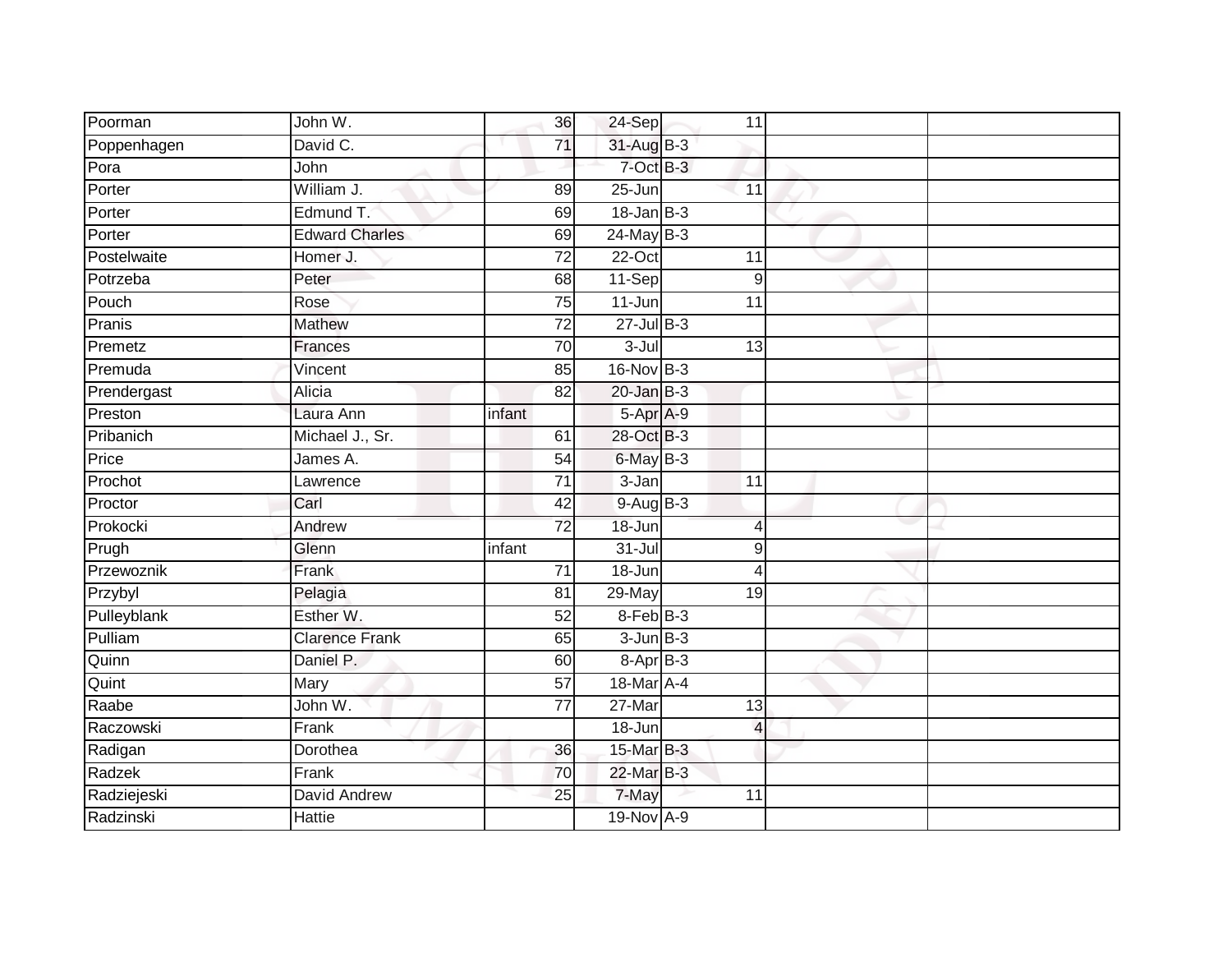| Poorman | John W. | 36 | 24-Sep | 11 | | |
|---|---|---|---|---|---|---|
| Poppenhagen | David C. | 71 | 31-Aug | B-3 | | |
| Pora | John | | 7-Oct | B-3 | | |
| Porter | William J. | 89 | 25-Jun | 11 | | |
| Porter | Edmund T. | 69 | 18-Jan | B-3 | | |
| Porter | Edward Charles | 69 | 24-May | B-3 | | |
| Postelwaite | Homer J. | 72 | 22-Oct | 11 | | |
| Potrzeba | Peter | 68 | 11-Sep | 9 | | |
| Pouch | Rose | 75 | 11-Jun | 11 | | |
| Pranis | Mathew | 72 | 27-Jul | B-3 | | |
| Premetz | Frances | 70 | 3-Jul | 13 | | |
| Premuda | Vincent | 85 | 16-Nov | B-3 | | |
| Prendergast | Alicia | 82 | 20-Jan | B-3 | | |
| Preston | Laura Ann | infant | 5-Apr | A-9 | | |
| Pribanich | Michael J., Sr. | 61 | 28-Oct | B-3 | | |
| Price | James A. | 54 | 6-May | B-3 | | |
| Prochot | Lawrence | 71 | 3-Jan | 11 | | |
| Proctor | Carl | 42 | 9-Aug | B-3 | | |
| Prokocki | Andrew | 72 | 18-Jun | 4 | | |
| Prugh | Glenn | infant | 31-Jul | 9 | | |
| Przewoznik | Frank | 71 | 18-Jun | 4 | | |
| Przybyl | Pelagia | 81 | 29-May | 19 | | |
| Pulleyblank | Esther W. | 52 | 8-Feb | B-3 | | |
| Pulliam | Clarence Frank | 65 | 3-Jun | B-3 | | |
| Quinn | Daniel P. | 60 | 8-Apr | B-3 | | |
| Quint | Mary | 57 | 18-Mar | A-4 | | |
| Raabe | John W. | 77 | 27-Mar | 13 | | |
| Raczowski | Frank | | 18-Jun | 4 | | |
| Radigan | Dorothea | 36 | 15-Mar | B-3 | | |
| Radzek | Frank | 70 | 22-Mar | B-3 | | |
| Radziejeski | David Andrew | 25 | 7-May | 11 | | |
| Radzinski | Hattie | | 19-Nov | A-9 | | |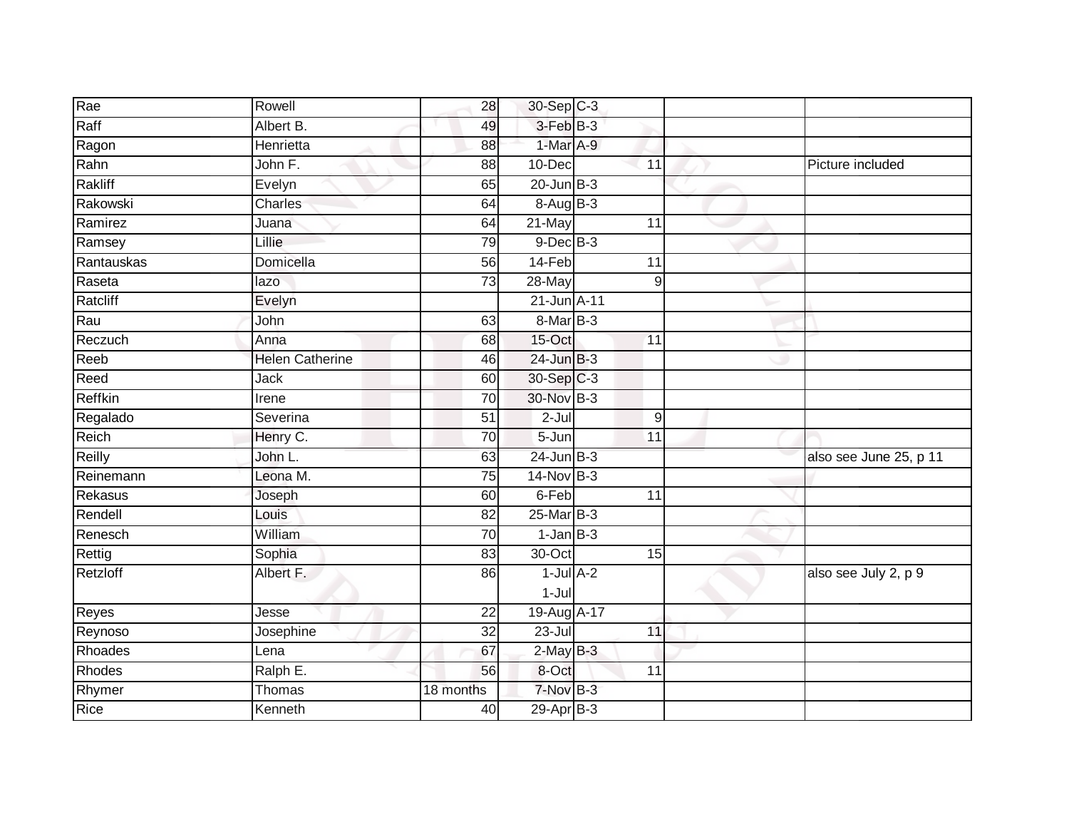| | | | | | | | |
|---|---|---|---|---|---|---|---|
| Rae | Rowell | 28 | 30-Sep | C-3 | | | |
| Raff | Albert B. | 49 | 3-Feb | B-3 | | | |
| Ragon | Henrietta | 88 | 1-Mar | A-9 | | | |
| Rahn | John F. | 88 | 10-Dec | | 11 | | Picture included |
| Rakliff | Evelyn | 65 | 20-Jun | B-3 | | | |
| Rakowski | Charles | 64 | 8-Aug | B-3 | | | |
| Ramirez | Juana | 64 | 21-May | | 11 | | |
| Ramsey | Lillie | 79 | 9-Dec | B-3 | | | |
| Rantauskas | Domicella | 56 | 14-Feb | | 11 | | |
| Raseta | lazo | 73 | 28-May | | 9 | | |
| Ratcliff | Evelyn | | 21-Jun | A-11 | | | |
| Rau | John | 63 | 8-Mar | B-3 | | | |
| Reczuch | Anna | 68 | 15-Oct | | 11 | | |
| Reeb | Helen Catherine | 46 | 24-Jun | B-3 | | | |
| Reed | Jack | 60 | 30-Sep | C-3 | | | |
| Reffkin | Irene | 70 | 30-Nov | B-3 | | | |
| Regalado | Severina | 51 | 2-Jul | | 9 | | |
| Reich | Henry C. | 70 | 5-Jun | | 11 | | |
| Reilly | John L. | 63 | 24-Jun | B-3 | | | also see June 25, p 11 |
| Reinemann | Leona M. | 75 | 14-Nov | B-3 | | | |
| Rekasus | Joseph | 60 | 6-Feb | | 11 | | |
| Rendell | Louis | 82 | 25-Mar | B-3 | | | |
| Renesch | William | 70 | 1-Jan | B-3 | | | |
| Rettig | Sophia | 83 | 30-Oct | | 15 | | |
| Retzloff | Albert F. | 86 | 1-Jul<br>1-Jul | A-2 | | | also see July 2, p 9 |
| Reyes | Jesse | 22 | 19-Aug | A-17 | | | |
| Reynoso | Josephine | 32 | 23-Jul | | 11 | | |
| Rhoades | Lena | 67 | 2-May | B-3 | | | |
| Rhodes | Ralph E. | 56 | 8-Oct | | 11 | | |
| Rhymer | Thomas | 18 months | 7-Nov | B-3 | | | |
| Rice | Kenneth | 40 | 29-Apr | B-3 | | | |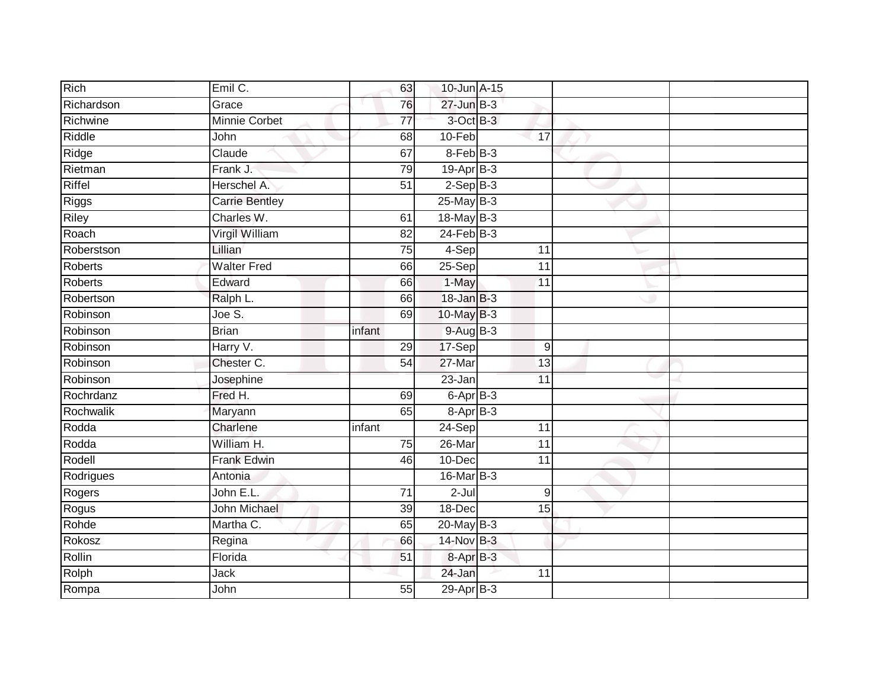| Rich | Emil C. | 63 | 10-Jun | A-15 | | |
|---|---|---|---|---|---|---|
| Richardson | Grace | 76 | 27-Jun | B-3 | | |
| Richwine | Minnie Corbet | 77 | 3-Oct | B-3 | | |
| Riddle | John | 68 | 10-Feb | 17 | | |
| Ridge | Claude | 67 | 8-Feb | B-3 | | |
| Rietman | Frank J. | 79 | 19-Apr | B-3 | | |
| Riffel | Herschel A. | 51 | 2-Sep | B-3 | | |
| Riggs | Carrie Bentley | | 25-May | B-3 | | |
| Riley | Charles W. | 61 | 18-May | B-3 | | |
| Roach | Virgil William | 82 | 24-Feb | B-3 | | |
| Roberstson | Lillian | 75 | 4-Sep | 11 | | |
| Roberts | Walter Fred | 66 | 25-Sep | 11 | | |
| Roberts | Edward | 66 | 1-May | 11 | | |
| Robertson | Ralph L. | 66 | 18-Jan | B-3 | | |
| Robinson | Joe S. | 69 | 10-May | B-3 | | |
| Robinson | Brian | infant | 9-Aug | B-3 | | |
| Robinson | Harry V. | 29 | 17-Sep | 9 | | |
| Robinson | Chester C. | 54 | 27-Mar | 13 | | |
| Robinson | Josephine | | 23-Jan | 11 | | |
| Rochrdanz | Fred H. | 69 | 6-Apr | B-3 | | |
| Rochwalik | Maryann | 65 | 8-Apr | B-3 | | |
| Rodda | Charlene | infant | 24-Sep | 11 | | |
| Rodda | William H. | 75 | 26-Mar | 11 | | |
| Rodell | Frank Edwin | 46 | 10-Dec | 11 | | |
| Rodrigues | Antonia | | 16-Mar | B-3 | | |
| Rogers | John E.L. | 71 | 2-Jul | 9 | | |
| Rogus | John Michael | 39 | 18-Dec | 15 | | |
| Rohde | Martha C. | 65 | 20-May | B-3 | | |
| Rokosz | Regina | 66 | 14-Nov | B-3 | | |
| Rollin | Florida | 51 | 8-Apr | B-3 | | |
| Rolph | Jack | | 24-Jan | 11 | | |
| Rompa | John | 55 | 29-Apr | B-3 | | |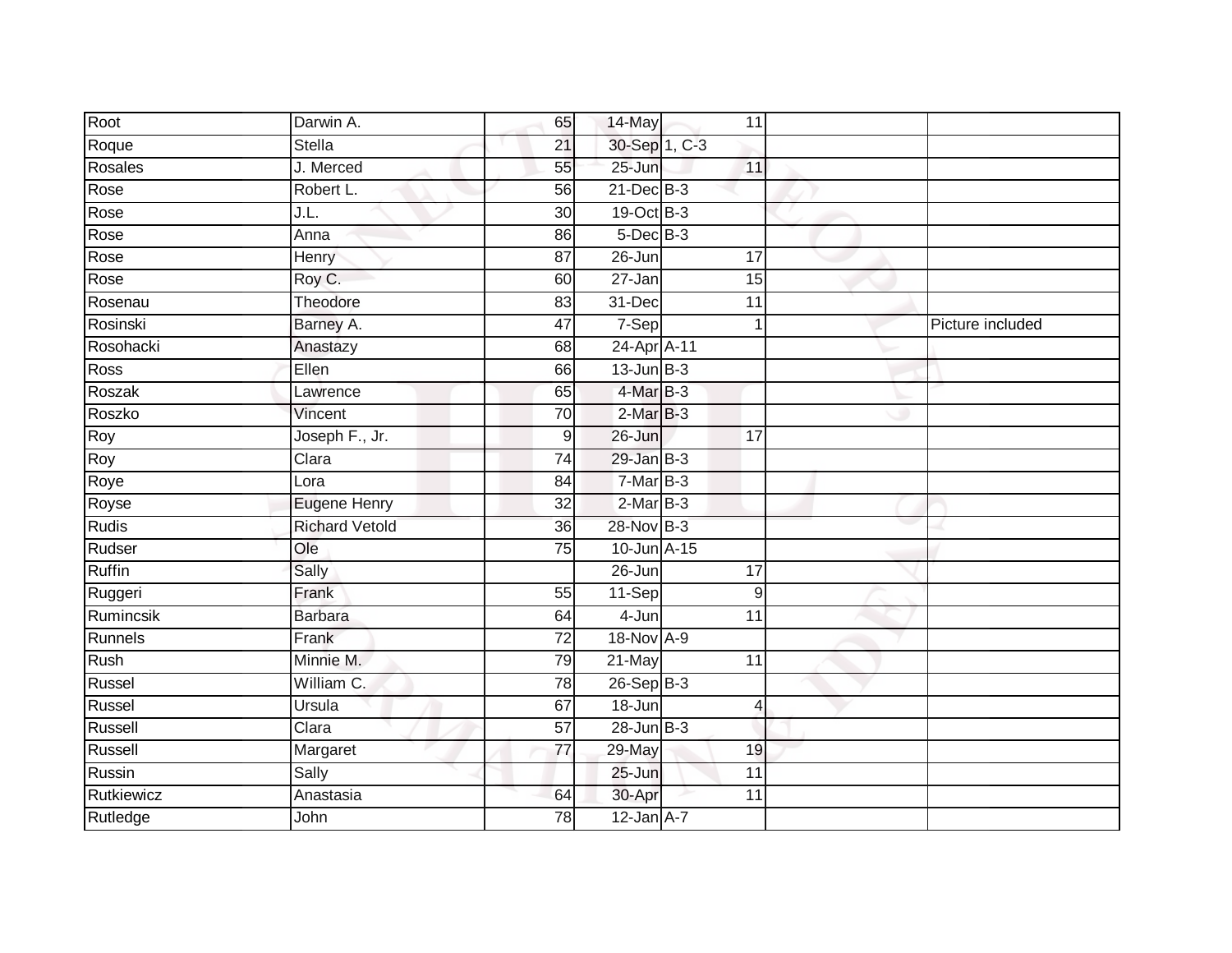| | | | | | | |
|---|---|---|---|---|---|---|
| Root | Darwin A. | 65 | 14-May | 11 | | |
| Roque | Stella | 21 | 30-Sep | 1, C-3 | | |
| Rosales | J. Merced | 55 | 25-Jun | 11 | | |
| Rose | Robert L. | 56 | 21-Dec | B-3 | | |
| Rose | J.L. | 30 | 19-Oct | B-3 | | |
| Rose | Anna | 86 | 5-Dec | B-3 | | |
| Rose | Henry | 87 | 26-Jun | 17 | | |
| Rose | Roy C. | 60 | 27-Jan | 15 | | |
| Rosenau | Theodore | 83 | 31-Dec | 11 | | |
| Rosinski | Barney A. | 47 | 7-Sep | 1 | | Picture included |
| Rosohacki | Anastazy | 68 | 24-Apr | A-11 | | |
| Ross | Ellen | 66 | 13-Jun | B-3 | | |
| Roszak | Lawrence | 65 | 4-Mar | B-3 | | |
| Roszko | Vincent | 70 | 2-Mar | B-3 | | |
| Roy | Joseph F., Jr. | 9 | 26-Jun | 17 | | |
| Roy | Clara | 74 | 29-Jan | B-3 | | |
| Roye | Lora | 84 | 7-Mar | B-3 | | |
| Royse | Eugene Henry | 32 | 2-Mar | B-3 | | |
| Rudis | Richard Vetold | 36 | 28-Nov | B-3 | | |
| Rudser | Ole | 75 | 10-Jun | A-15 | | |
| Ruffin | Sally | | 26-Jun | 17 | | |
| Ruggeri | Frank | 55 | 11-Sep | 9 | | |
| Rumincsik | Barbara | 64 | 4-Jun | 11 | | |
| Runnels | Frank | 72 | 18-Nov | A-9 | | |
| Rush | Minnie M. | 79 | 21-May | 11 | | |
| Russel | William C. | 78 | 26-Sep | B-3 | | |
| Russel | Ursula | 67 | 18-Jun | 4 | | |
| Russell | Clara | 57 | 28-Jun | B-3 | | |
| Russell | Margaret | 77 | 29-May | 19 | | |
| Russin | Sally | | 25-Jun | 11 | | |
| Rutkiewicz | Anastasia | 64 | 30-Apr | 11 | | |
| Rutledge | John | 78 | 12-Jan | A-7 | | |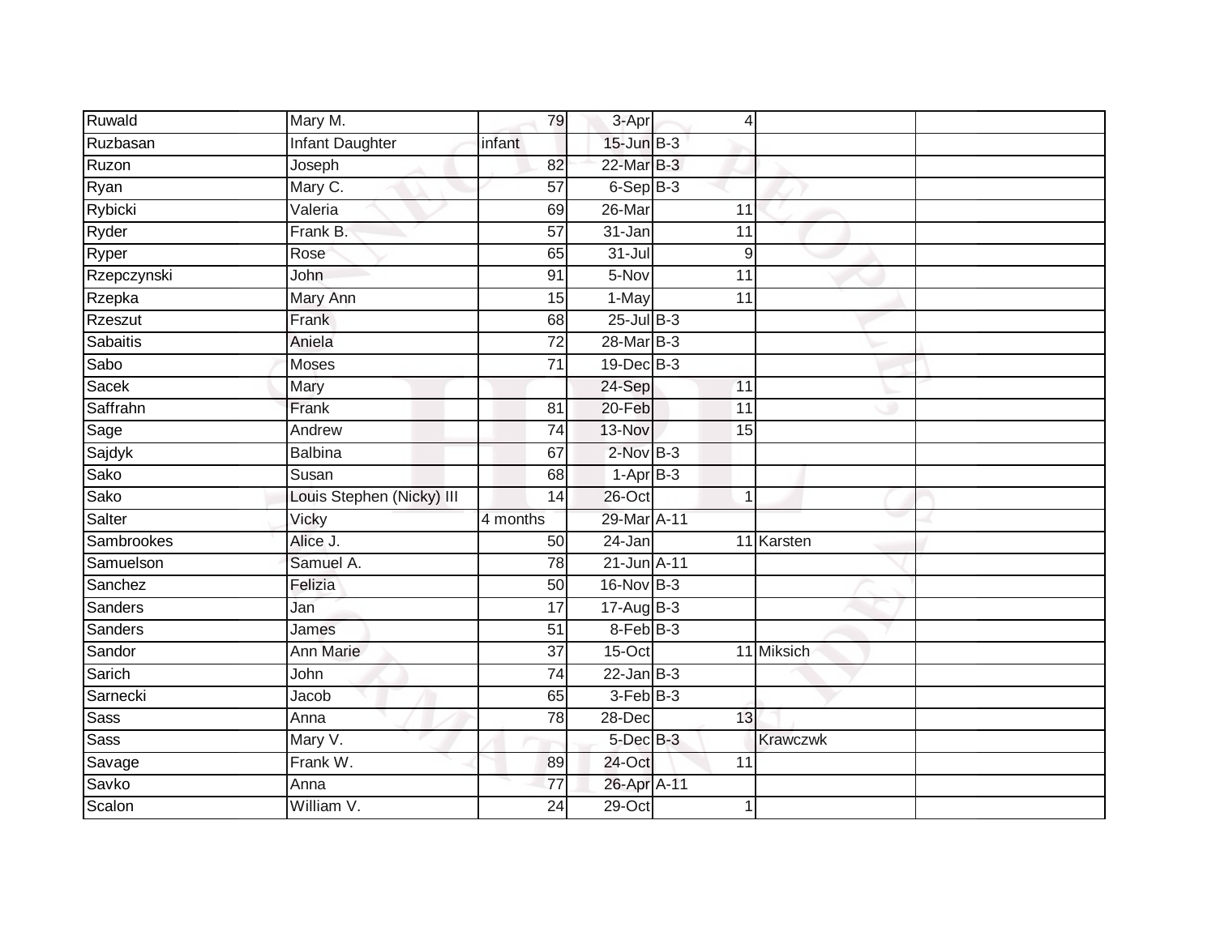| | | | | | | | |
|---|---|---|---|---|---|---|---|
| Ruwald | Mary M. | 79 | 3-Apr | | 4 | | |
| Ruzbasan | Infant Daughter | infant | 15-Jun | B-3 | | | |
| Ruzon | Joseph | 82 | 22-Mar | B-3 | | | |
| Ryan | Mary C. | 57 | 6-Sep | B-3 | | | |
| Rybicki | Valeria | 69 | 26-Mar | | 11 | | |
| Ryder | Frank B. | 57 | 31-Jan | | 11 | | |
| Ryper | Rose | 65 | 31-Jul | | 9 | | |
| Rzepczynski | John | 91 | 5-Nov | | 11 | | |
| Rzepka | Mary Ann | 15 | 1-May | | 11 | | |
| Rzeszut | Frank | 68 | 25-Jul | B-3 | | | |
| Sabaitis | Aniela | 72 | 28-Mar | B-3 | | | |
| Sabo | Moses | 71 | 19-Dec | B-3 | | | |
| Sacek | Mary | | 24-Sep | | 11 | | |
| Saffrahn | Frank | 81 | 20-Feb | | 11 | | |
| Sage | Andrew | 74 | 13-Nov | | 15 | | |
| Sajdyk | Balbina | 67 | 2-Nov | B-3 | | | |
| Sako | Susan | 68 | 1-Apr | B-3 | | | |
| Sako | Louis Stephen (Nicky) III | 14 | 26-Oct | | 1 | | |
| Salter | Vicky | 4 months | 29-Mar | A-11 | | | |
| Sambrookes | Alice J. | 50 | 24-Jan | | 11 | Karsten | |
| Samuelson | Samuel A. | 78 | 21-Jun | A-11 | | | |
| Sanchez | Felizia | 50 | 16-Nov | B-3 | | | |
| Sanders | Jan | 17 | 17-Aug | B-3 | | | |
| Sanders | James | 51 | 8-Feb | B-3 | | | |
| Sandor | Ann Marie | 37 | 15-Oct | | 11 | Miksich | |
| Sarich | John | 74 | 22-Jan | B-3 | | | |
| Sarnecki | Jacob | 65 | 3-Feb | B-3 | | | |
| Sass | Anna | 78 | 28-Dec | | 13 | | |
| Sass | Mary V. | | 5-Dec | B-3 | | Krawczwk | |
| Savage | Frank W. | 89 | 24-Oct | | 11 | | |
| Savko | Anna | 77 | 26-Apr | A-11 | | | |
| Scalon | William V. | 24 | 29-Oct | | 1 | | |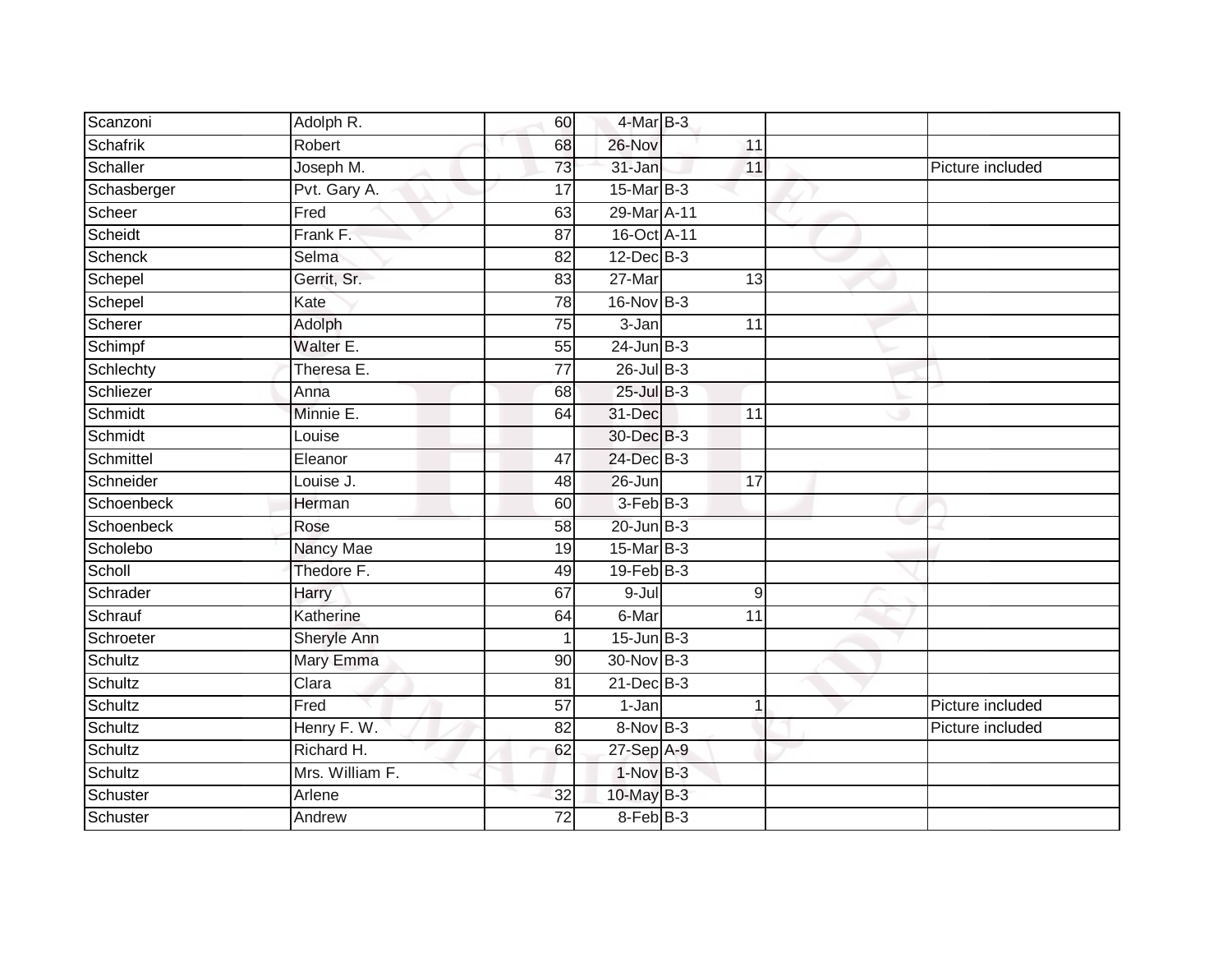| | | | | | | | |
|---|---|---|---|---|---|---|---|
| Scanzoni | Adolph R. | 60 | 4-Mar | B-3 | | | |
| Schafrik | Robert | 68 | 26-Nov | | 11 | | |
| Schaller | Joseph M. | 73 | 31-Jan | | 11 | | Picture included |
| Schasberger | Pvt. Gary A. | 17 | 15-Mar | B-3 | | | |
| Scheer | Fred | 63 | 29-Mar | A-11 | | | |
| Scheidt | Frank F. | 87 | 16-Oct | A-11 | | | |
| Schenck | Selma | 82 | 12-Dec | B-3 | | | |
| Schepel | Gerrit, Sr. | 83 | 27-Mar | | 13 | | |
| Schepel | Kate | 78 | 16-Nov | B-3 | | | |
| Scherer | Adolph | 75 | 3-Jan | | 11 | | |
| Schimpf | Walter E. | 55 | 24-Jun | B-3 | | | |
| Schlechty | Theresa E. | 77 | 26-Jul | B-3 | | | |
| Schliezer | Anna | 68 | 25-Jul | B-3 | | | |
| Schmidt | Minnie E. | 64 | 31-Dec | | 11 | | |
| Schmidt | Louise | | 30-Dec | B-3 | | | |
| Schmittel | Eleanor | 47 | 24-Dec | B-3 | | | |
| Schneider | Louise J. | 48 | 26-Jun | | 17 | | |
| Schoenbeck | Herman | 60 | 3-Feb | B-3 | | | |
| Schoenbeck | Rose | 58 | 20-Jun | B-3 | | | |
| Scholebo | Nancy Mae | 19 | 15-Mar | B-3 | | | |
| Scholl | Thedore F. | 49 | 19-Feb | B-3 | | | |
| Schrader | Harry | 67 | 9-Jul | | 9 | | |
| Schrauf | Katherine | 64 | 6-Mar | | 11 | | |
| Schroeter | Sheryle Ann | 1 | 15-Jun | B-3 | | | |
| Schultz | Mary Emma | 90 | 30-Nov | B-3 | | | |
| Schultz | Clara | 81 | 21-Dec | B-3 | | | |
| Schultz | Fred | 57 | 1-Jan | | 1 | | Picture included |
| Schultz | Henry F. W. | 82 | 8-Nov | B-3 | | | Picture included |
| Schultz | Richard H. | 62 | 27-Sep | A-9 | | | |
| Schultz | Mrs. William F. | | 1-Nov | B-3 | | | |
| Schuster | Arlene | 32 | 10-May | B-3 | | | |
| Schuster | Andrew | 72 | 8-Feb | B-3 | | | |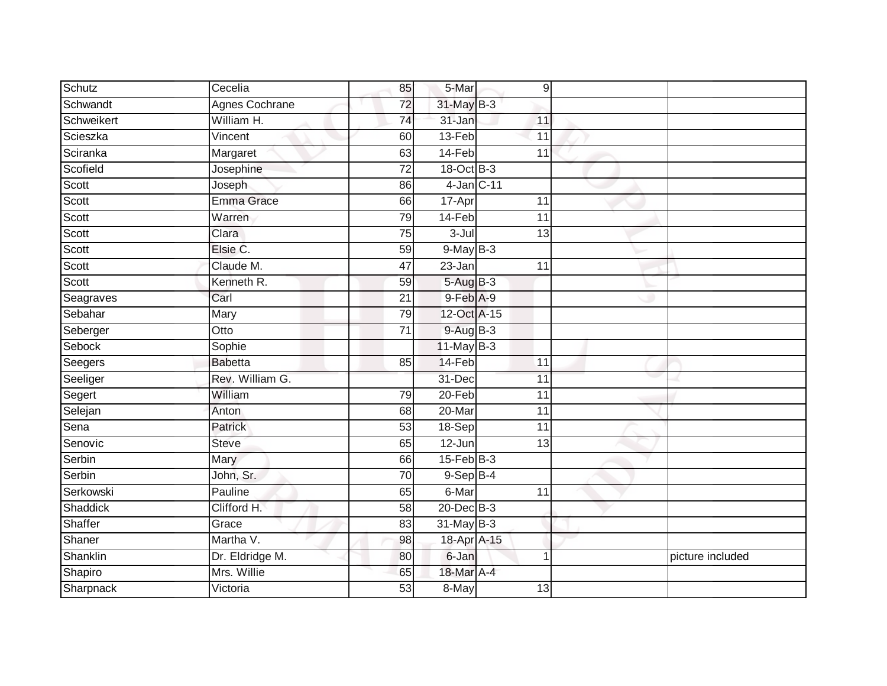| Schutz | Cecelia | 85 | 5-Mar | 9 | | |
|---|---|---|---|---|---|---|
| Schwandt | Agnes Cochrane | 72 | 31-May | B-3 | | |
| Schweikert | William H. | 74 | 31-Jan | 11 | | |
| Scieszka | Vincent | 60 | 13-Feb | 11 | | |
| Sciranka | Margaret | 63 | 14-Feb | 11 | | |
| Scofield | Josephine | 72 | 18-Oct | B-3 | | |
| Scott | Joseph | 86 | 4-Jan | C-11 | | |
| Scott | Emma Grace | 66 | 17-Apr | 11 | | |
| Scott | Warren | 79 | 14-Feb | 11 | | |
| Scott | Clara | 75 | 3-Jul | 13 | | |
| Scott | Elsie C. | 59 | 9-May | B-3 | | |
| Scott | Claude M. | 47 | 23-Jan | 11 | | |
| Scott | Kenneth R. | 59 | 5-Aug | B-3 | | |
| Seagraves | Carl | 21 | 9-Feb | A-9 | | |
| Sebahar | Mary | 79 | 12-Oct | A-15 | | |
| Seberger | Otto | 71 | 9-Aug | B-3 | | |
| Sebock | Sophie | | 11-May | B-3 | | |
| Seegers | Babetta | 85 | 14-Feb | 11 | | |
| Seeliger | Rev. William G. | | 31-Dec | 11 | | |
| Segert | William | 79 | 20-Feb | 11 | | |
| Selejan | Anton | 68 | 20-Mar | 11 | | |
| Sena | Patrick | 53 | 18-Sep | 11 | | |
| Senovic | Steve | 65 | 12-Jun | 13 | | |
| Serbin | Mary | 66 | 15-Feb | B-3 | | |
| Serbin | John, Sr. | 70 | 9-Sep | B-4 | | |
| Serkowski | Pauline | 65 | 6-Mar | 11 | | |
| Shaddick | Clifford H. | 58 | 20-Dec | B-3 | | |
| Shaffer | Grace | 83 | 31-May | B-3 | | |
| Shaner | Martha V. | 98 | 18-Apr | A-15 | | |
| Shanklin | Dr. Eldridge M. | 80 | 6-Jan | 1 | | picture included |
| Shapiro | Mrs. Willie | 65 | 18-Mar | A-4 | | |
| Sharpnack | Victoria | 53 | 8-May | 13 | | |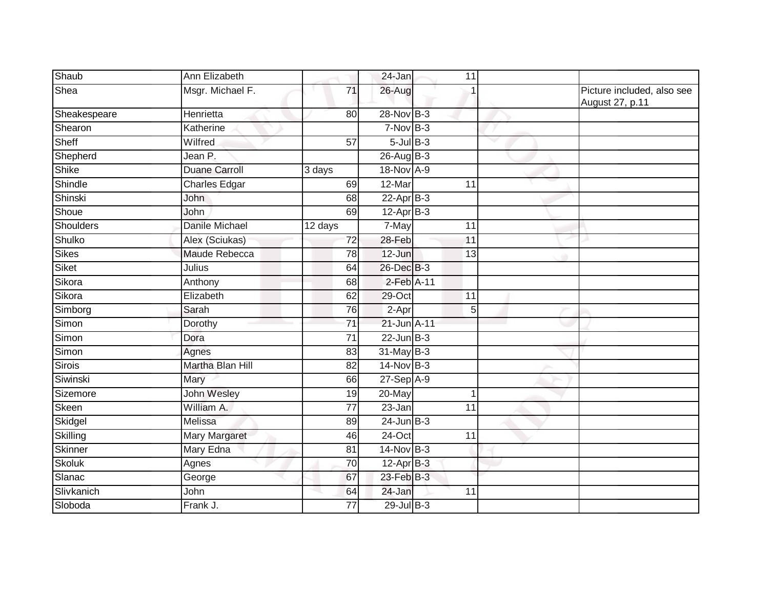| | | | | | | |
|---|---|---|---|---|---|---|
| Shaub | Ann Elizabeth | | 24-Jan | 11 | | |
| Shea | Msgr. Michael F. | 71 | 26-Aug | 1 | | Picture included, also see August 27, p.11 |
| Sheakespeare | Henrietta | 80 | 28-Nov | B-3 | | |
| Shearon | Katherine | | 7-Nov | B-3 | | |
| Sheff | Wilfred | 57 | 5-Jul | B-3 | | |
| Shepherd | Jean P. | | 26-Aug | B-3 | | |
| Shike | Duane Carroll | 3 days | 18-Nov | A-9 | | |
| Shindle | Charles Edgar | 69 | 12-Mar | 11 | | |
| Shinski | John | 68 | 22-Apr | B-3 | | |
| Shoue | John | 69 | 12-Apr | B-3 | | |
| Shoulders | Danile Michael | 12 days | 7-May | 11 | | |
| Shulko | Alex (Sciukas) | 72 | 28-Feb | 11 | | |
| Sikes | Maude Rebecca | 78 | 12-Jun | 13 | | |
| Siket | Julius | 64 | 26-Dec | B-3 | | |
| Sikora | Anthony | 68 | 2-Feb | A-11 | | |
| Sikora | Elizabeth | 62 | 29-Oct | 11 | | |
| Simborg | Sarah | 76 | 2-Apr | 5 | | |
| Simon | Dorothy | 71 | 21-Jun | A-11 | | |
| Simon | Dora | 71 | 22-Jun | B-3 | | |
| Simon | Agnes | 83 | 31-May | B-3 | | |
| Sirois | Martha Blan Hill | 82 | 14-Nov | B-3 | | |
| Siwinski | Mary | 66 | 27-Sep | A-9 | | |
| Sizemore | John Wesley | 19 | 20-May | 1 | | |
| Skeen | William A. | 77 | 23-Jan | 11 | | |
| Skidgel | Melissa | 89 | 24-Jun | B-3 | | |
| Skilling | Mary Margaret | 46 | 24-Oct | 11 | | |
| Skinner | Mary Edna | 81 | 14-Nov | B-3 | | |
| Skoluk | Agnes | 70 | 12-Apr | B-3 | | |
| Slanac | George | 67 | 23-Feb | B-3 | | |
| Slivkanich | John | 64 | 24-Jan | 11 | | |
| Sloboda | Frank J. | 77 | 29-Jul | B-3 | | |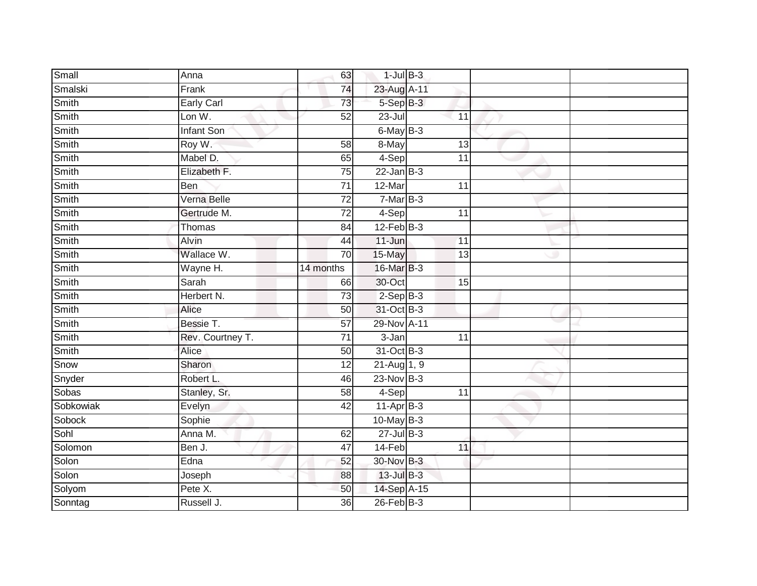| | | | | | | |
|---|---|---|---|---|---|---|
| Small | Anna | 63 | 1-Jul | B-3 | | |
| Smalski | Frank | 74 | 23-Aug | A-11 | | |
| Smith | Early Carl | 73 | 5-Sep | B-3 | | |
| Smith | Lon W. | 52 | 23-Jul | 11 | | |
| Smith | Infant Son | | 6-May | B-3 | | |
| Smith | Roy W. | 58 | 8-May | 13 | | |
| Smith | Mabel D. | 65 | 4-Sep | 11 | | |
| Smith | Elizabeth F. | 75 | 22-Jan | B-3 | | |
| Smith | Ben | 71 | 12-Mar | 11 | | |
| Smith | Verna Belle | 72 | 7-Mar | B-3 | | |
| Smith | Gertrude M. | 72 | 4-Sep | 11 | | |
| Smith | Thomas | 84 | 12-Feb | B-3 | | |
| Smith | Alvin | 44 | 11-Jun | 11 | | |
| Smith | Wallace W. | 70 | 15-May | 13 | | |
| Smith | Wayne H. | 14 months | 16-Mar | B-3 | | |
| Smith | Sarah | 66 | 30-Oct | 15 | | |
| Smith | Herbert N. | 73 | 2-Sep | B-3 | | |
| Smith | Alice | 50 | 31-Oct | B-3 | | |
| Smith | Bessie T. | 57 | 29-Nov | A-11 | | |
| Smith | Rev. Courtney T. | 71 | 3-Jan | 11 | | |
| Smith | Alice | 50 | 31-Oct | B-3 | | |
| Snow | Sharon | 12 | 21-Aug | 1, 9 | | |
| Snyder | Robert L. | 46 | 23-Nov | B-3 | | |
| Sobas | Stanley, Sr. | 58 | 4-Sep | 11 | | |
| Sobkowiak | Evelyn | 42 | 11-Apr | B-3 | | |
| Sobock | Sophie | | 10-May | B-3 | | |
| Sohl | Anna M. | 62 | 27-Jul | B-3 | | |
| Solomon | Ben J. | 47 | 14-Feb | 11 | | |
| Solon | Edna | 52 | 30-Nov | B-3 | | |
| Solon | Joseph | 88 | 13-Jul | B-3 | | |
| Solyom | Pete X. | 50 | 14-Sep | A-15 | | |
| Sonntag | Russell J. | 36 | 26-Feb | B-3 | | |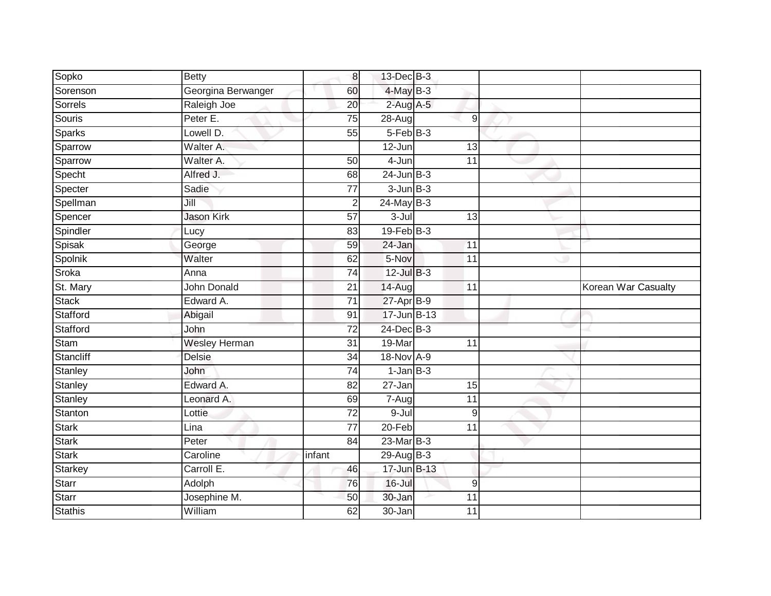| Sopko | Betty | 8 | 13-Dec | B-3 | | |
|---|---|---|---|---|---|---|
| Sorenson | Georgina Berwanger | 60 | 4-May | B-3 | | |
| Sorrels | Raleigh Joe | 20 | 2-Aug | A-5 | | |
| Souris | Peter E. | 75 | 28-Aug | 9 | | |
| Sparks | Lowell D. | 55 | 5-Feb | B-3 | | |
| Sparrow | Walter A. | | 12-Jun | 13 | | |
| Sparrow | Walter A. | 50 | 4-Jun | 11 | | |
| Specht | Alfred J. | 68 | 24-Jun | B-3 | | |
| Specter | Sadie | 77 | 3-Jun | B-3 | | |
| Spellman | Jill | 2 | 24-May | B-3 | | |
| Spencer | Jason Kirk | 57 | 3-Jul | 13 | | |
| Spindler | Lucy | 83 | 19-Feb | B-3 | | |
| Spisak | George | 59 | 24-Jan | 11 | | |
| Spolnik | Walter | 62 | 5-Nov | 11 | | |
| Sroka | Anna | 74 | 12-Jul | B-3 | | |
| St. Mary | John Donald | 21 | 14-Aug | 11 | | Korean War Casualty |
| Stack | Edward A. | 71 | 27-Apr | B-9 | | |
| Stafford | Abigail | 91 | 17-Jun | B-13 | | |
| Stafford | John | 72 | 24-Dec | B-3 | | |
| Stam | Wesley Herman | 31 | 19-Mar | 11 | | |
| Stancliff | Delsie | 34 | 18-Nov | A-9 | | |
| Stanley | John | 74 | 1-Jan | B-3 | | |
| Stanley | Edward A. | 82 | 27-Jan | 15 | | |
| Stanley | Leonard A. | 69 | 7-Aug | 11 | | |
| Stanton | Lottie | 72 | 9-Jul | 9 | | |
| Stark | Lina | 77 | 20-Feb | 11 | | |
| Stark | Peter | 84 | 23-Mar | B-3 | | |
| Stark | Caroline | infant | 29-Aug | B-3 | | |
| Starkey | Carroll E. | 46 | 17-Jun | B-13 | | |
| Starr | Adolph | 76 | 16-Jul | 9 | | |
| Starr | Josephine M. | 50 | 30-Jan | 11 | | |
| Stathis | William | 62 | 30-Jan | 11 | | |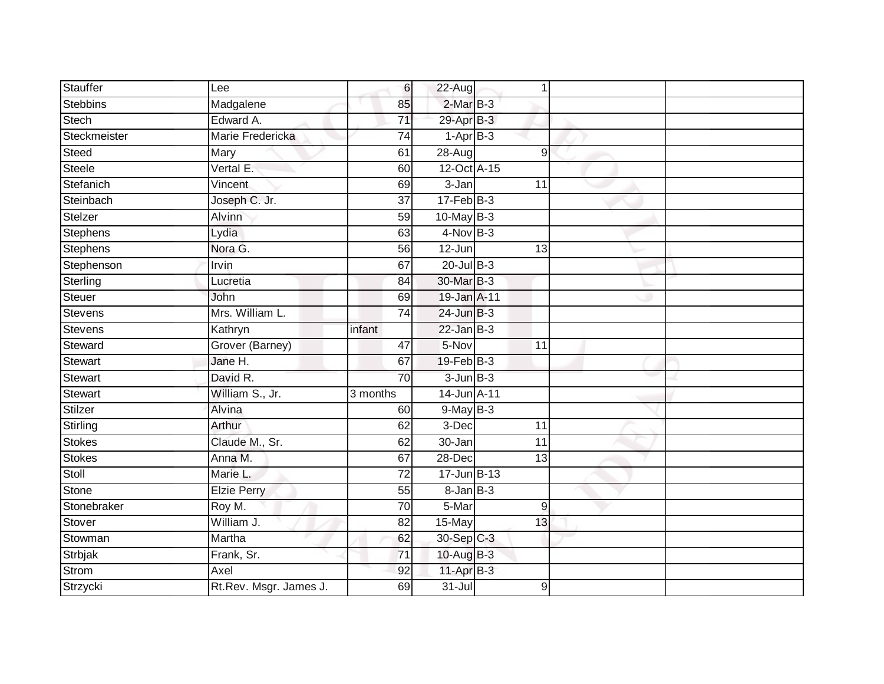| Stauffer | Lee | 6 | 22-Aug | 1 | | |
|---|---|---|---|---|---|---|
| Stebbins | Madgalene | 85 | 2-Mar | B-3 | | |
| Stech | Edward A. | 71 | 29-Apr | B-3 | | |
| Steckmeister | Marie Fredericka | 74 | 1-Apr | B-3 | | |
| Steed | Mary | 61 | 28-Aug | 9 | | |
| Steele | Vertal E. | 60 | 12-Oct | A-15 | | |
| Stefanich | Vincent | 69 | 3-Jan | 11 | | |
| Steinbach | Joseph C. Jr. | 37 | 17-Feb | B-3 | | |
| Stelzer | Alvinn | 59 | 10-May | B-3 | | |
| Stephens | Lydia | 63 | 4-Nov | B-3 | | |
| Stephens | Nora G. | 56 | 12-Jun | 13 | | |
| Stephenson | Irvin | 67 | 20-Jul | B-3 | | |
| Sterling | Lucretia | 84 | 30-Mar | B-3 | | |
| Steuer | John | 69 | 19-Jan | A-11 | | |
| Stevens | Mrs. William L. | 74 | 24-Jun | B-3 | | |
| Stevens | Kathryn | infant | 22-Jan | B-3 | | |
| Steward | Grover (Barney) | 47 | 5-Nov | 11 | | |
| Stewart | Jane H. | 67 | 19-Feb | B-3 | | |
| Stewart | David R. | 70 | 3-Jun | B-3 | | |
| Stewart | William S., Jr. | 3 months | 14-Jun | A-11 | | |
| Stilzer | Alvina | 60 | 9-May | B-3 | | |
| Stirling | Arthur | 62 | 3-Dec | 11 | | |
| Stokes | Claude M., Sr. | 62 | 30-Jan | 11 | | |
| Stokes | Anna M. | 67 | 28-Dec | 13 | | |
| Stoll | Marie L. | 72 | 17-Jun | B-13 | | |
| Stone | Elzie Perry | 55 | 8-Jan | B-3 | | |
| Stonebraker | Roy M. | 70 | 5-Mar | 9 | | |
| Stover | William J. | 82 | 15-May | 13 | | |
| Stowman | Martha | 62 | 30-Sep | C-3 | | |
| Strbjak | Frank, Sr. | 71 | 10-Aug | B-3 | | |
| Strom | Axel | 92 | 11-Apr | B-3 | | |
| Strzycki | Rt.Rev. Msgr. James J. | 69 | 31-Jul | 9 | | |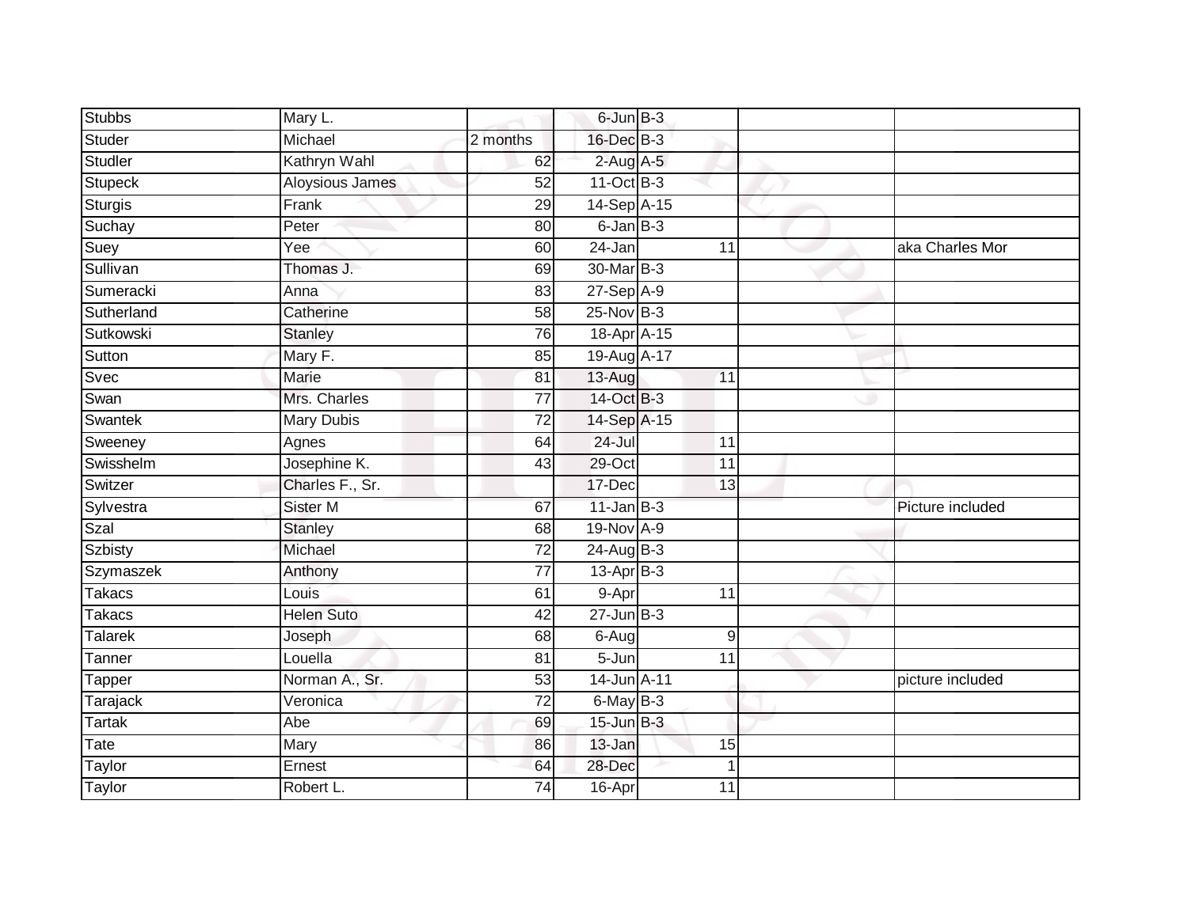| Stubbs | Mary L. | | 6-Jun | B-3 | | |
|---|---|---|---|---|---|---|
| Studer | Michael | 2 months | 16-Dec | B-3 | | |
| Studler | Kathryn Wahl | 62 | 2-Aug | A-5 | | |
| Stupeck | Aloysious James | 52 | 11-Oct | B-3 | | |
| Sturgis | Frank | 29 | 14-Sep | A-15 | | |
| Suchay | Peter | 80 | 6-Jan | B-3 | | |
| Suey | Yee | 60 | 24-Jan | 11 | | aka Charles Mor |
| Sullivan | Thomas J. | 69 | 30-Mar | B-3 | | |
| Sumeracki | Anna | 83 | 27-Sep | A-9 | | |
| Sutherland | Catherine | 58 | 25-Nov | B-3 | | |
| Sutkowski | Stanley | 76 | 18-Apr | A-15 | | |
| Sutton | Mary F. | 85 | 19-Aug | A-17 | | |
| Svec | Marie | 81 | 13-Aug | 11 | | |
| Swan | Mrs. Charles | 77 | 14-Oct | B-3 | | |
| Swantek | Mary Dubis | 72 | 14-Sep | A-15 | | |
| Sweeney | Agnes | 64 | 24-Jul | 11 | | |
| Swisshelm | Josephine K. | 43 | 29-Oct | 11 | | |
| Switzer | Charles F., Sr. | | 17-Dec | 13 | | |
| Sylvestra | Sister M | 67 | 11-Jan | B-3 | | Picture included |
| Szal | Stanley | 68 | 19-Nov | A-9 | | |
| Szbisty | Michael | 72 | 24-Aug | B-3 | | |
| Szymaszek | Anthony | 77 | 13-Apr | B-3 | | |
| Takacs | Louis | 61 | 9-Apr | 11 | | |
| Takacs | Helen Suto | 42 | 27-Jun | B-3 | | |
| Talarek | Joseph | 68 | 6-Aug | 9 | | |
| Tanner | Louella | 81 | 5-Jun | 11 | | |
| Tapper | Norman A., Sr. | 53 | 14-Jun | A-11 | | picture included |
| Tarajack | Veronica | 72 | 6-May | B-3 | | |
| Tartak | Abe | 69 | 15-Jun | B-3 | | |
| Tate | Mary | 86 | 13-Jan | 15 | | |
| Taylor | Ernest | 64 | 28-Dec | 1 | | |
| Taylor | Robert L. | 74 | 16-Apr | 11 | | |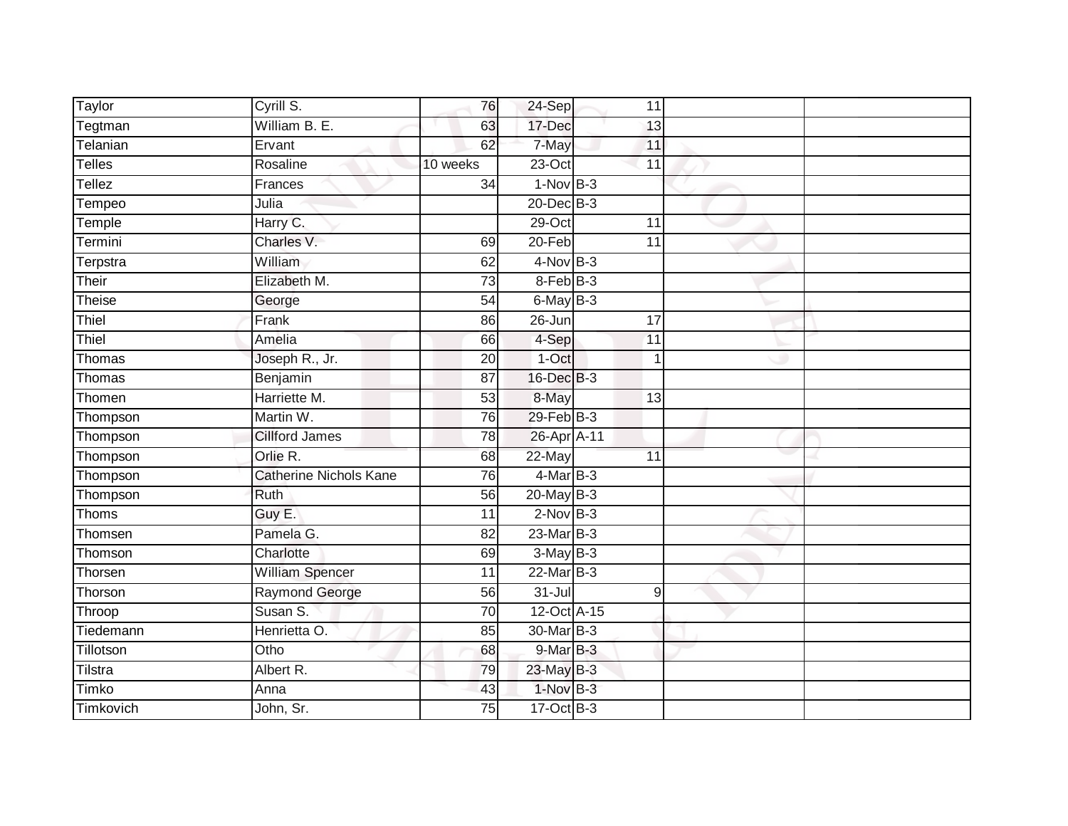| Taylor | Cyrill S. | 76 | 24-Sep | 11 | | |
|---|---|---|---|---|---|---|
| Tegtman | William B. E. | 63 | 17-Dec | 13 | | |
| Telanian | Ervant | 62 | 7-May | 11 | | |
| Telles | Rosaline | 10 weeks | 23-Oct | 11 | | |
| Tellez | Frances | 34 | 1-Nov | B-3 | | |
| Tempeo | Julia | | 20-Dec | B-3 | | |
| Temple | Harry C. | | 29-Oct | 11 | | |
| Termini | Charles V. | 69 | 20-Feb | 11 | | |
| Terpstra | William | 62 | 4-Nov | B-3 | | |
| Their | Elizabeth M. | 73 | 8-Feb | B-3 | | |
| Theise | George | 54 | 6-May | B-3 | | |
| Thiel | Frank | 86 | 26-Jun | 17 | | |
| Thiel | Amelia | 66 | 4-Sep | 11 | | |
| Thomas | Joseph R., Jr. | 20 | 1-Oct | 1 | | |
| Thomas | Benjamin | 87 | 16-Dec | B-3 | | |
| Thomen | Harriette M. | 53 | 8-May | 13 | | |
| Thompson | Martin W. | 76 | 29-Feb | B-3 | | |
| Thompson | Cillford James | 78 | 26-Apr | A-11 | | |
| Thompson | Orlie R. | 68 | 22-May | 11 | | |
| Thompson | Catherine Nichols Kane | 76 | 4-Mar | B-3 | | |
| Thompson | Ruth | 56 | 20-May | B-3 | | |
| Thoms | Guy E. | 11 | 2-Nov | B-3 | | |
| Thomsen | Pamela G. | 82 | 23-Mar | B-3 | | |
| Thomson | Charlotte | 69 | 3-May | B-3 | | |
| Thorsen | William Spencer | 11 | 22-Mar | B-3 | | |
| Thorson | Raymond George | 56 | 31-Jul | 9 | | |
| Throop | Susan S. | 70 | 12-Oct | A-15 | | |
| Tiedemann | Henrietta O. | 85 | 30-Mar | B-3 | | |
| Tillotson | Otho | 68 | 9-Mar | B-3 | | |
| Tilstra | Albert R. | 79 | 23-May | B-3 | | |
| Timko | Anna | 43 | 1-Nov | B-3 | | |
| Timkovich | John, Sr. | 75 | 17-Oct | B-3 | | |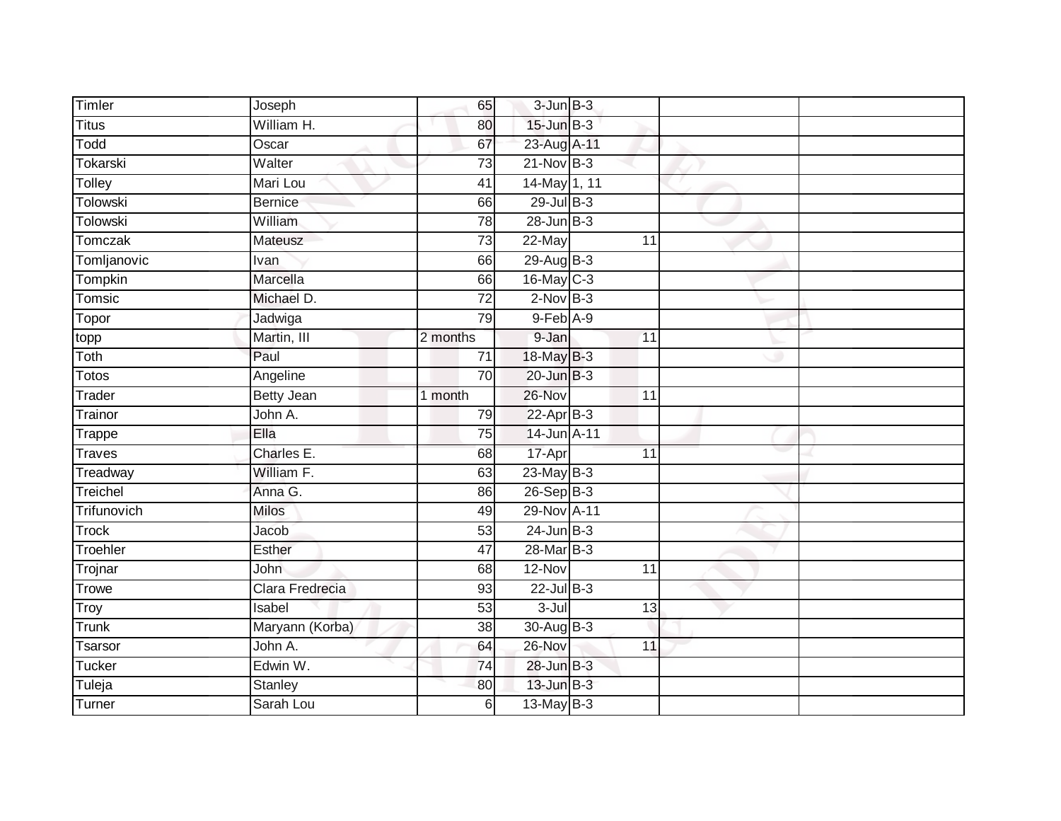| Timler | Joseph | 65 | 3-Jun | B-3 | | | |
|---|---|---|---|---|---|---|---|
| Titus | William H. | 80 | 15-Jun | B-3 | | | |
| Todd | Oscar | 67 | 23-Aug | A-11 | | | |
| Tokarski | Walter | 73 | 21-Nov | B-3 | | | |
| Tolley | Mari Lou | 41 | 14-May | 1, 11 | | | |
| Tolowski | Bernice | 66 | 29-Jul | B-3 | | | |
| Tolowski | William | 78 | 28-Jun | B-3 | | | |
| Tomczak | Mateusz | 73 | 22-May | | 11 | | |
| Tomljanovic | Ivan | 66 | 29-Aug | B-3 | | | |
| Tompkin | Marcella | 66 | 16-May | C-3 | | | |
| Tomsic | Michael D. | 72 | 2-Nov | B-3 | | | |
| Topor | Jadwiga | 79 | 9-Feb | A-9 | | | |
| topp | Martin, III | 2 months | 9-Jan | | 11 | | |
| Toth | Paul | 71 | 18-May | B-3 | | | |
| Totos | Angeline | 70 | 20-Jun | B-3 | | | |
| Trader | Betty Jean | 1 month | 26-Nov | | 11 | | |
| Trainor | John A. | 79 | 22-Apr | B-3 | | | |
| Trappe | Ella | 75 | 14-Jun | A-11 | | | |
| Traves | Charles E. | 68 | 17-Apr | | 11 | | |
| Treadway | William F. | 63 | 23-May | B-3 | | | |
| Treichel | Anna G. | 86 | 26-Sep | B-3 | | | |
| Trifunovich | Milos | 49 | 29-Nov | A-11 | | | |
| Trock | Jacob | 53 | 24-Jun | B-3 | | | |
| Troehler | Esther | 47 | 28-Mar | B-3 | | | |
| Trojnar | John | 68 | 12-Nov | | 11 | | |
| Trowe | Clara Fredrecia | 93 | 22-Jul | B-3 | | | |
| Troy | Isabel | 53 | 3-Jul | | 13 | | |
| Trunk | Maryann (Korba) | 38 | 30-Aug | B-3 | | | |
| Tsarsor | John A. | 64 | 26-Nov | | 11 | | |
| Tucker | Edwin W. | 74 | 28-Jun | B-3 | | | |
| Tuleja | Stanley | 80 | 13-Jun | B-3 | | | |
| Turner | Sarah Lou | 6 | 13-May | B-3 | | | |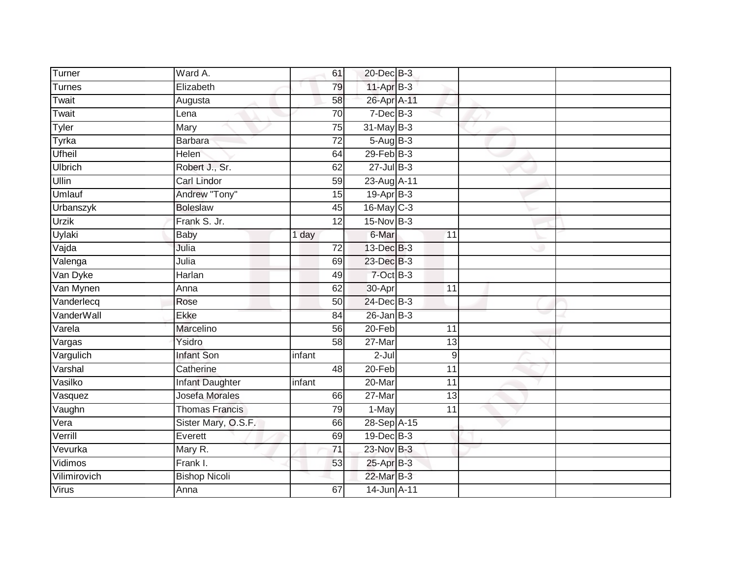| | | | | | | |
|---|---|---|---|---|---|---|
| Turner | Ward A. | 61 | 20-Dec | B-3 | | |
| Turnes | Elizabeth | 79 | 11-Apr | B-3 | | |
| Twait | Augusta | 58 | 26-Apr | A-11 | | |
| Twait | Lena | 70 | 7-Dec | B-3 | | |
| Tyler | Mary | 75 | 31-May | B-3 | | |
| Tyrka | Barbara | 72 | 5-Aug | B-3 | | |
| Ufheil | Helen | 64 | 29-Feb | B-3 | | |
| Ulbrich | Robert J., Sr. | 62 | 27-Jul | B-3 | | |
| Ullin | Carl Lindor | 59 | 23-Aug | A-11 | | |
| Umlauf | Andrew "Tony" | 15 | 19-Apr | B-3 | | |
| Urbanszyk | Boleslaw | 45 | 16-May | C-3 | | |
| Urzik | Frank S. Jr. | 12 | 15-Nov | B-3 | | |
| Uylaki | Baby | 1 day | 6-Mar | 11 | | |
| Vajda | Julia | 72 | 13-Dec | B-3 | | |
| Valenga | Julia | 69 | 23-Dec | B-3 | | |
| Van Dyke | Harlan | 49 | 7-Oct | B-3 | | |
| Van Mynen | Anna | 62 | 30-Apr | 11 | | |
| Vanderlecq | Rose | 50 | 24-Dec | B-3 | | |
| VanderWall | Ekke | 84 | 26-Jan | B-3 | | |
| Varela | Marcelino | 56 | 20-Feb | 11 | | |
| Vargas | Ysidro | 58 | 27-Mar | 13 | | |
| Vargulich | Infant Son | infant | 2-Jul | 9 | | |
| Varshal | Catherine | 48 | 20-Feb | 11 | | |
| Vasilko | Infant Daughter | infant | 20-Mar | 11 | | |
| Vasquez | Josefa Morales | 66 | 27-Mar | 13 | | |
| Vaughn | Thomas Francis | 79 | 1-May | 11 | | |
| Vera | Sister Mary, O.S.F. | 66 | 28-Sep | A-15 | | |
| Verrill | Everett | 69 | 19-Dec | B-3 | | |
| Vevurka | Mary R. | 71 | 23-Nov | B-3 | | |
| Vidimos | Frank I. | 53 | 25-Apr | B-3 | | |
| Vilimirovich | Bishop Nicoli | | 22-Mar | B-3 | | |
| Virus | Anna | 67 | 14-Jun | A-11 | | |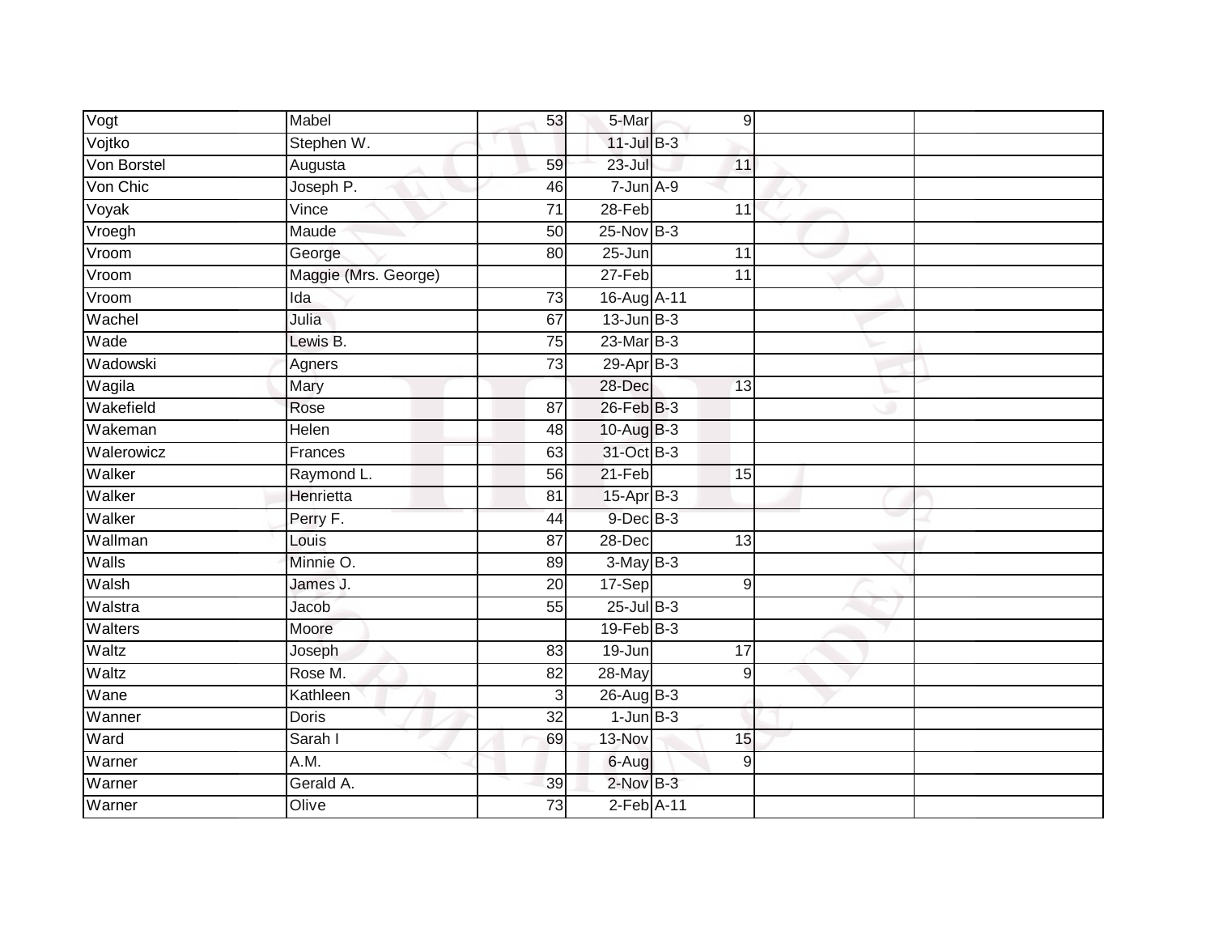| Vogt | Mabel | 53 | 5-Mar | 9 | | |
|---|---|---|---|---|---|---|
| Vojtko | Stephen W. | | 11-Jul | B-3 | | |
| Von Borstel | Augusta | 59 | 23-Jul | 11 | | |
| Von Chic | Joseph P. | 46 | 7-Jun | A-9 | | |
| Voyak | Vince | 71 | 28-Feb | 11 | | |
| Vroegh | Maude | 50 | 25-Nov | B-3 | | |
| Vroom | George | 80 | 25-Jun | 11 | | |
| Vroom | Maggie (Mrs. George) | | 27-Feb | 11 | | |
| Vroom | Ida | 73 | 16-Aug | A-11 | | |
| Wachel | Julia | 67 | 13-Jun | B-3 | | |
| Wade | Lewis B. | 75 | 23-Mar | B-3 | | |
| Wadowski | Agners | 73 | 29-Apr | B-3 | | |
| Wagila | Mary | | 28-Dec | 13 | | |
| Wakefield | Rose | 87 | 26-Feb | B-3 | | |
| Wakeman | Helen | 48 | 10-Aug | B-3 | | |
| Walerowicz | Frances | 63 | 31-Oct | B-3 | | |
| Walker | Raymond L. | 56 | 21-Feb | 15 | | |
| Walker | Henrietta | 81 | 15-Apr | B-3 | | |
| Walker | Perry F. | 44 | 9-Dec | B-3 | | |
| Wallman | Louis | 87 | 28-Dec | 13 | | |
| Walls | Minnie O. | 89 | 3-May | B-3 | | |
| Walsh | James J. | 20 | 17-Sep | 9 | | |
| Walstra | Jacob | 55 | 25-Jul | B-3 | | |
| Walters | Moore | | 19-Feb | B-3 | | |
| Waltz | Joseph | 83 | 19-Jun | 17 | | |
| Waltz | Rose M. | 82 | 28-May | 9 | | |
| Wane | Kathleen | 3 | 26-Aug | B-3 | | |
| Wanner | Doris | 32 | 1-Jun | B-3 | | |
| Ward | Sarah I | 69 | 13-Nov | 15 | | |
| Warner | A.M. | | 6-Aug | 9 | | |
| Warner | Gerald A. | 39 | 2-Nov | B-3 | | |
| Warner | Olive | 73 | 2-Feb | A-11 | | |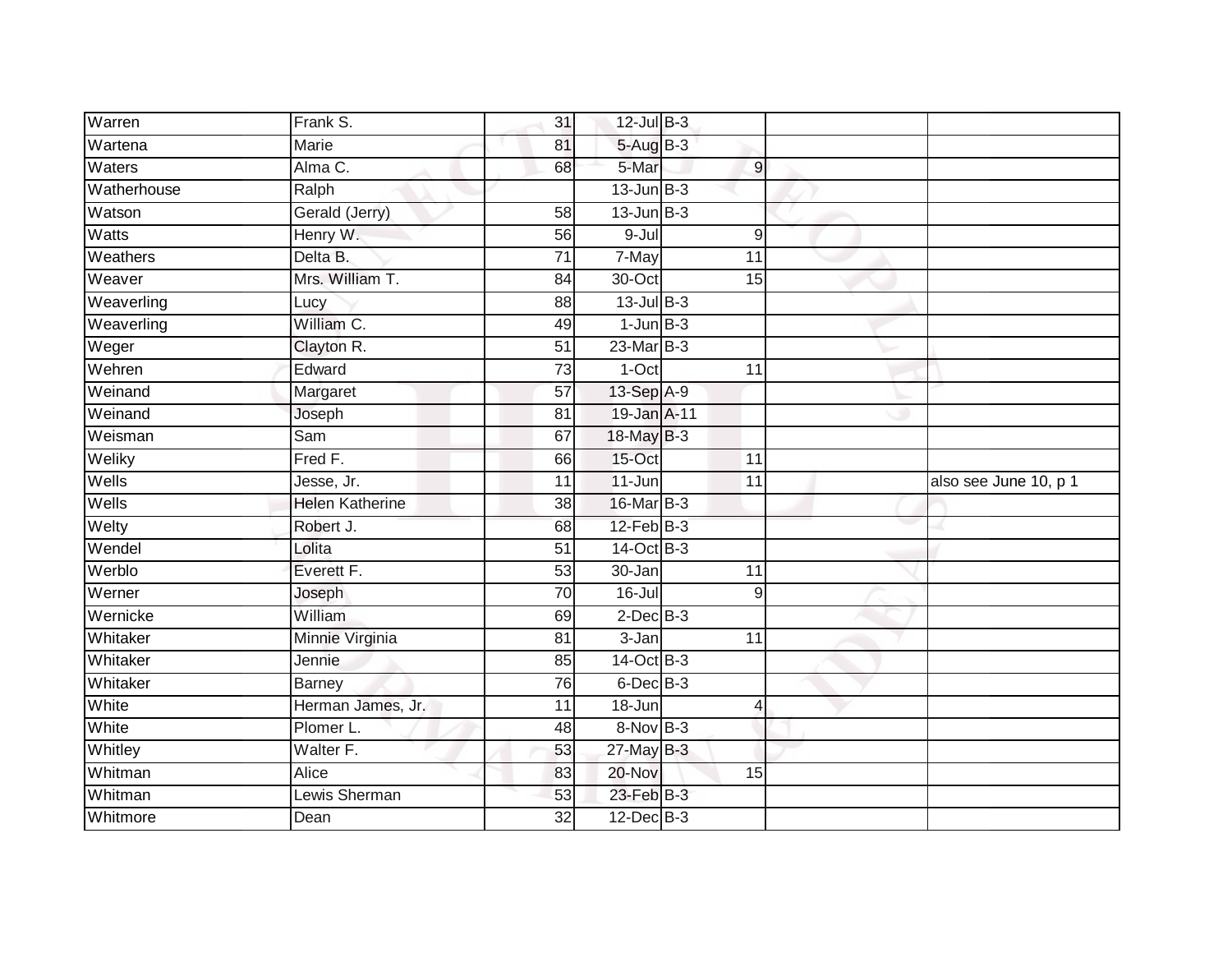| | | | | | | | |
|---|---|---|---|---|---|---|---|
| Warren | Frank S. | 31 | 12-Jul | B-3 | | | |
| Wartena | Marie | 81 | 5-Aug | B-3 | | | |
| Waters | Alma C. | 68 | 5-Mar | | 9 | | |
| Watherhouse | Ralph | | 13-Jun | B-3 | | | |
| Watson | Gerald (Jerry) | 58 | 13-Jun | B-3 | | | |
| Watts | Henry W. | 56 | 9-Jul | | 9 | | |
| Weathers | Delta B. | 71 | 7-May | | 11 | | |
| Weaver | Mrs. William T. | 84 | 30-Oct | | 15 | | |
| Weaverling | Lucy | 88 | 13-Jul | B-3 | | | |
| Weaverling | William C. | 49 | 1-Jun | B-3 | | | |
| Weger | Clayton R. | 51 | 23-Mar | B-3 | | | |
| Wehren | Edward | 73 | 1-Oct | | 11 | | |
| Weinand | Margaret | 57 | 13-Sep | A-9 | | | |
| Weinand | Joseph | 81 | 19-Jan | A-11 | | | |
| Weisman | Sam | 67 | 18-May | B-3 | | | |
| Weliky | Fred F. | 66 | 15-Oct | | 11 | | |
| Wells | Jesse, Jr. | 11 | 11-Jun | | 11 | | also see June 10, p 1 |
| Wells | Helen Katherine | 38 | 16-Mar | B-3 | | | |
| Welty | Robert J. | 68 | 12-Feb | B-3 | | | |
| Wendel | Lolita | 51 | 14-Oct | B-3 | | | |
| Werblo | Everett F. | 53 | 30-Jan | | 11 | | |
| Werner | Joseph | 70 | 16-Jul | | 9 | | |
| Wernicke | William | 69 | 2-Dec | B-3 | | | |
| Whitaker | Minnie Virginia | 81 | 3-Jan | | 11 | | |
| Whitaker | Jennie | 85 | 14-Oct | B-3 | | | |
| Whitaker | Barney | 76 | 6-Dec | B-3 | | | |
| White | Herman James, Jr. | 11 | 18-Jun | | 4 | | |
| White | Plomer L. | 48 | 8-Nov | B-3 | | | |
| Whitley | Walter F. | 53 | 27-May | B-3 | | | |
| Whitman | Alice | 83 | 20-Nov | | 15 | | |
| Whitman | Lewis Sherman | 53 | 23-Feb | B-3 | | | |
| Whitmore | Dean | 32 | 12-Dec | B-3 | | | |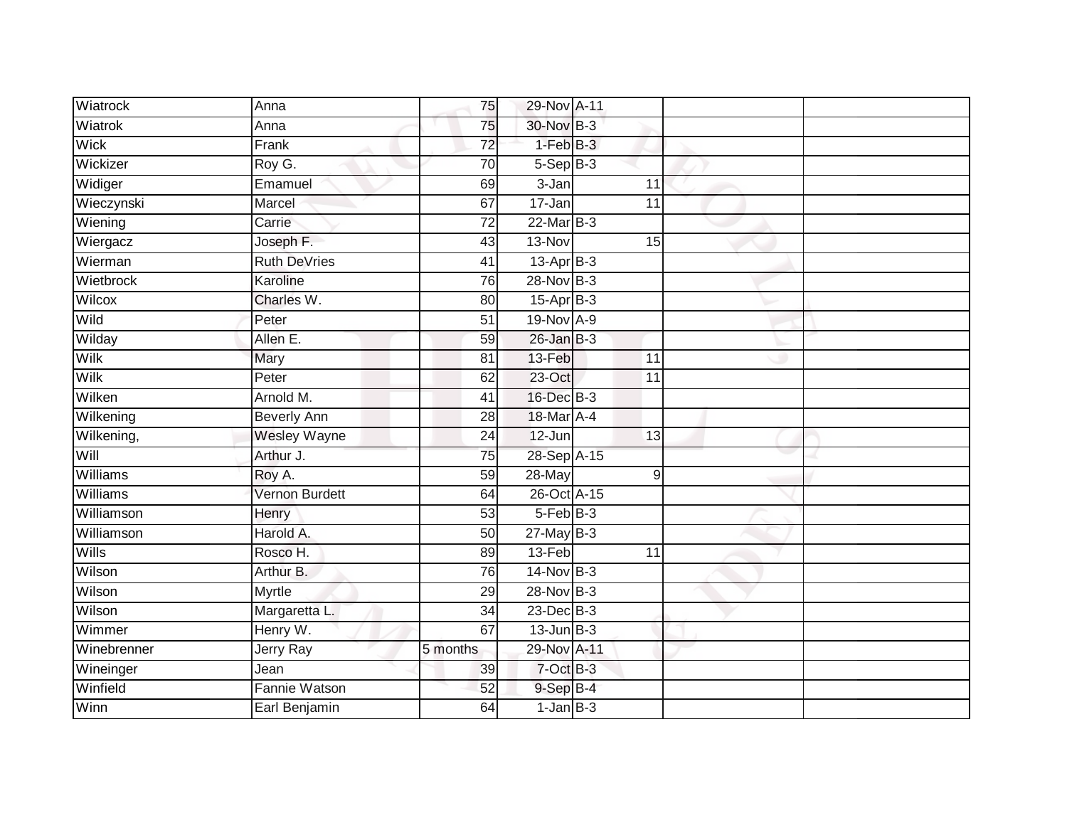| | | | | | | |
|---|---|---|---|---|---|---|
| Wiatrock | Anna | 75 | 29-Nov | A-11 | | |
| Wiatrok | Anna | 75 | 30-Nov | B-3 | | |
| Wick | Frank | 72 | 1-Feb | B-3 | | |
| Wickizer | Roy G. | 70 | 5-Sep | B-3 | | |
| Widiger | Emamuel | 69 | 3-Jan | 11 | | |
| Wieczynski | Marcel | 67 | 17-Jan | 11 | | |
| Wiening | Carrie | 72 | 22-Mar | B-3 | | |
| Wiergacz | Joseph F. | 43 | 13-Nov | 15 | | |
| Wierman | Ruth DeVries | 41 | 13-Apr | B-3 | | |
| Wietbrock | Karoline | 76 | 28-Nov | B-3 | | |
| Wilcox | Charles W. | 80 | 15-Apr | B-3 | | |
| Wild | Peter | 51 | 19-Nov | A-9 | | |
| Wilday | Allen E. | 59 | 26-Jan | B-3 | | |
| Wilk | Mary | 81 | 13-Feb | 11 | | |
| Wilk | Peter | 62 | 23-Oct | 11 | | |
| Wilken | Arnold M. | 41 | 16-Dec | B-3 | | |
| Wilkening | Beverly Ann | 28 | 18-Mar | A-4 | | |
| Wilkening, | Wesley Wayne | 24 | 12-Jun | 13 | | |
| Will | Arthur J. | 75 | 28-Sep | A-15 | | |
| Williams | Roy A. | 59 | 28-May | 9 | | |
| Williams | Vernon Burdett | 64 | 26-Oct | A-15 | | |
| Williamson | Henry | 53 | 5-Feb | B-3 | | |
| Williamson | Harold A. | 50 | 27-May | B-3 | | |
| Wills | Rosco H. | 89 | 13-Feb | 11 | | |
| Wilson | Arthur B. | 76 | 14-Nov | B-3 | | |
| Wilson | Myrtle | 29 | 28-Nov | B-3 | | |
| Wilson | Margaretta L. | 34 | 23-Dec | B-3 | | |
| Wimmer | Henry W. | 67 | 13-Jun | B-3 | | |
| Winebrenner | Jerry Ray | 5 months | 29-Nov | A-11 | | |
| Wineinger | Jean | 39 | 7-Oct | B-3 | | |
| Winfield | Fannie Watson | 52 | 9-Sep | B-4 | | |
| Winn | Earl Benjamin | 64 | 1-Jan | B-3 | | |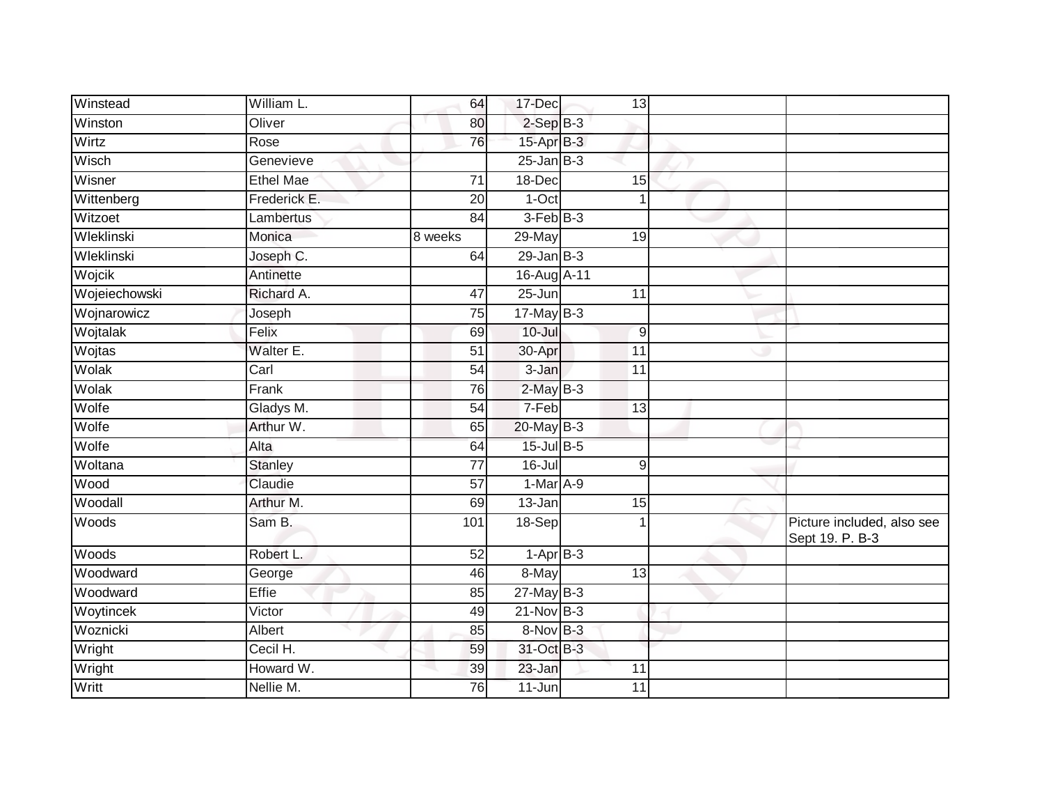| | | | | | | |
|---|---|---|---|---|---|---|
| Winstead | William L. | 64 | 17-Dec | 13 | | |
| Winston | Oliver | 80 | 2-Sep | B-3 | | |
| Wirtz | Rose | 76 | 15-Apr | B-3 | | |
| Wisch | Genevieve | | 25-Jan | B-3 | | |
| Wisner | Ethel Mae | 71 | 18-Dec | 15 | | |
| Wittenberg | Frederick E. | 20 | 1-Oct | 1 | | |
| Witzoet | Lambertus | 84 | 3-Feb | B-3 | | |
| Wleklinski | Monica | 8 weeks | 29-May | 19 | | |
| Wleklinski | Joseph C. | 64 | 29-Jan | B-3 | | |
| Wojcik | Antinette | | 16-Aug | A-11 | | |
| Wojeiechowski | Richard A. | 47 | 25-Jun | 11 | | |
| Wojnarowicz | Joseph | 75 | 17-May | B-3 | | |
| Wojtalak | Felix | 69 | 10-Jul | 9 | | |
| Wojtas | Walter E. | 51 | 30-Apr | 11 | | |
| Wolak | Carl | 54 | 3-Jan | 11 | | |
| Wolak | Frank | 76 | 2-May | B-3 | | |
| Wolfe | Gladys M. | 54 | 7-Feb | 13 | | |
| Wolfe | Arthur W. | 65 | 20-May | B-3 | | |
| Wolfe | Alta | 64 | 15-Jul | B-5 | | |
| Woltana | Stanley | 77 | 16-Jul | 9 | | |
| Wood | Claudie | 57 | 1-Mar | A-9 | | |
| Woodall | Arthur M. | 69 | 13-Jan | 15 | | |
| Woods | Sam B. | 101 | 18-Sep | 1 | | Picture included, also see Sept 19. P. B-3 |
| Woods | Robert L. | 52 | 1-Apr | B-3 | | |
| Woodward | George | 46 | 8-May | 13 | | |
| Woodward | Effie | 85 | 27-May | B-3 | | |
| Woytincek | Victor | 49 | 21-Nov | B-3 | | |
| Woznicki | Albert | 85 | 8-Nov | B-3 | | |
| Wright | Cecil H. | 59 | 31-Oct | B-3 | | |
| Wright | Howard W. | 39 | 23-Jan | 11 | | |
| Writt | Nellie M. | 76 | 11-Jun | 11 | | |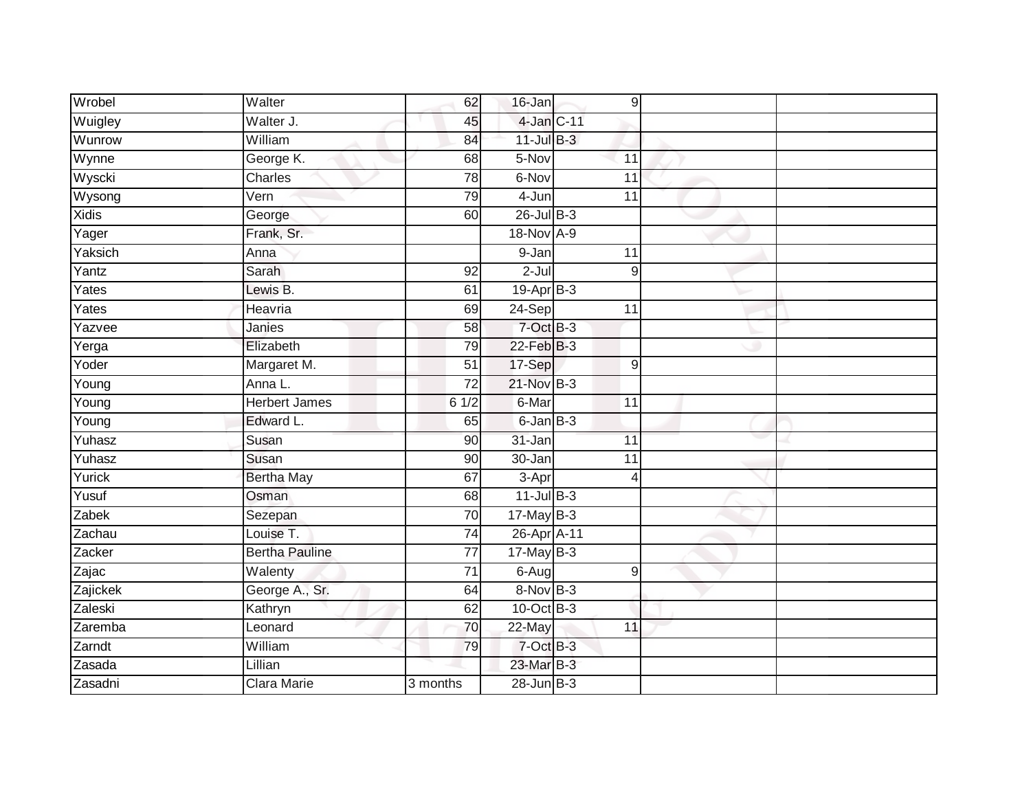| | | | | | | |
|---|---|---|---|---|---|---|
| Wrobel | Walter | 62 | 16-Jan | 9 | | |
| Wuigley | Walter J. | 45 | 4-Jan | C-11 | | |
| Wunrow | William | 84 | 11-Jul | B-3 | | |
| Wynne | George K. | 68 | 5-Nov | 11 | | |
| Wyscki | Charles | 78 | 6-Nov | 11 | | |
| Wysong | Vern | 79 | 4-Jun | 11 | | |
| Xidis | George | 60 | 26-Jul | B-3 | | |
| Yager | Frank, Sr. | | 18-Nov | A-9 | | |
| Yaksich | Anna | | 9-Jan | 11 | | |
| Yantz | Sarah | 92 | 2-Jul | 9 | | |
| Yates | Lewis B. | 61 | 19-Apr | B-3 | | |
| Yates | Heavria | 69 | 24-Sep | 11 | | |
| Yazvee | Janies | 58 | 7-Oct | B-3 | | |
| Yerga | Elizabeth | 79 | 22-Feb | B-3 | | |
| Yoder | Margaret M. | 51 | 17-Sep | 9 | | |
| Young | Anna L. | 72 | 21-Nov | B-3 | | |
| Young | Herbert James | 6 1/2 | 6-Mar | 11 | | |
| Young | Edward L. | 65 | 6-Jan | B-3 | | |
| Yuhasz | Susan | 90 | 31-Jan | 11 | | |
| Yuhasz | Susan | 90 | 30-Jan | 11 | | |
| Yurick | Bertha May | 67 | 3-Apr | 4 | | |
| Yusuf | Osman | 68 | 11-Jul | B-3 | | |
| Zabek | Sezepan | 70 | 17-May | B-3 | | |
| Zachau | Louise T. | 74 | 26-Apr | A-11 | | |
| Zacker | Bertha Pauline | 77 | 17-May | B-3 | | |
| Zajac | Walenty | 71 | 6-Aug | 9 | | |
| Zajickek | George A., Sr. | 64 | 8-Nov | B-3 | | |
| Zaleski | Kathryn | 62 | 10-Oct | B-3 | | |
| Zaremba | Leonard | 70 | 22-May | 11 | | |
| Zarndt | William | 79 | 7-Oct | B-3 | | |
| Zasada | Lillian | | 23-Mar | B-3 | | |
| Zasadni | Clara Marie | 3 months | 28-Jun | B-3 | | |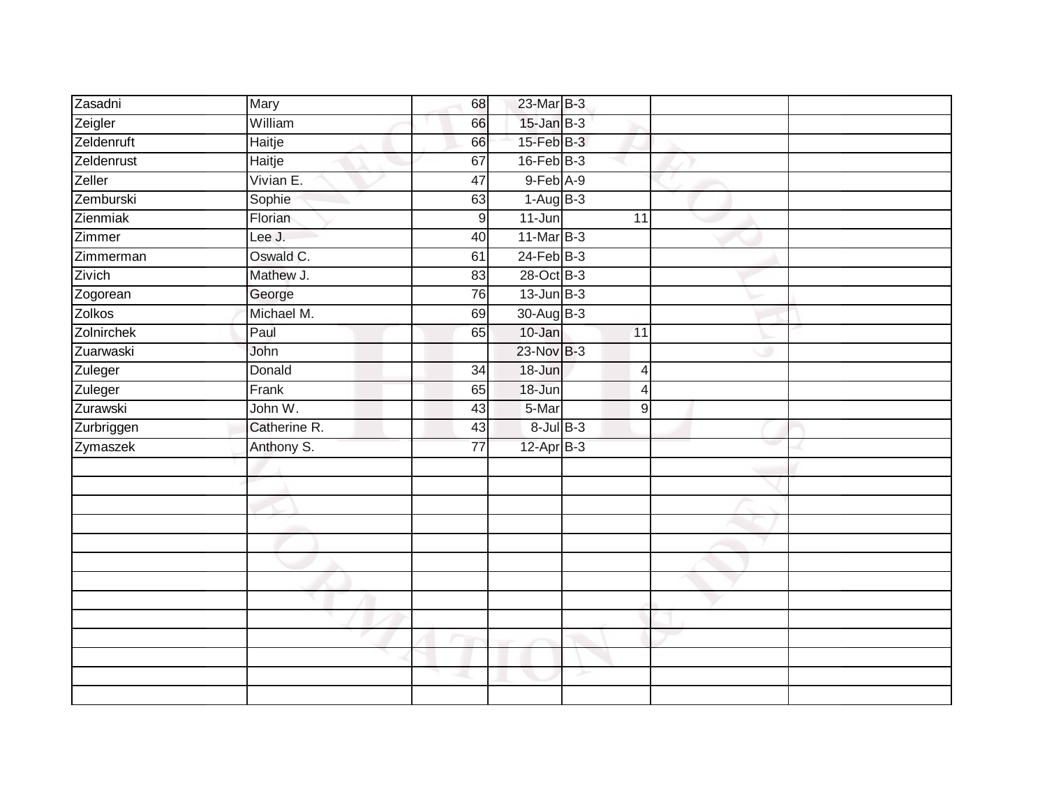| | | | | | | |
|---|---|---|---|---|---|---|
| Zasadni | Mary | 68 | 23-Mar | B-3 | | |
| Zeigler | William | 66 | 15-Jan | B-3 | | |
| Zeldenruft | Haitje | 66 | 15-Feb | B-3 | | |
| Zeldenrust | Haitje | 67 | 16-Feb | B-3 | | |
| Zeller | Vivian E. | 47 | 9-Feb | A-9 | | |
| Zemburski | Sophie | 63 | 1-Aug | B-3 | | |
| Zienmiak | Florian | 9 | 11-Jun | 11 | | |
| Zimmer | Lee J. | 40 | 11-Mar | B-3 | | |
| Zimmerman | Oswald C. | 61 | 24-Feb | B-3 | | |
| Zivich | Mathew J. | 83 | 28-Oct | B-3 | | |
| Zogorean | George | 76 | 13-Jun | B-3 | | |
| Zolkos | Michael M. | 69 | 30-Aug | B-3 | | |
| Zolnirchek | Paul | 65 | 10-Jan | 11 | | |
| Zuarwaski | John | | 23-Nov | B-3 | | |
| Zuleger | Donald | 34 | 18-Jun | 4 | | |
| Zuleger | Frank | 65 | 18-Jun | 4 | | |
| Zurawski | John W. | 43 | 5-Mar | 9 | | |
| Zurbriggen | Catherine R. | 43 | 8-Jul | B-3 | | |
| Zymaszek | Anthony S. | 77 | 12-Apr | B-3 | | |